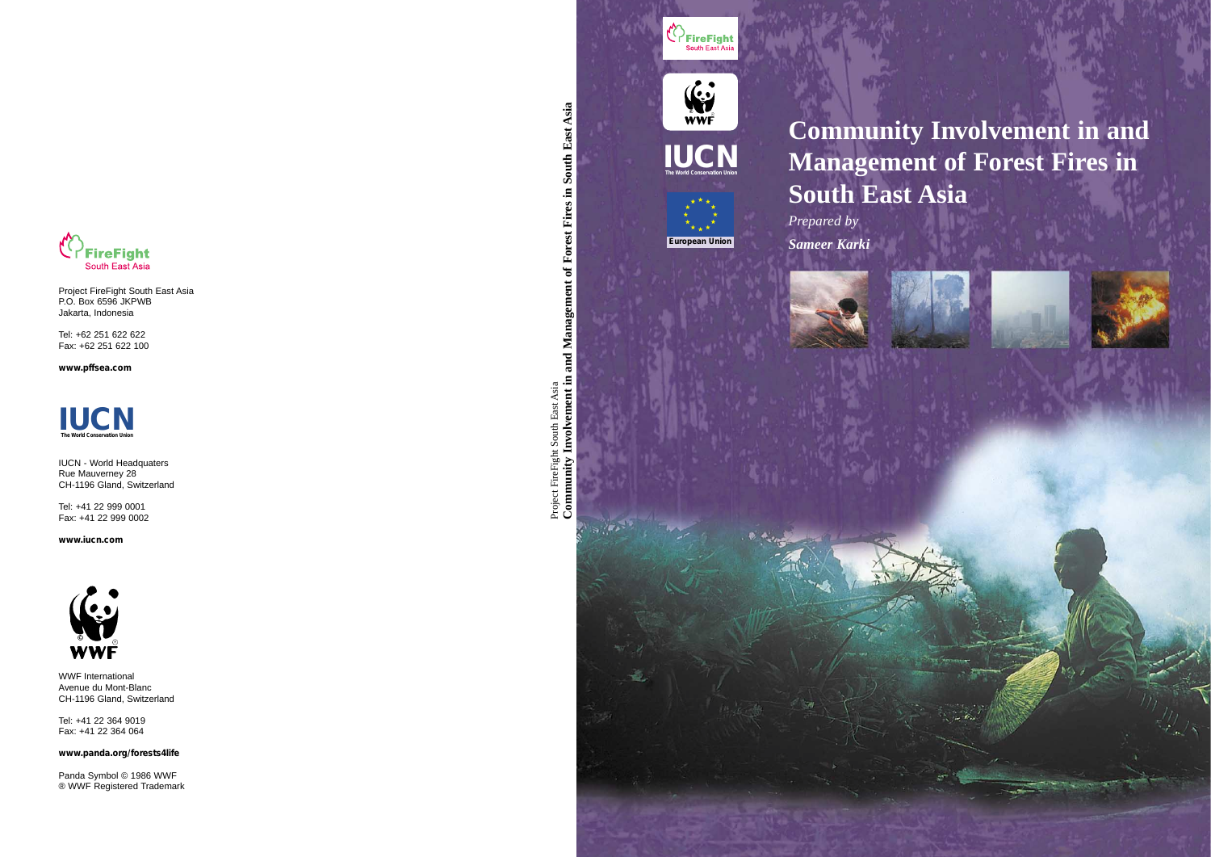# Community Involvement in and Management of Forest Fires in South East Asia

*Prepared by*

***Sameer Karki***

FireFight South East Asia

WWF

IUCN
The World Conservation Union

European Union

Project FireFight South East Asia
**Community Involvement in and Management of Forest Fires in South East Asia**

---

FireFight South East Asia

Project FireFight South East Asia
P.O. Box 6596 JKPWB
Jakarta, Indonesia

Tel: +62 251 622 622
Fax: +62 251 622 100

**www.pffsea.com**

IUCN
The World Conservation Union

IUCN - World Headquaters
Rue Mauverney 28
CH-1196 Gland, Switzerland

Tel: +41 22 999 0001
Fax: +41 22 999 0002

**www.iucn.com**

WWF

WWF International
Avenue du Mont-Blanc
CH-1196 Gland, Switzerland

Tel: +41 22 364 9019
Fax: +41 22 364 064

**www.panda.org/forests4life**

Panda Symbol © 1986 WWF
® WWF Registered Trademark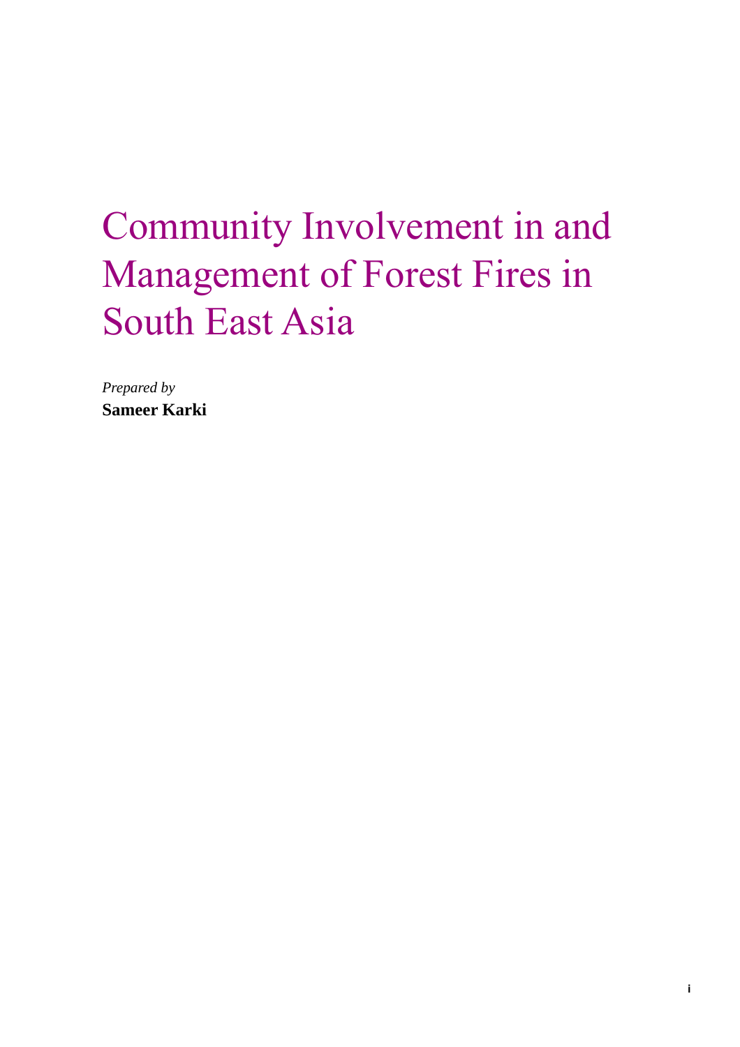# Community Involvement in and Management of Forest Fires in South East Asia

*Prepared by*

**Sameer Karki**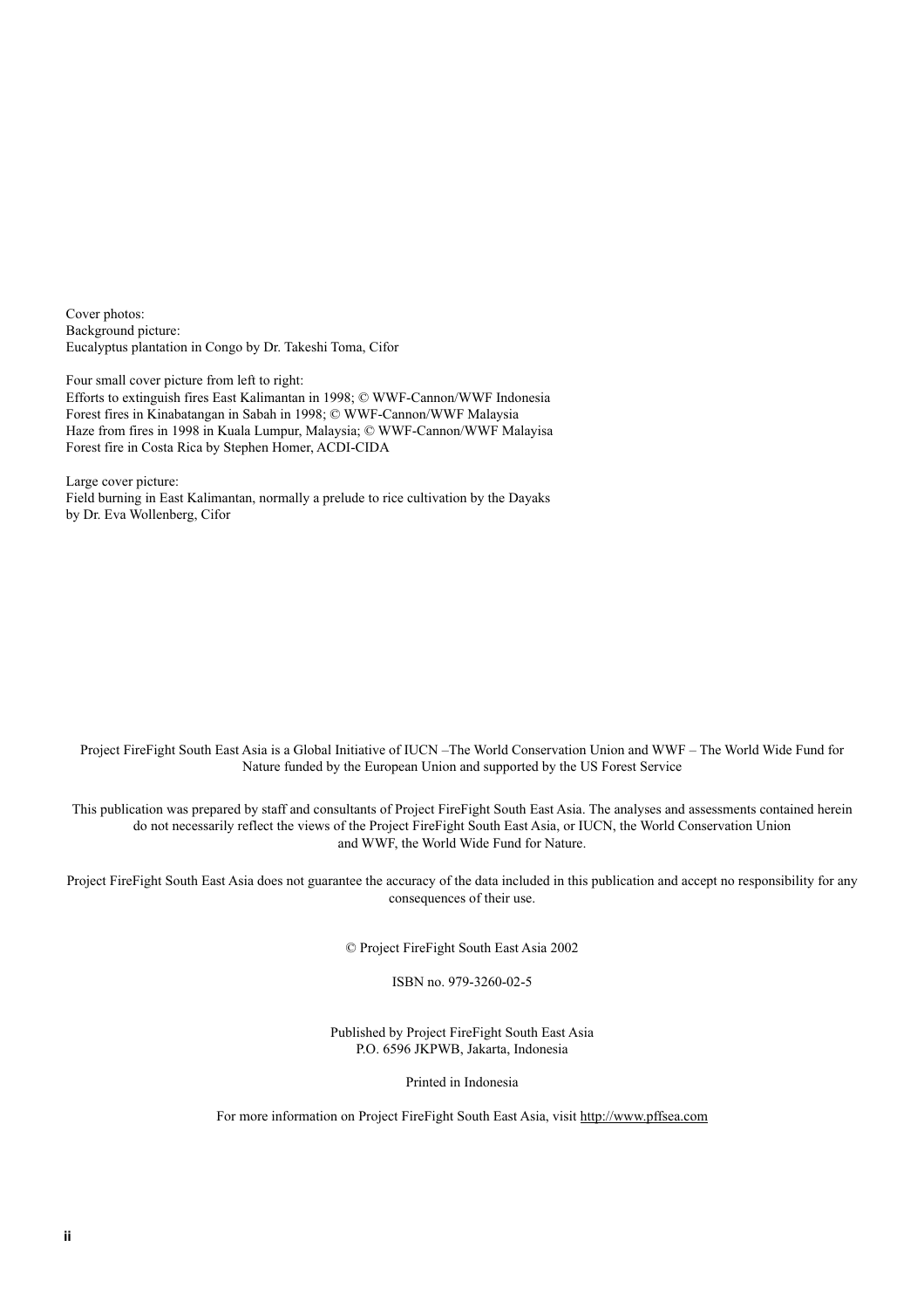Cover photos:
Background picture:
Eucalyptus plantation in Congo by Dr. Takeshi Toma, Cifor

Four small cover picture from left to right:
Efforts to extinguish fires East Kalimantan in 1998; © WWF-Cannon/WWF Indonesia
Forest fires in Kinabatangan in Sabah in 1998; © WWF-Cannon/WWF Malaysia
Haze from fires in 1998 in Kuala Lumpur, Malaysia; © WWF-Cannon/WWF Malayisa
Forest fire in Costa Rica by Stephen Homer, ACDI-CIDA

Large cover picture:
Field burning in East Kalimantan, normally a prelude to rice cultivation by the Dayaks by Dr. Eva Wollenberg, Cifor

Project FireFight South East Asia is a Global Initiative of IUCN –The World Conservation Union and WWF – The World Wide Fund for Nature funded by the European Union and supported by the US Forest Service

This publication was prepared by staff and consultants of Project FireFight South East Asia. The analyses and assessments contained herein do not necessarily reflect the views of the Project FireFight South East Asia, or IUCN, the World Conservation Union and WWF, the World Wide Fund for Nature.

Project FireFight South East Asia does not guarantee the accuracy of the data included in this publication and accept no responsibility for any consequences of their use.

© Project FireFight South East Asia 2002

ISBN no. 979-3260-02-5

Published by Project FireFight South East Asia
P.O. 6596 JKPWB, Jakarta, Indonesia

Printed in Indonesia

For more information on Project FireFight South East Asia, visit http://www.pffsea.com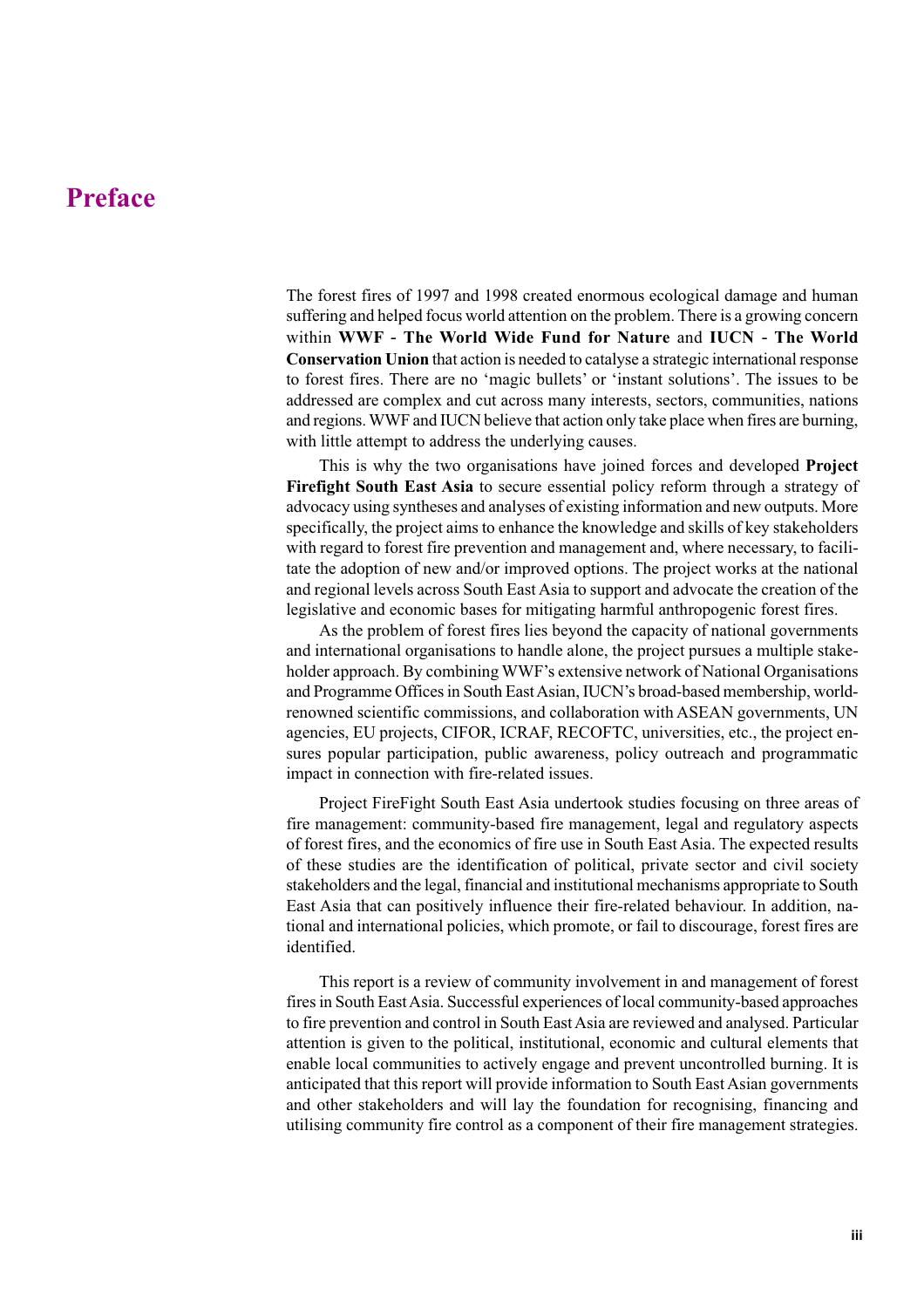# Preface

The forest fires of 1997 and 1998 created enormous ecological damage and human suffering and helped focus world attention on the problem. There is a growing concern within **WWF - The World Wide Fund for Nature** and **IUCN - The World Conservation Union** that action is needed to catalyse a strategic international response to forest fires. There are no 'magic bullets' or 'instant solutions'. The issues to be addressed are complex and cut across many interests, sectors, communities, nations and regions. WWF and IUCN believe that action only take place when fires are burning, with little attempt to address the underlying causes.

This is why the two organisations have joined forces and developed **Project Firefight South East Asia** to secure essential policy reform through a strategy of advocacy using syntheses and analyses of existing information and new outputs. More specifically, the project aims to enhance the knowledge and skills of key stakeholders with regard to forest fire prevention and management and, where necessary, to facilitate the adoption of new and/or improved options. The project works at the national and regional levels across South East Asia to support and advocate the creation of the legislative and economic bases for mitigating harmful anthropogenic forest fires.

As the problem of forest fires lies beyond the capacity of national governments and international organisations to handle alone, the project pursues a multiple stakeholder approach. By combining WWF's extensive network of National Organisations and Programme Offices in South East Asian, IUCN's broad-based membership, world-renowned scientific commissions, and collaboration with ASEAN governments, UN agencies, EU projects, CIFOR, ICRAF, RECOFTC, universities, etc., the project ensures popular participation, public awareness, policy outreach and programmatic impact in connection with fire-related issues.

Project FireFight South East Asia undertook studies focusing on three areas of fire management: community-based fire management, legal and regulatory aspects of forest fires, and the economics of fire use in South East Asia. The expected results of these studies are the identification of political, private sector and civil society stakeholders and the legal, financial and institutional mechanisms appropriate to South East Asia that can positively influence their fire-related behaviour. In addition, national and international policies, which promote, or fail to discourage, forest fires are identified.

This report is a review of community involvement in and management of forest fires in South East Asia. Successful experiences of local community-based approaches to fire prevention and control in South East Asia are reviewed and analysed. Particular attention is given to the political, institutional, economic and cultural elements that enable local communities to actively engage and prevent uncontrolled burning. It is anticipated that this report will provide information to South East Asian governments and other stakeholders and will lay the foundation for recognising, financing and utilising community fire control as a component of their fire management strategies.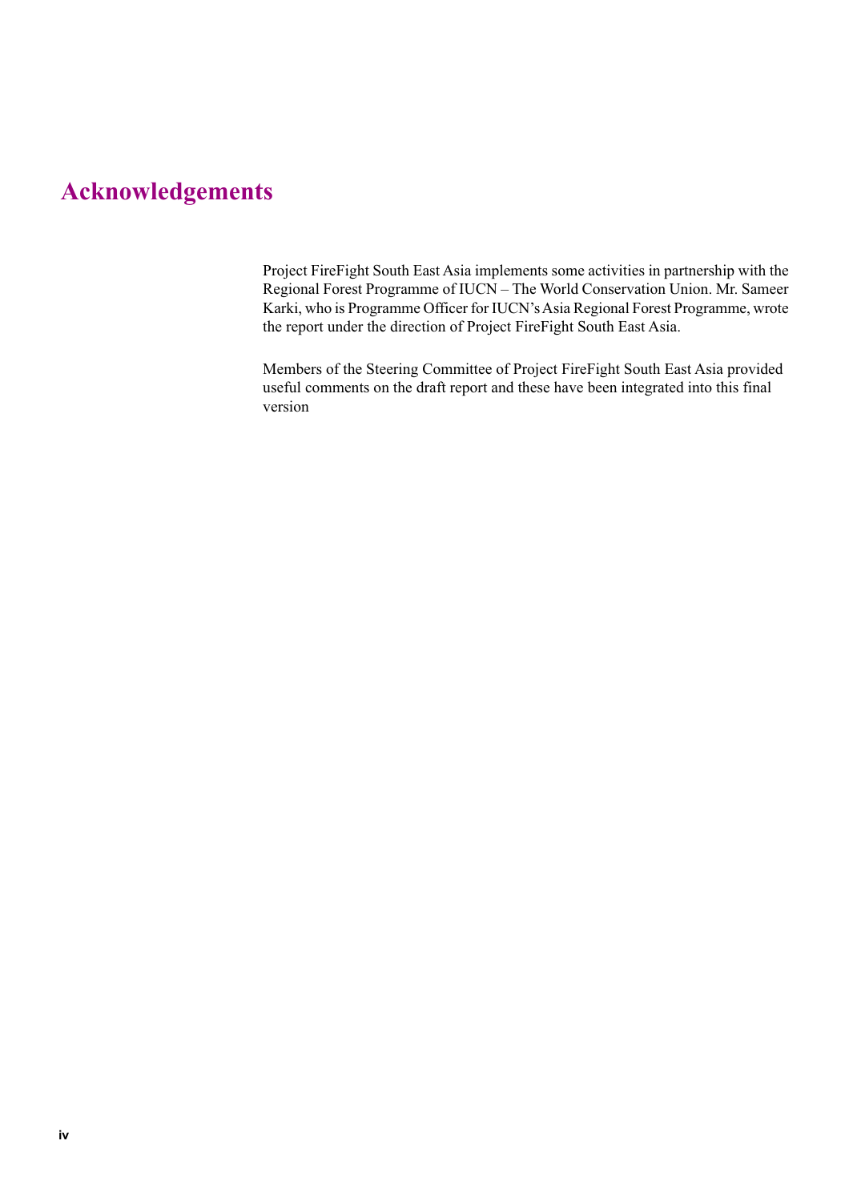# Acknowledgements

Project FireFight South East Asia implements some activities in partnership with the Regional Forest Programme of IUCN – The World Conservation Union. Mr. Sameer Karki, who is Programme Officer for IUCN's Asia Regional Forest Programme, wrote the report under the direction of Project FireFight South East Asia.

Members of the Steering Committee of Project FireFight South East Asia provided useful comments on the draft report and these have been integrated into this final version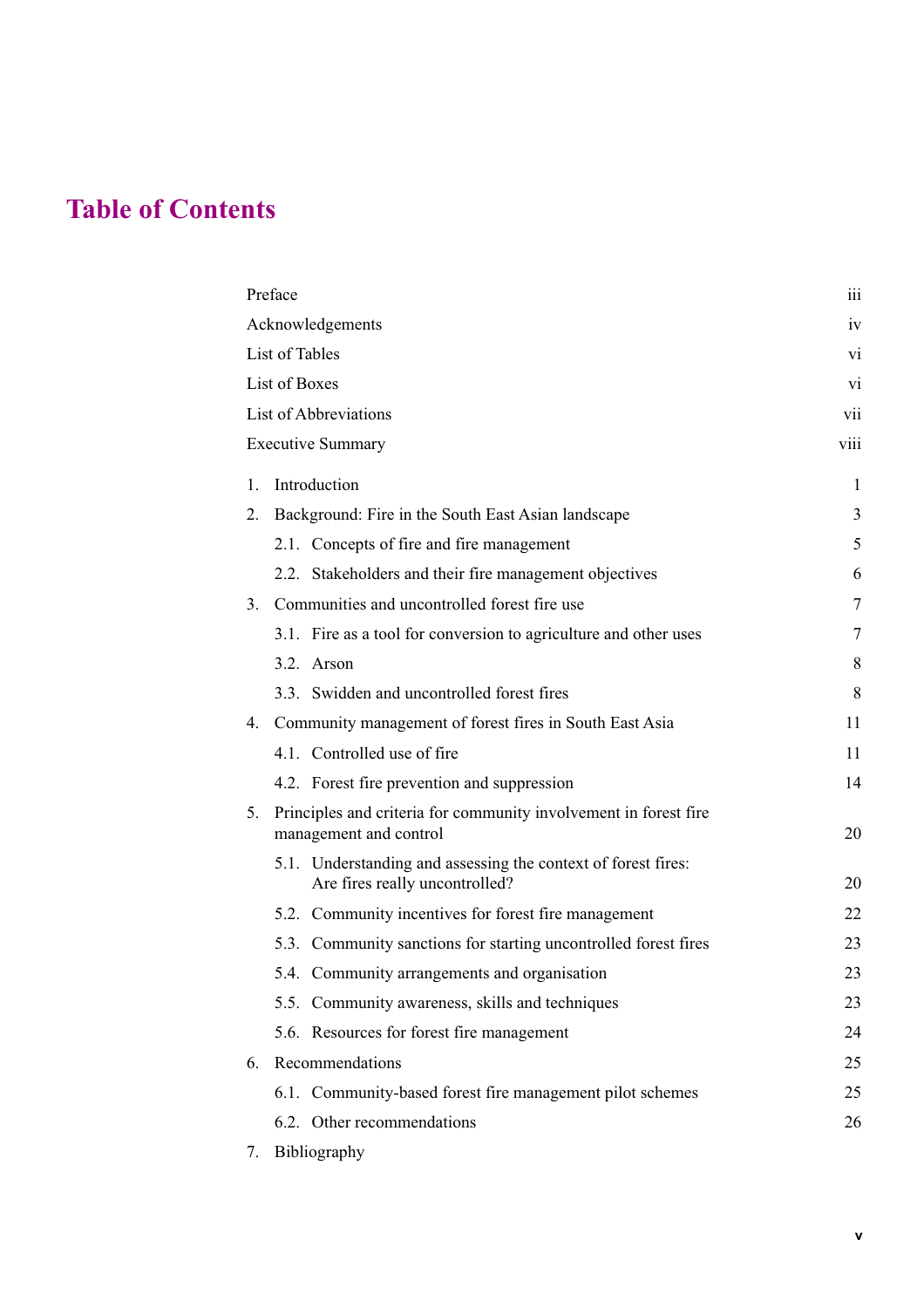# Table of Contents

| | |
|---|---|
| Preface | iii |
| Acknowledgements | iv |
| List of Tables | vi |
| List of Boxes | vi |
| List of Abbreviations | vii |
| Executive Summary | viii |
| 1. Introduction | 1 |
| 2. Background: Fire in the South East Asian landscape | 3 |
| 2.1. Concepts of fire and fire management | 5 |
| 2.2. Stakeholders and their fire management objectives | 6 |
| 3. Communities and uncontrolled forest fire use | 7 |
| 3.1. Fire as a tool for conversion to agriculture and other uses | 7 |
| 3.2. Arson | 8 |
| 3.3. Swidden and uncontrolled forest fires | 8 |
| 4. Community management of forest fires in South East Asia | 11 |
| 4.1. Controlled use of fire | 11 |
| 4.2. Forest fire prevention and suppression | 14 |
| 5. Principles and criteria for community involvement in forest fire management and control | 20 |
| 5.1. Understanding and assessing the context of forest fires: Are fires really uncontrolled? | 20 |
| 5.2. Community incentives for forest fire management | 22 |
| 5.3. Community sanctions for starting uncontrolled forest fires | 23 |
| 5.4. Community arrangements and organisation | 23 |
| 5.5. Community awareness, skills and techniques | 23 |
| 5.6. Resources for forest fire management | 24 |
| 6. Recommendations | 25 |
| 6.1. Community-based forest fire management pilot schemes | 25 |
| 6.2. Other recommendations | 26 |
| 7. Bibliography | |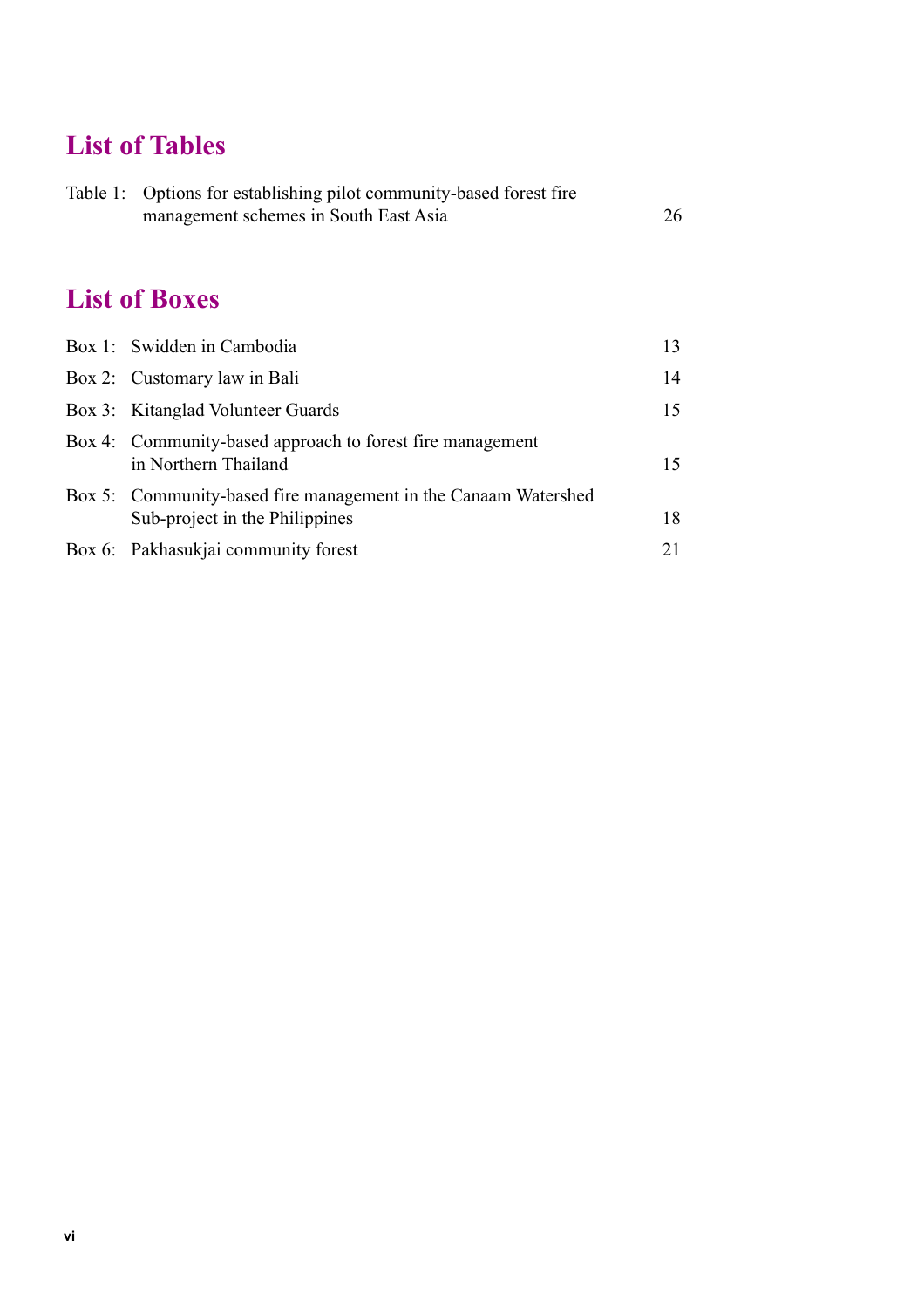## List of Tables

Table 1: Options for establishing pilot community-based forest fire management schemes in South East Asia 26

## List of Boxes

Box 1: Swidden in Cambodia 13

Box 2: Customary law in Bali 14

Box 3: Kitanglad Volunteer Guards 15

Box 4: Community-based approach to forest fire management in Northern Thailand 15

Box 5: Community-based fire management in the Canaam Watershed Sub-project in the Philippines 18

Box 6: Pakhasukjai community forest 21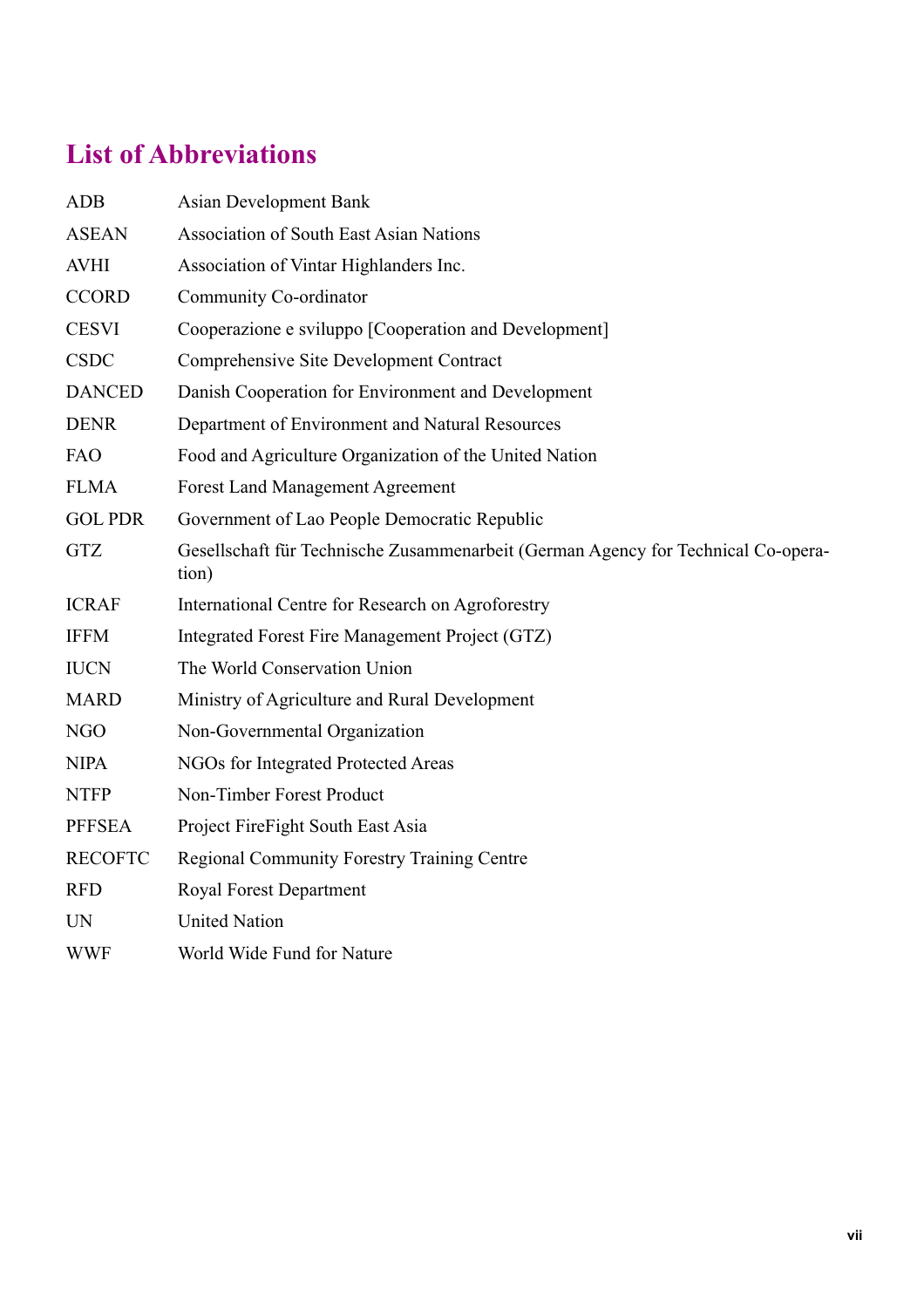# List of Abbreviations

| | |
|---|---|
| ADB | Asian Development Bank |
| ASEAN | Association of South East Asian Nations |
| AVHI | Association of Vintar Highlanders Inc. |
| CCORD | Community Co-ordinator |
| CESVI | Cooperazione e sviluppo [Cooperation and Development] |
| CSDC | Comprehensive Site Development Contract |
| DANCED | Danish Cooperation for Environment and Development |
| DENR | Department of Environment and Natural Resources |
| FAO | Food and Agriculture Organization of the United Nation |
| FLMA | Forest Land Management Agreement |
| GOL PDR | Government of Lao People Democratic Republic |
| GTZ | Gesellschaft für Technische Zusammenarbeit (German Agency for Technical Co-operation) |
| ICRAF | International Centre for Research on Agroforestry |
| IFFM | Integrated Forest Fire Management Project (GTZ) |
| IUCN | The World Conservation Union |
| MARD | Ministry of Agriculture and Rural Development |
| NGO | Non-Governmental Organization |
| NIPA | NGOs for Integrated Protected Areas |
| NTFP | Non-Timber Forest Product |
| PFFSEA | Project FireFight South East Asia |
| RECOFTC | Regional Community Forestry Training Centre |
| RFD | Royal Forest Department |
| UN | United Nation |
| WWF | World Wide Fund for Nature |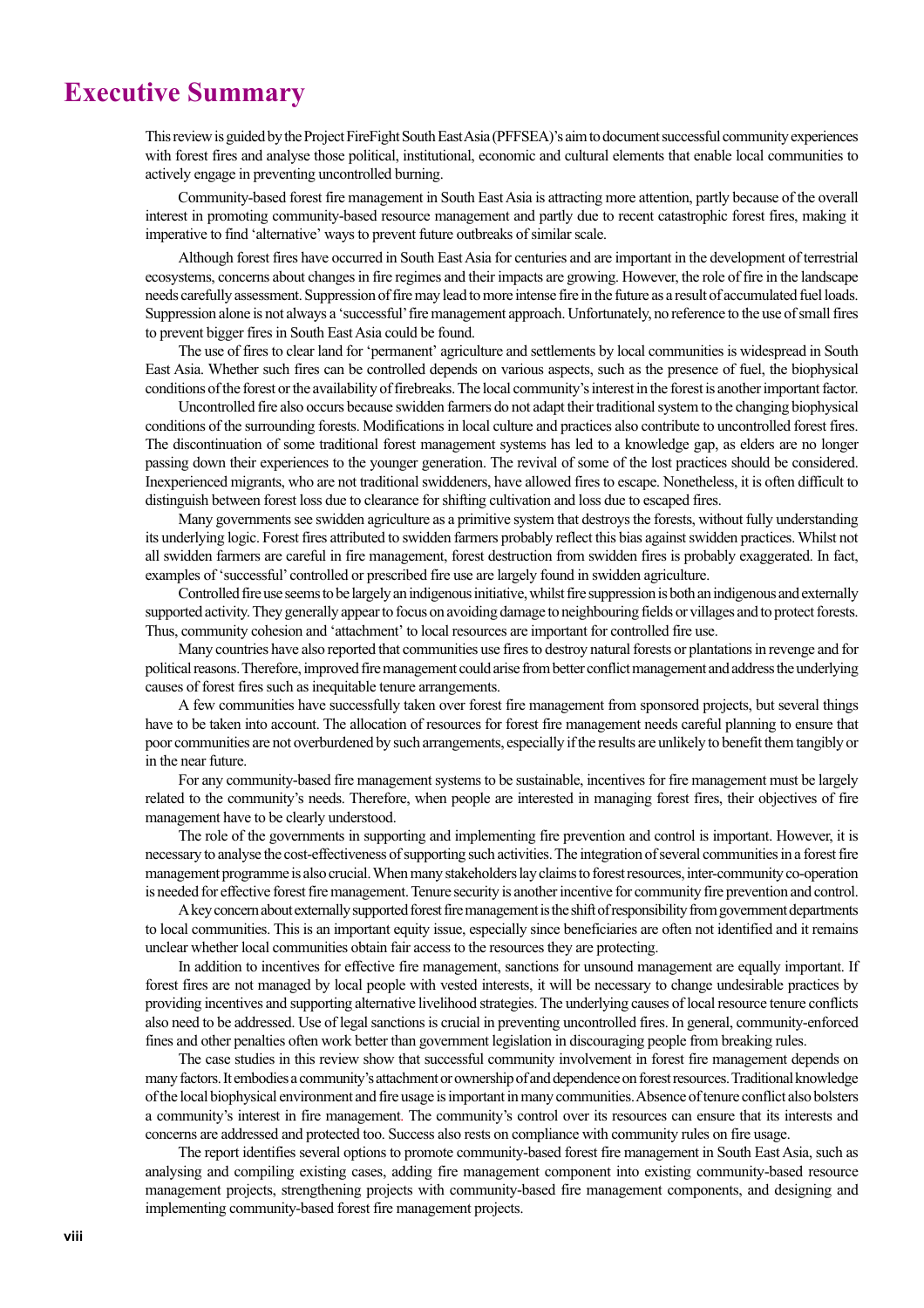# Executive Summary

This review is guided by the Project FireFight South East Asia (PFFSEA)'s aim to document successful community experiences with forest fires and analyse those political, institutional, economic and cultural elements that enable local communities to actively engage in preventing uncontrolled burning.

Community-based forest fire management in South East Asia is attracting more attention, partly because of the overall interest in promoting community-based resource management and partly due to recent catastrophic forest fires, making it imperative to find 'alternative' ways to prevent future outbreaks of similar scale.

Although forest fires have occurred in South East Asia for centuries and are important in the development of terrestrial ecosystems, concerns about changes in fire regimes and their impacts are growing. However, the role of fire in the landscape needs carefully assessment. Suppression of fire may lead to more intense fire in the future as a result of accumulated fuel loads. Suppression alone is not always a 'successful' fire management approach. Unfortunately, no reference to the use of small fires to prevent bigger fires in South East Asia could be found.

The use of fires to clear land for 'permanent' agriculture and settlements by local communities is widespread in South East Asia. Whether such fires can be controlled depends on various aspects, such as the presence of fuel, the biophysical conditions of the forest or the availability of firebreaks. The local community's interest in the forest is another important factor.

Uncontrolled fire also occurs because swidden farmers do not adapt their traditional system to the changing biophysical conditions of the surrounding forests. Modifications in local culture and practices also contribute to uncontrolled forest fires. The discontinuation of some traditional forest management systems has led to a knowledge gap, as elders are no longer passing down their experiences to the younger generation. The revival of some of the lost practices should be considered. Inexperienced migrants, who are not traditional swiddeners, have allowed fires to escape. Nonetheless, it is often difficult to distinguish between forest loss due to clearance for shifting cultivation and loss due to escaped fires.

Many governments see swidden agriculture as a primitive system that destroys the forests, without fully understanding its underlying logic. Forest fires attributed to swidden farmers probably reflect this bias against swidden practices. Whilst not all swidden farmers are careful in fire management, forest destruction from swidden fires is probably exaggerated. In fact, examples of 'successful' controlled or prescribed fire use are largely found in swidden agriculture.

Controlled fire use seems to be largely an indigenous initiative, whilst fire suppression is both an indigenous and externally supported activity. They generally appear to focus on avoiding damage to neighbouring fields or villages and to protect forests. Thus, community cohesion and 'attachment' to local resources are important for controlled fire use.

Many countries have also reported that communities use fires to destroy natural forests or plantations in revenge and for political reasons. Therefore, improved fire management could arise from better conflict management and address the underlying causes of forest fires such as inequitable tenure arrangements.

A few communities have successfully taken over forest fire management from sponsored projects, but several things have to be taken into account. The allocation of resources for forest fire management needs careful planning to ensure that poor communities are not overburdened by such arrangements, especially if the results are unlikely to benefit them tangibly or in the near future.

For any community-based fire management systems to be sustainable, incentives for fire management must be largely related to the community's needs. Therefore, when people are interested in managing forest fires, their objectives of fire management have to be clearly understood.

The role of the governments in supporting and implementing fire prevention and control is important. However, it is necessary to analyse the cost-effectiveness of supporting such activities. The integration of several communities in a forest fire management programme is also crucial. When many stakeholders lay claims to forest resources, inter-community co-operation is needed for effective forest fire management. Tenure security is another incentive for community fire prevention and control.

A key concern about externally supported forest fire management is the shift of responsibility from government departments to local communities. This is an important equity issue, especially since beneficiaries are often not identified and it remains unclear whether local communities obtain fair access to the resources they are protecting.

In addition to incentives for effective fire management, sanctions for unsound management are equally important. If forest fires are not managed by local people with vested interests, it will be necessary to change undesirable practices by providing incentives and supporting alternative livelihood strategies. The underlying causes of local resource tenure conflicts also need to be addressed. Use of legal sanctions is crucial in preventing uncontrolled fires. In general, community-enforced fines and other penalties often work better than government legislation in discouraging people from breaking rules.

The case studies in this review show that successful community involvement in forest fire management depends on many factors. It embodies a community's attachment or ownership of and dependence on forest resources. Traditional knowledge of the local biophysical environment and fire usage is important in many communities. Absence of tenure conflict also bolsters a community's interest in fire management. The community's control over its resources can ensure that its interests and concerns are addressed and protected too. Success also rests on compliance with community rules on fire usage.

The report identifies several options to promote community-based forest fire management in South East Asia, such as analysing and compiling existing cases, adding fire management component into existing community-based resource management projects, strengthening projects with community-based fire management components, and designing and implementing community-based forest fire management projects.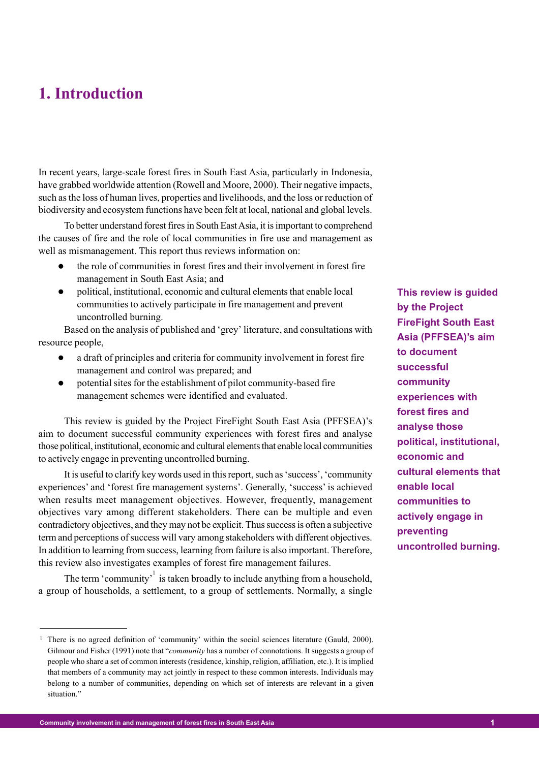# 1. Introduction

In recent years, large-scale forest fires in South East Asia, particularly in Indonesia, have grabbed worldwide attention (Rowell and Moore, 2000). Their negative impacts, such as the loss of human lives, properties and livelihoods, and the loss or reduction of biodiversity and ecosystem functions have been felt at local, national and global levels.

To better understand forest fires in South East Asia, it is important to comprehend the causes of fire and the role of local communities in fire use and management as well as mismanagement. This report thus reviews information on:

- the role of communities in forest fires and their involvement in forest fire management in South East Asia; and
- political, institutional, economic and cultural elements that enable local communities to actively participate in fire management and prevent uncontrolled burning.

Based on the analysis of published and 'grey' literature, and consultations with resource people,

- a draft of principles and criteria for community involvement in forest fire management and control was prepared; and
- potential sites for the establishment of pilot community-based fire management schemes were identified and evaluated.

This review is guided by the Project FireFight South East Asia (PFFSEA)'s aim to document successful community experiences with forest fires and analyse those political, institutional, economic and cultural elements that enable local communities to actively engage in preventing uncontrolled burning.

**This review is guided by the Project FireFight South East Asia (PFFSEA)'s aim to document successful community experiences with forest fires and analyse those political, institutional, economic and cultural elements that enable local communities to actively engage in preventing uncontrolled burning.**

It is useful to clarify key words used in this report, such as 'success', 'community experiences' and 'forest fire management systems'. Generally, 'success' is achieved when results meet management objectives. However, frequently, management objectives vary among different stakeholders. There can be multiple and even contradictory objectives, and they may not be explicit. Thus success is often a subjective term and perceptions of success will vary among stakeholders with different objectives. In addition to learning from success, learning from failure is also important. Therefore, this review also investigates examples of forest fire management failures.

The term 'community'[1] is taken broadly to include anything from a household, a group of households, a settlement, to a group of settlements. Normally, a single

[1] There is no agreed definition of 'community' within the social sciences literature (Gauld, 2000). Gilmour and Fisher (1991) note that "*community* has a number of connotations. It suggests a group of people who share a set of common interests (residence, kinship, religion, affiliation, etc.). It is implied that members of a community may act jointly in respect to these common interests. Individuals may belong to a number of communities, depending on which set of interests are relevant in a given situation."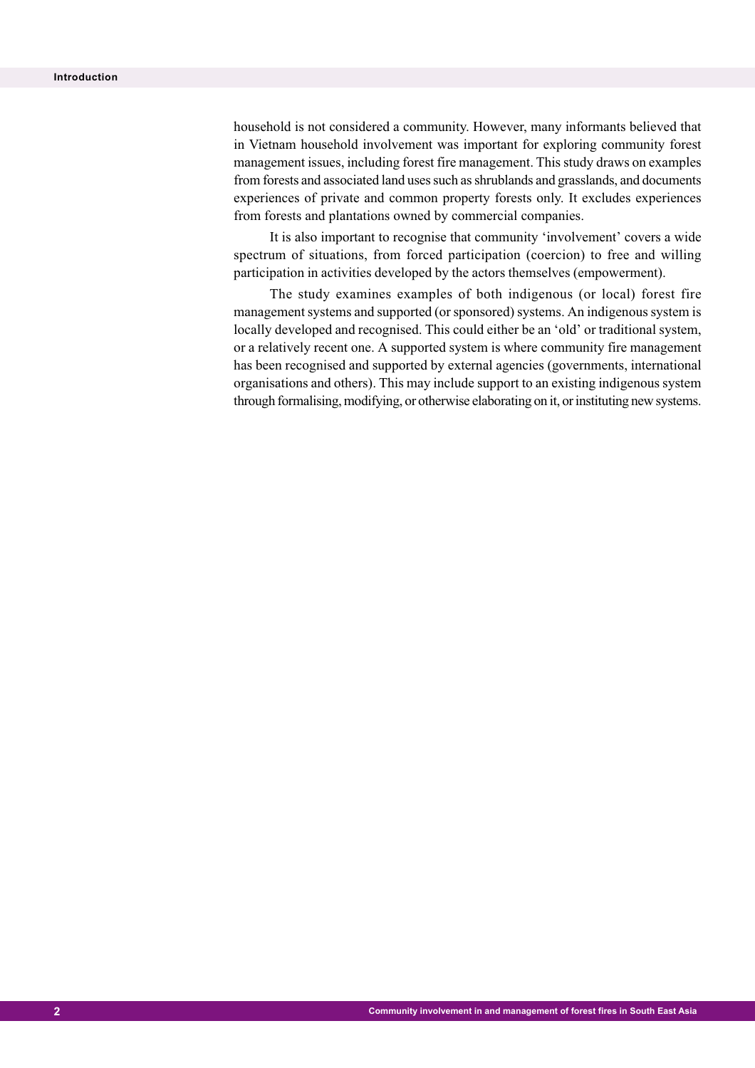household is not considered a community. However, many informants believed that in Vietnam household involvement was important for exploring community forest management issues, including forest fire management. This study draws on examples from forests and associated land uses such as shrublands and grasslands, and documents experiences of private and common property forests only. It excludes experiences from forests and plantations owned by commercial companies.

It is also important to recognise that community 'involvement' covers a wide spectrum of situations, from forced participation (coercion) to free and willing participation in activities developed by the actors themselves (empowerment).

The study examines examples of both indigenous (or local) forest fire management systems and supported (or sponsored) systems. An indigenous system is locally developed and recognised. This could either be an 'old' or traditional system, or a relatively recent one. A supported system is where community fire management has been recognised and supported by external agencies (governments, international organisations and others). This may include support to an existing indigenous system through formalising, modifying, or otherwise elaborating on it, or instituting new systems.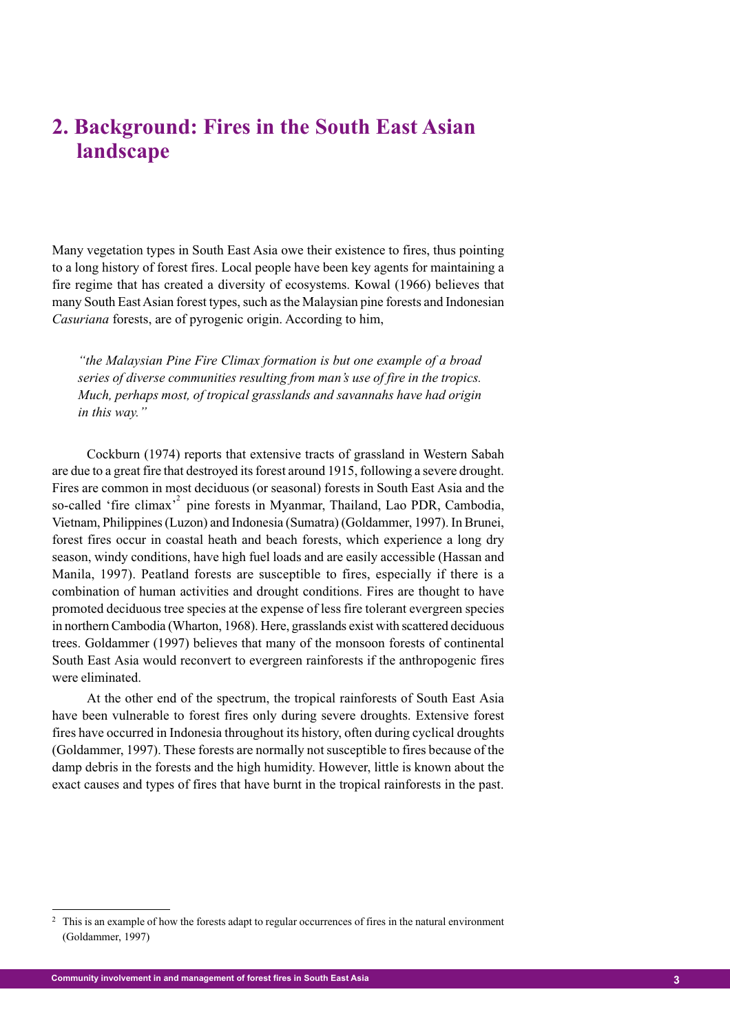# 2. Background: Fires in the South East Asian landscape

Many vegetation types in South East Asia owe their existence to fires, thus pointing to a long history of forest fires. Local people have been key agents for maintaining a fire regime that has created a diversity of ecosystems. Kowal (1966) believes that many South East Asian forest types, such as the Malaysian pine forests and Indonesian *Casuriana* forests, are of pyrogenic origin. According to him,

> *"the Malaysian Pine Fire Climax formation is but one example of a broad series of diverse communities resulting from man's use of fire in the tropics. Much, perhaps most, of tropical grasslands and savannahs have had origin in this way."*

Cockburn (1974) reports that extensive tracts of grassland in Western Sabah are due to a great fire that destroyed its forest around 1915, following a severe drought. Fires are common in most deciduous (or seasonal) forests in South East Asia and the so-called 'fire climax'[2] pine forests in Myanmar, Thailand, Lao PDR, Cambodia, Vietnam, Philippines (Luzon) and Indonesia (Sumatra) (Goldammer, 1997). In Brunei, forest fires occur in coastal heath and beach forests, which experience a long dry season, windy conditions, have high fuel loads and are easily accessible (Hassan and Manila, 1997). Peatland forests are susceptible to fires, especially if there is a combination of human activities and drought conditions. Fires are thought to have promoted deciduous tree species at the expense of less fire tolerant evergreen species in northern Cambodia (Wharton, 1968). Here, grasslands exist with scattered deciduous trees. Goldammer (1997) believes that many of the monsoon forests of continental South East Asia would reconvert to evergreen rainforests if the anthropogenic fires were eliminated.

At the other end of the spectrum, the tropical rainforests of South East Asia have been vulnerable to forest fires only during severe droughts. Extensive forest fires have occurred in Indonesia throughout its history, often during cyclical droughts (Goldammer, 1997). These forests are normally not susceptible to fires because of the damp debris in the forests and the high humidity. However, little is known about the exact causes and types of fires that have burnt in the tropical rainforests in the past.

---

[2] This is an example of how the forests adapt to regular occurrences of fires in the natural environment (Goldammer, 1997)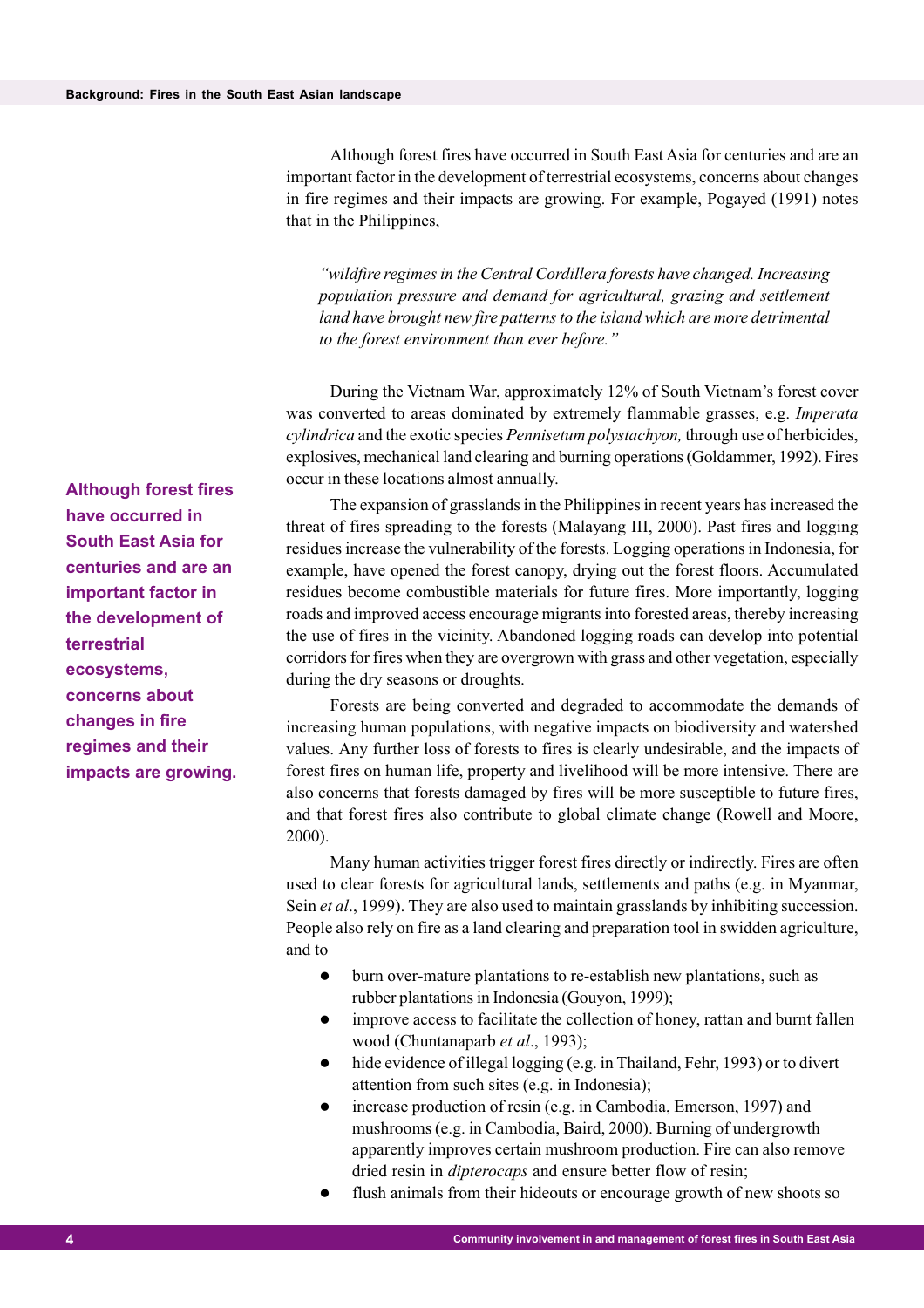Although forest fires have occurred in South East Asia for centuries and are an important factor in the development of terrestrial ecosystems, concerns about changes in fire regimes and their impacts are growing. For example, Pogayed (1991) notes that in the Philippines,

> *"wildfire regimes in the Central Cordillera forests have changed. Increasing population pressure and demand for agricultural, grazing and settlement land have brought new fire patterns to the island which are more detrimental to the forest environment than ever before."*

During the Vietnam War, approximately 12% of South Vietnam's forest cover was converted to areas dominated by extremely flammable grasses, e.g. *Imperata cylindrica* and the exotic species *Pennisetum polystachyon,* through use of herbicides, explosives, mechanical land clearing and burning operations (Goldammer, 1992). Fires occur in these locations almost annually.

**Although forest fires have occurred in South East Asia for centuries and are an important factor in the development of terrestrial ecosystems, concerns about changes in fire regimes and their impacts are growing.**

The expansion of grasslands in the Philippines in recent years has increased the threat of fires spreading to the forests (Malayang III, 2000). Past fires and logging residues increase the vulnerability of the forests. Logging operations in Indonesia, for example, have opened the forest canopy, drying out the forest floors. Accumulated residues become combustible materials for future fires. More importantly, logging roads and improved access encourage migrants into forested areas, thereby increasing the use of fires in the vicinity. Abandoned logging roads can develop into potential corridors for fires when they are overgrown with grass and other vegetation, especially during the dry seasons or droughts.

Forests are being converted and degraded to accommodate the demands of increasing human populations, with negative impacts on biodiversity and watershed values. Any further loss of forests to fires is clearly undesirable, and the impacts of forest fires on human life, property and livelihood will be more intensive. There are also concerns that forests damaged by fires will be more susceptible to future fires, and that forest fires also contribute to global climate change (Rowell and Moore, 2000).

Many human activities trigger forest fires directly or indirectly. Fires are often used to clear forests for agricultural lands, settlements and paths (e.g. in Myanmar, Sein *et al*., 1999). They are also used to maintain grasslands by inhibiting succession. People also rely on fire as a land clearing and preparation tool in swidden agriculture, and to

- burn over-mature plantations to re-establish new plantations, such as rubber plantations in Indonesia (Gouyon, 1999);
- improve access to facilitate the collection of honey, rattan and burnt fallen wood (Chuntanaparb *et al*., 1993);
- hide evidence of illegal logging (e.g. in Thailand, Fehr, 1993) or to divert attention from such sites (e.g. in Indonesia);
- increase production of resin (e.g. in Cambodia, Emerson, 1997) and mushrooms (e.g. in Cambodia, Baird, 2000). Burning of undergrowth apparently improves certain mushroom production. Fire can also remove dried resin in *dipterocaps* and ensure better flow of resin;
- flush animals from their hideouts or encourage growth of new shoots so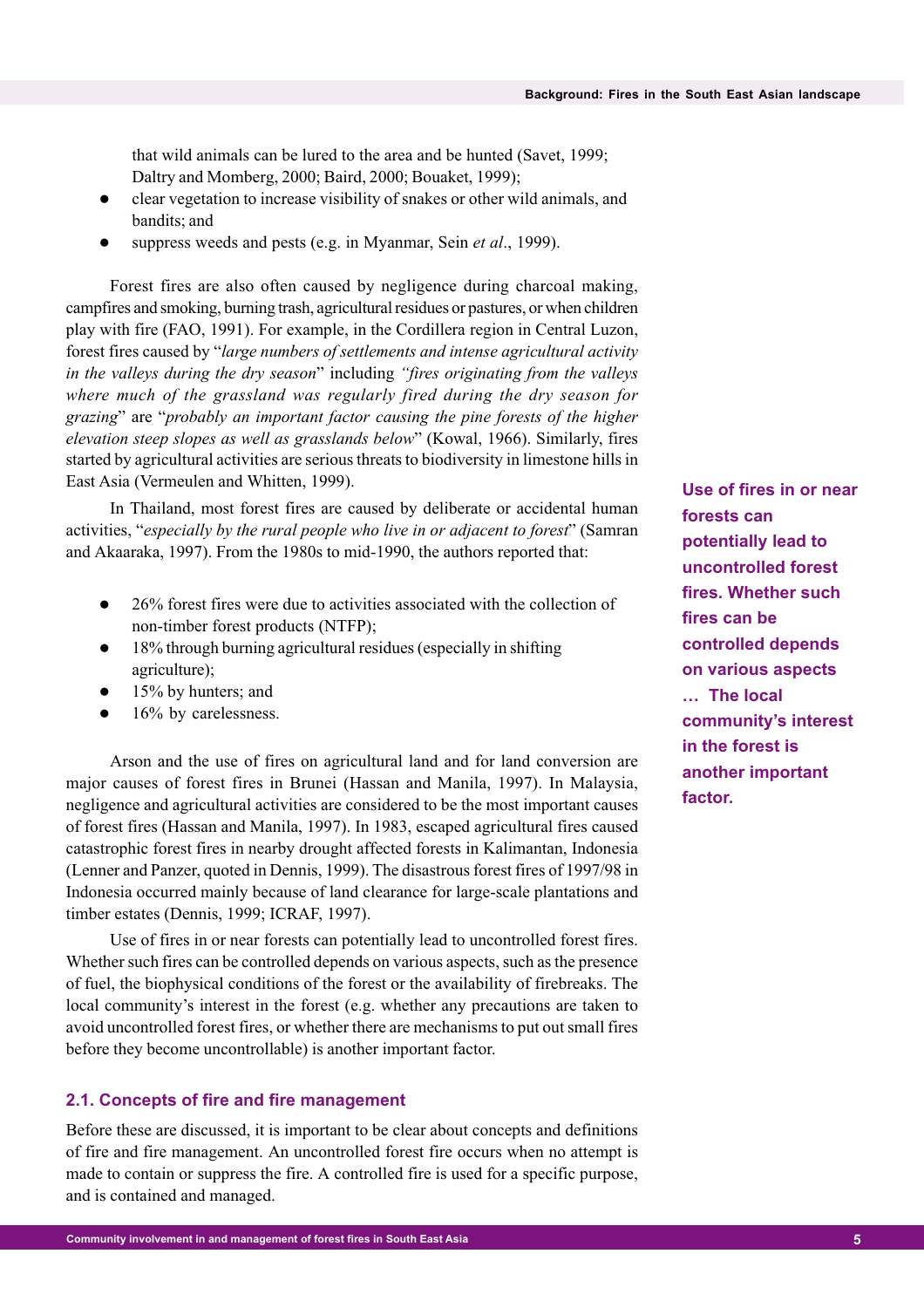that wild animals can be lured to the area and be hunted (Savet, 1999; Daltry and Momberg, 2000; Baird, 2000; Bouaket, 1999);

- clear vegetation to increase visibility of snakes or other wild animals, and bandits; and
- suppress weeds and pests (e.g. in Myanmar, Sein *et al*., 1999).

Forest fires are also often caused by negligence during charcoal making, campfires and smoking, burning trash, agricultural residues or pastures, or when children play with fire (FAO, 1991). For example, in the Cordillera region in Central Luzon, forest fires caused by "*large numbers of settlements and intense agricultural activity in the valleys during the dry season*" including *"fires originating from the valleys where much of the grassland was regularly fired during the dry season for grazing*" are "*probably an important factor causing the pine forests of the higher elevation steep slopes as well as grasslands below*" (Kowal, 1966). Similarly, fires started by agricultural activities are serious threats to biodiversity in limestone hills in East Asia (Vermeulen and Whitten, 1999).

In Thailand, most forest fires are caused by deliberate or accidental human activities, "*especially by the rural people who live in or adjacent to forest*" (Samran and Akaaraka, 1997). From the 1980s to mid-1990, the authors reported that:

- 26% forest fires were due to activities associated with the collection of non-timber forest products (NTFP);
- 18% through burning agricultural residues (especially in shifting agriculture);
- 15% by hunters; and
- 16% by carelessness.

Arson and the use of fires on agricultural land and for land conversion are major causes of forest fires in Brunei (Hassan and Manila, 1997). In Malaysia, negligence and agricultural activities are considered to be the most important causes of forest fires (Hassan and Manila, 1997). In 1983, escaped agricultural fires caused catastrophic forest fires in nearby drought affected forests in Kalimantan, Indonesia (Lenner and Panzer, quoted in Dennis, 1999). The disastrous forest fires of 1997/98 in Indonesia occurred mainly because of land clearance for large-scale plantations and timber estates (Dennis, 1999; ICRAF, 1997).

**Use of fires in or near forests can potentially lead to uncontrolled forest fires. Whether such fires can be controlled depends on various aspects … The local community's interest in the forest is another important factor.**

Use of fires in or near forests can potentially lead to uncontrolled forest fires. Whether such fires can be controlled depends on various aspects, such as the presence of fuel, the biophysical conditions of the forest or the availability of firebreaks. The local community's interest in the forest (e.g. whether any precautions are taken to avoid uncontrolled forest fires, or whether there are mechanisms to put out small fires before they become uncontrollable) is another important factor.

## 2.1. Concepts of fire and fire management

Before these are discussed, it is important to be clear about concepts and definitions of fire and fire management. An uncontrolled forest fire occurs when no attempt is made to contain or suppress the fire. A controlled fire is used for a specific purpose, and is contained and managed.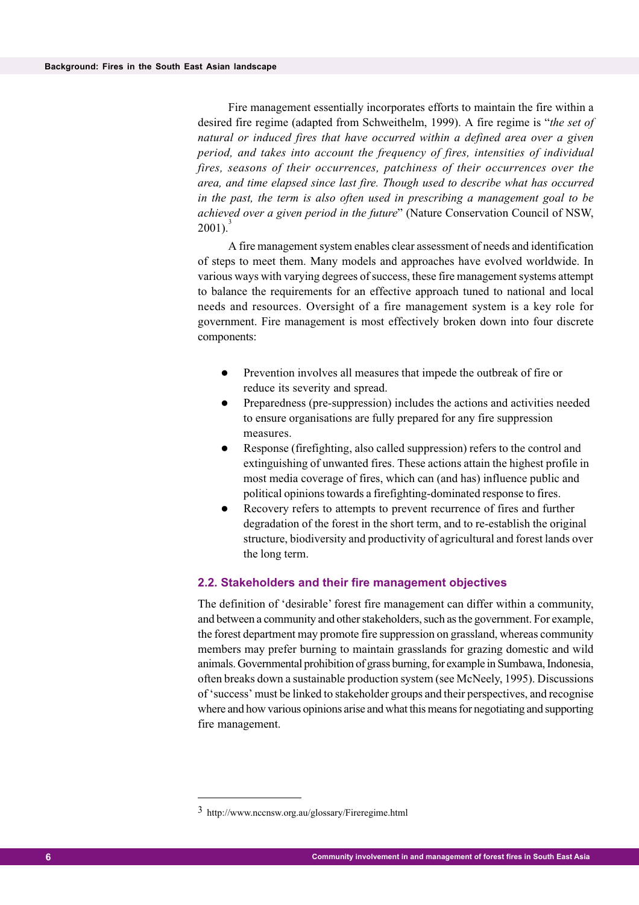Fire management essentially incorporates efforts to maintain the fire within a desired fire regime (adapted from Schweithelm, 1999). A fire regime is "*the set of natural or induced fires that have occurred within a defined area over a given period, and takes into account the frequency of fires, intensities of individual fires, seasons of their occurrences, patchiness of their occurrences over the area, and time elapsed since last fire. Though used to describe what has occurred in the past, the term is also often used in prescribing a management goal to be achieved over a given period in the future*" (Nature Conservation Council of NSW, 2001).[3]

A fire management system enables clear assessment of needs and identification of steps to meet them. Many models and approaches have evolved worldwide. In various ways with varying degrees of success, these fire management systems attempt to balance the requirements for an effective approach tuned to national and local needs and resources. Oversight of a fire management system is a key role for government. Fire management is most effectively broken down into four discrete components:

- Prevention involves all measures that impede the outbreak of fire or reduce its severity and spread.
- Preparedness (pre-suppression) includes the actions and activities needed to ensure organisations are fully prepared for any fire suppression measures.
- Response (firefighting, also called suppression) refers to the control and extinguishing of unwanted fires. These actions attain the highest profile in most media coverage of fires, which can (and has) influence public and political opinions towards a firefighting-dominated response to fires.
- Recovery refers to attempts to prevent recurrence of fires and further degradation of the forest in the short term, and to re-establish the original structure, biodiversity and productivity of agricultural and forest lands over the long term.

## 2.2. Stakeholders and their fire management objectives

The definition of 'desirable' forest fire management can differ within a community, and between a community and other stakeholders, such as the government. For example, the forest department may promote fire suppression on grassland, whereas community members may prefer burning to maintain grasslands for grazing domestic and wild animals. Governmental prohibition of grass burning, for example in Sumbawa, Indonesia, often breaks down a sustainable production system (see McNeely, 1995). Discussions of 'success' must be linked to stakeholder groups and their perspectives, and recognise where and how various opinions arise and what this means for negotiating and supporting fire management.

---

[3] http://www.nccnsw.org.au/glossary/Fireregime.html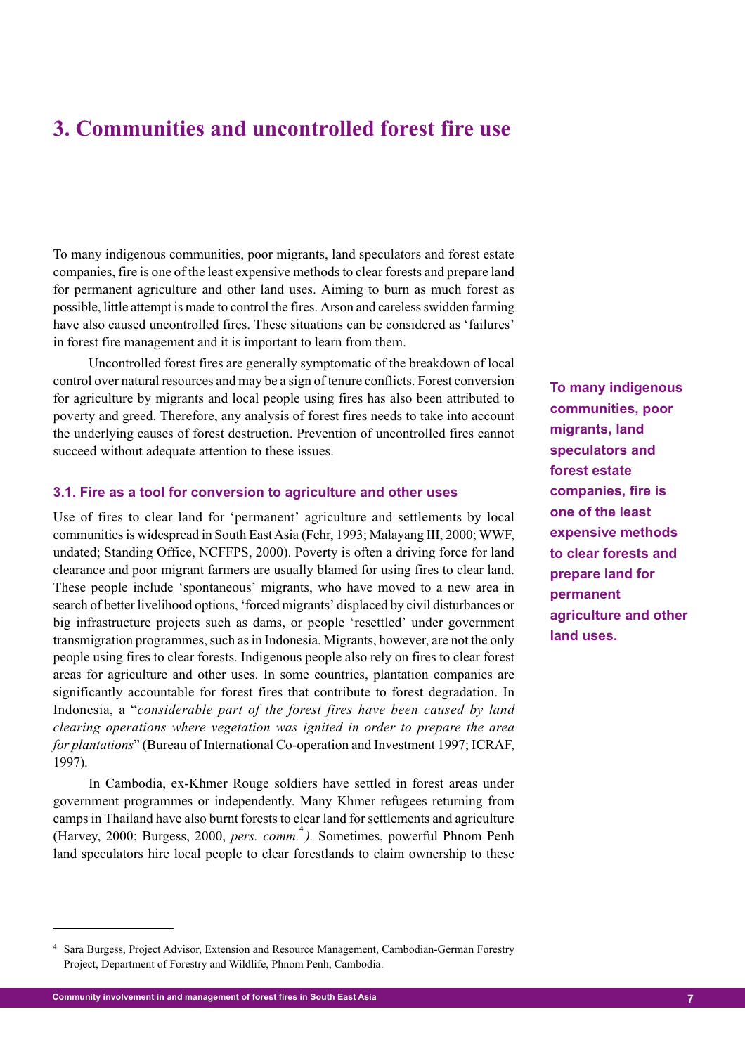# 3. Communities and uncontrolled forest fire use

To many indigenous communities, poor migrants, land speculators and forest estate companies, fire is one of the least expensive methods to clear forests and prepare land for permanent agriculture and other land uses. Aiming to burn as much forest as possible, little attempt is made to control the fires. Arson and careless swidden farming have also caused uncontrolled fires. These situations can be considered as 'failures' in forest fire management and it is important to learn from them.

Uncontrolled forest fires are generally symptomatic of the breakdown of local control over natural resources and may be a sign of tenure conflicts. Forest conversion for agriculture by migrants and local people using fires has also been attributed to poverty and greed. Therefore, any analysis of forest fires needs to take into account the underlying causes of forest destruction. Prevention of uncontrolled fires cannot succeed without adequate attention to these issues.

**To many indigenous communities, poor migrants, land speculators and forest estate companies, fire is one of the least expensive methods to clear forests and prepare land for permanent agriculture and other land uses.**

### 3.1. Fire as a tool for conversion to agriculture and other uses

Use of fires to clear land for 'permanent' agriculture and settlements by local communities is widespread in South East Asia (Fehr, 1993; Malayang III, 2000; WWF, undated; Standing Office, NCFFPS, 2000). Poverty is often a driving force for land clearance and poor migrant farmers are usually blamed for using fires to clear land. These people include 'spontaneous' migrants, who have moved to a new area in search of better livelihood options, 'forced migrants' displaced by civil disturbances or big infrastructure projects such as dams, or people 'resettled' under government transmigration programmes, such as in Indonesia. Migrants, however, are not the only people using fires to clear forests. Indigenous people also rely on fires to clear forest areas for agriculture and other uses. In some countries, plantation companies are significantly accountable for forest fires that contribute to forest degradation. In Indonesia, a "*considerable part of the forest fires have been caused by land clearing operations where vegetation was ignited in order to prepare the area for plantations*" (Bureau of International Co-operation and Investment 1997; ICRAF, 1997).

In Cambodia, ex-Khmer Rouge soldiers have settled in forest areas under government programmes or independently. Many Khmer refugees returning from camps in Thailand have also burnt forests to clear land for settlements and agriculture (Harvey, 2000; Burgess, 2000, *pers. comm.*[4]*)*. Sometimes, powerful Phnom Penh land speculators hire local people to clear forestlands to claim ownership to these

[4] Sara Burgess, Project Advisor, Extension and Resource Management, Cambodian-German Forestry Project, Department of Forestry and Wildlife, Phnom Penh, Cambodia.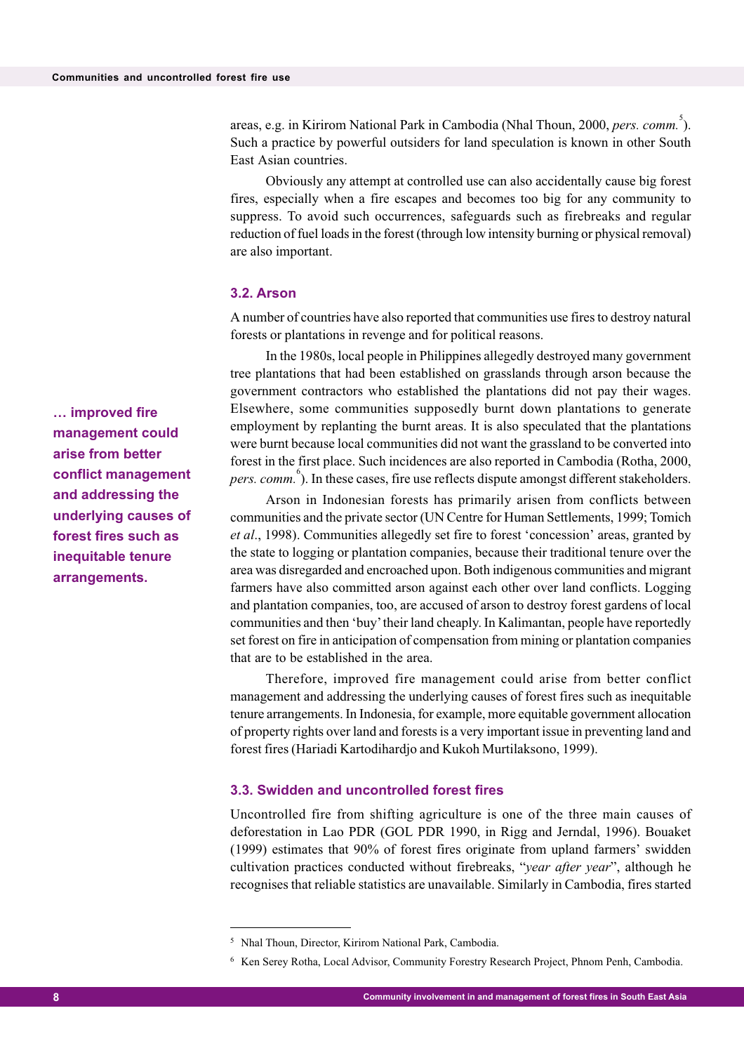areas, e.g. in Kirirom National Park in Cambodia (Nhal Thoun, 2000, *pers. comm.*[5]). Such a practice by powerful outsiders for land speculation is known in other South East Asian countries.

Obviously any attempt at controlled use can also accidentally cause big forest fires, especially when a fire escapes and becomes too big for any community to suppress. To avoid such occurrences, safeguards such as firebreaks and regular reduction of fuel loads in the forest (through low intensity burning or physical removal) are also important.

### 3.2. Arson

A number of countries have also reported that communities use fires to destroy natural forests or plantations in revenge and for political reasons.

In the 1980s, local people in Philippines allegedly destroyed many government tree plantations that had been established on grasslands through arson because the government contractors who established the plantations did not pay their wages. Elsewhere, some communities supposedly burnt down plantations to generate employment by replanting the burnt areas. It is also speculated that the plantations were burnt because local communities did not want the grassland to be converted into forest in the first place. Such incidences are also reported in Cambodia (Rotha, 2000, *pers. comm.*[6]). In these cases, fire use reflects dispute amongst different stakeholders.

Arson in Indonesian forests has primarily arisen from conflicts between communities and the private sector (UN Centre for Human Settlements, 1999; Tomich *et al*., 1998). Communities allegedly set fire to forest 'concession' areas, granted by the state to logging or plantation companies, because their traditional tenure over the area was disregarded and encroached upon. Both indigenous communities and migrant farmers have also committed arson against each other over land conflicts. Logging and plantation companies, too, are accused of arson to destroy forest gardens of local communities and then 'buy' their land cheaply. In Kalimantan, people have reportedly set forest on fire in anticipation of compensation from mining or plantation companies that are to be established in the area.

**… improved fire management could arise from better conflict management and addressing the underlying causes of forest fires such as inequitable tenure arrangements.**

Therefore, improved fire management could arise from better conflict management and addressing the underlying causes of forest fires such as inequitable tenure arrangements. In Indonesia, for example, more equitable government allocation of property rights over land and forests is a very important issue in preventing land and forest fires (Hariadi Kartodihardjo and Kukoh Murtilaksono, 1999).

### 3.3. Swidden and uncontrolled forest fires

Uncontrolled fire from shifting agriculture is one of the three main causes of deforestation in Lao PDR (GOL PDR 1990, in Rigg and Jerndal, 1996). Bouaket (1999) estimates that 90% of forest fires originate from upland farmers' swidden cultivation practices conducted without firebreaks, "*year after year*", although he recognises that reliable statistics are unavailable. Similarly in Cambodia, fires started

---

[5] Nhal Thoun, Director, Kirirom National Park, Cambodia.

[6] Ken Serey Rotha, Local Advisor, Community Forestry Research Project, Phnom Penh, Cambodia.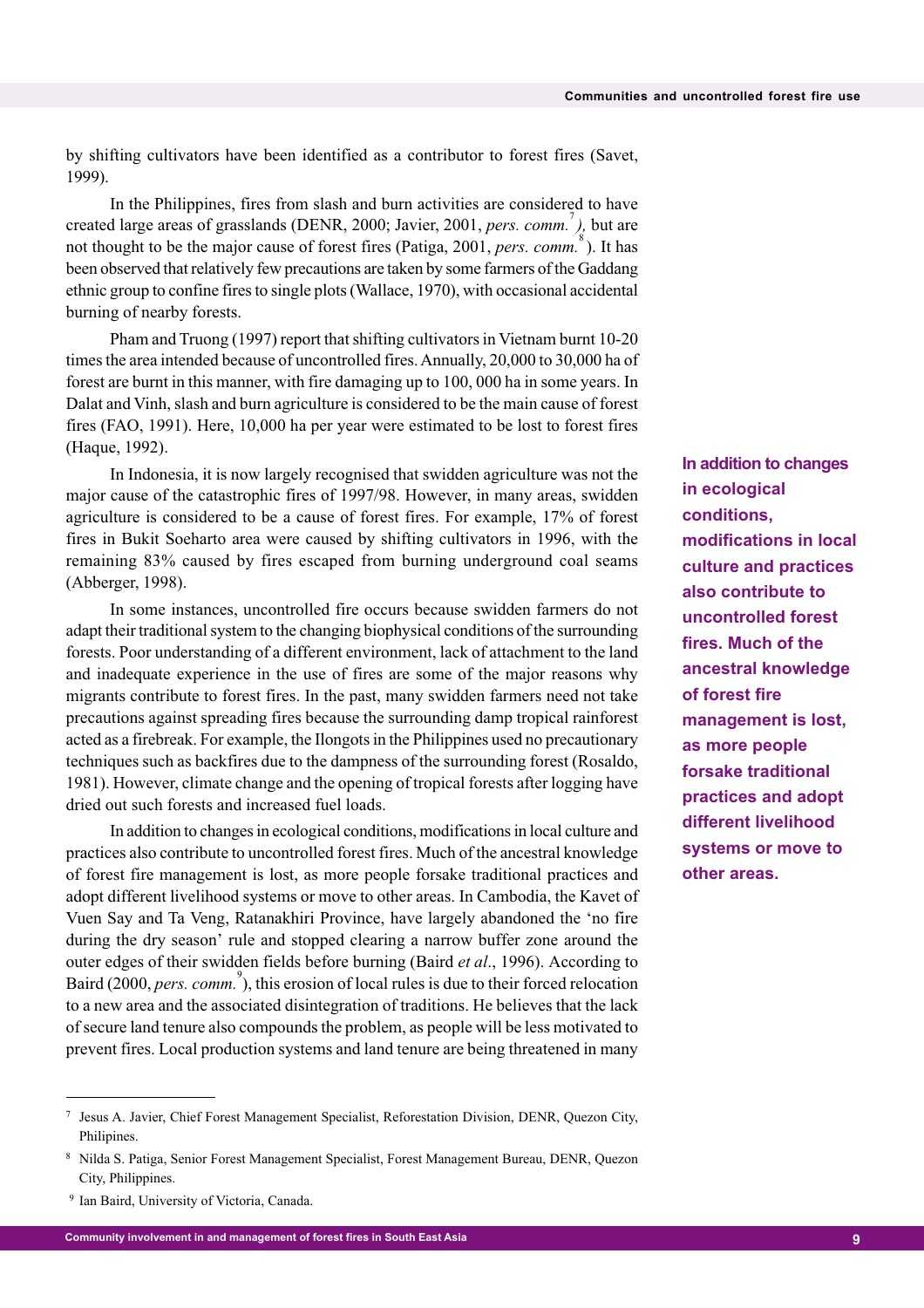by shifting cultivators have been identified as a contributor to forest fires (Savet, 1999).

In the Philippines, fires from slash and burn activities are considered to have created large areas of grasslands (DENR, 2000; Javier, 2001, *pers. comm.*[7]*),* but are not thought to be the major cause of forest fires (Patiga, 2001, *pers. comm.*[8]). It has been observed that relatively few precautions are taken by some farmers of the Gaddang ethnic group to confine fires to single plots (Wallace, 1970), with occasional accidental burning of nearby forests.

Pham and Truong (1997) report that shifting cultivators in Vietnam burnt 10-20 times the area intended because of uncontrolled fires. Annually, 20,000 to 30,000 ha of forest are burnt in this manner, with fire damaging up to 100, 000 ha in some years. In Dalat and Vinh, slash and burn agriculture is considered to be the main cause of forest fires (FAO, 1991). Here, 10,000 ha per year were estimated to be lost to forest fires (Haque, 1992).

In Indonesia, it is now largely recognised that swidden agriculture was not the major cause of the catastrophic fires of 1997/98. However, in many areas, swidden agriculture is considered to be a cause of forest fires. For example, 17% of forest fires in Bukit Soeharto area were caused by shifting cultivators in 1996, with the remaining 83% caused by fires escaped from burning underground coal seams (Abberger, 1998).

In some instances, uncontrolled fire occurs because swidden farmers do not adapt their traditional system to the changing biophysical conditions of the surrounding forests. Poor understanding of a different environment, lack of attachment to the land and inadequate experience in the use of fires are some of the major reasons why migrants contribute to forest fires. In the past, many swidden farmers need not take precautions against spreading fires because the surrounding damp tropical rainforest acted as a firebreak. For example, the Ilongots in the Philippines used no precautionary techniques such as backfires due to the dampness of the surrounding forest (Rosaldo, 1981). However, climate change and the opening of tropical forests after logging have dried out such forests and increased fuel loads.

**In addition to changes in ecological conditions, modifications in local culture and practices also contribute to uncontrolled forest fires. Much of the ancestral knowledge of forest fire management is lost, as more people forsake traditional practices and adopt different livelihood systems or move to other areas.**

In addition to changes in ecological conditions, modifications in local culture and practices also contribute to uncontrolled forest fires. Much of the ancestral knowledge of forest fire management is lost, as more people forsake traditional practices and adopt different livelihood systems or move to other areas. In Cambodia, the Kavet of Vuen Say and Ta Veng, Ratanakhiri Province, have largely abandoned the 'no fire during the dry season' rule and stopped clearing a narrow buffer zone around the outer edges of their swidden fields before burning (Baird *et al*., 1996). According to Baird (2000, *pers. comm.*[9]), this erosion of local rules is due to their forced relocation to a new area and the associated disintegration of traditions. He believes that the lack of secure land tenure also compounds the problem, as people will be less motivated to prevent fires. Local production systems and land tenure are being threatened in many

---

[7] Jesus A. Javier, Chief Forest Management Specialist, Reforestation Division, DENR, Quezon City, Philipines.

[8] Nilda S. Patiga, Senior Forest Management Specialist, Forest Management Bureau, DENR, Quezon City, Philippines.

[9] Ian Baird, University of Victoria, Canada.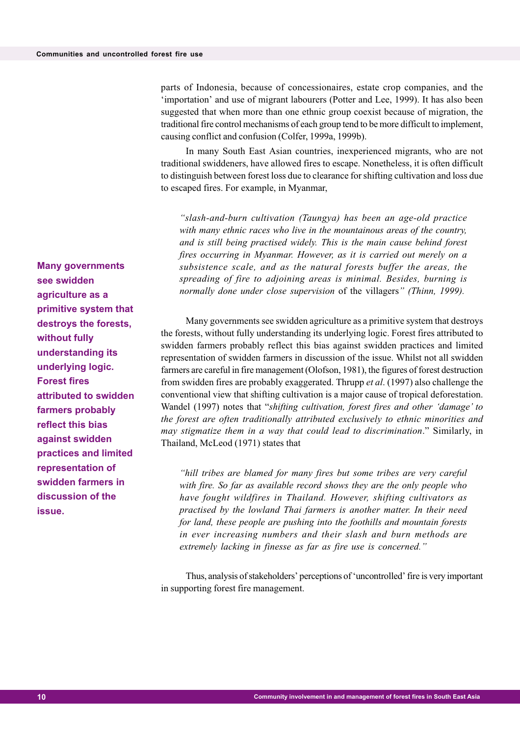parts of Indonesia, because of concessionaires, estate crop companies, and the 'importation' and use of migrant labourers (Potter and Lee, 1999). It has also been suggested that when more than one ethnic group coexist because of migration, the traditional fire control mechanisms of each group tend to be more difficult to implement, causing conflict and confusion (Colfer, 1999a, 1999b).

In many South East Asian countries, inexperienced migrants, who are not traditional swiddeners, have allowed fires to escape. Nonetheless, it is often difficult to distinguish between forest loss due to clearance for shifting cultivation and loss due to escaped fires. For example, in Myanmar,

> *"slash-and-burn cultivation (Taungya) has been an age-old practice with many ethnic races who live in the mountainous areas of the country, and is still being practised widely. This is the main cause behind forest fires occurring in Myanmar. However, as it is carried out merely on a subsistence scale, and as the natural forests buffer the areas, the spreading of fire to adjoining areas is minimal. Besides, burning is normally done under close supervision* of the villagers*" (Thinn, 1999).*

**Many governments see swidden agriculture as a primitive system that destroys the forests, without fully understanding its underlying logic. Forest fires attributed to swidden farmers probably reflect this bias against swidden practices and limited representation of swidden farmers in discussion of the issue.**

Many governments see swidden agriculture as a primitive system that destroys the forests, without fully understanding its underlying logic. Forest fires attributed to swidden farmers probably reflect this bias against swidden practices and limited representation of swidden farmers in discussion of the issue. Whilst not all swidden farmers are careful in fire management (Olofson, 1981), the figures of forest destruction from swidden fires are probably exaggerated. Thrupp *et al*. (1997) also challenge the conventional view that shifting cultivation is a major cause of tropical deforestation. Wandel (1997) notes that "*shifting cultivation, forest fires and other 'damage' to the forest are often traditionally attributed exclusively to ethnic minorities and may stigmatize them in a way that could lead to discrimination*." Similarly, in Thailand, McLeod (1971) states that

> *"hill tribes are blamed for many fires but some tribes are very careful with fire. So far as available record shows they are the only people who have fought wildfires in Thailand. However, shifting cultivators as practised by the lowland Thai farmers is another matter. In their need for land, these people are pushing into the foothills and mountain forests in ever increasing numbers and their slash and burn methods are extremely lacking in finesse as far as fire use is concerned."*

Thus, analysis of stakeholders' perceptions of 'uncontrolled' fire is very important in supporting forest fire management.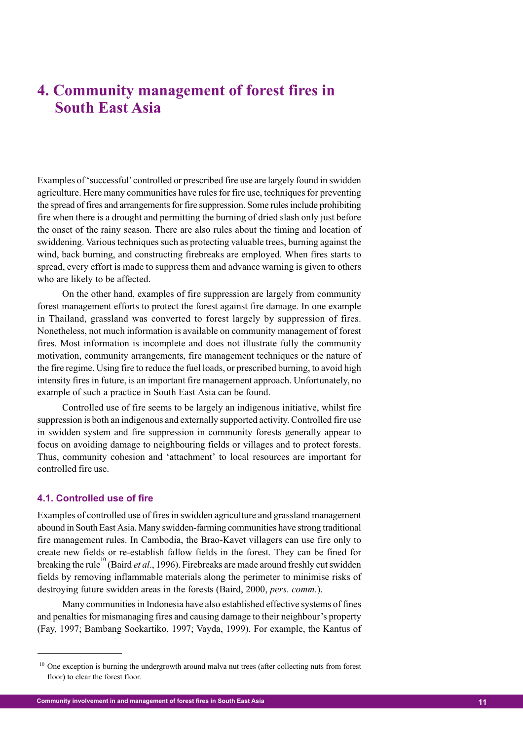# 4. Community management of forest fires in South East Asia

Examples of 'successful' controlled or prescribed fire use are largely found in swidden agriculture. Here many communities have rules for fire use, techniques for preventing the spread of fires and arrangements for fire suppression. Some rules include prohibiting fire when there is a drought and permitting the burning of dried slash only just before the onset of the rainy season. There are also rules about the timing and location of swiddening. Various techniques such as protecting valuable trees, burning against the wind, back burning, and constructing firebreaks are employed. When fires starts to spread, every effort is made to suppress them and advance warning is given to others who are likely to be affected.

On the other hand, examples of fire suppression are largely from community forest management efforts to protect the forest against fire damage. In one example in Thailand, grassland was converted to forest largely by suppression of fires. Nonetheless, not much information is available on community management of forest fires. Most information is incomplete and does not illustrate fully the community motivation, community arrangements, fire management techniques or the nature of the fire regime. Using fire to reduce the fuel loads, or prescribed burning, to avoid high intensity fires in future, is an important fire management approach. Unfortunately, no example of such a practice in South East Asia can be found.

Controlled use of fire seems to be largely an indigenous initiative, whilst fire suppression is both an indigenous and externally supported activity. Controlled fire use in swidden system and fire suppression in community forests generally appear to focus on avoiding damage to neighbouring fields or villages and to protect forests. Thus, community cohesion and 'attachment' to local resources are important for controlled fire use.

## 4.1. Controlled use of fire

Examples of controlled use of fires in swidden agriculture and grassland management abound in South East Asia. Many swidden-farming communities have strong traditional fire management rules. In Cambodia, the Brao-Kavet villagers can use fire only to create new fields or re-establish fallow fields in the forest. They can be fined for breaking the rule[10] (Baird *et al*., 1996). Firebreaks are made around freshly cut swidden fields by removing inflammable materials along the perimeter to minimise risks of destroying future swidden areas in the forests (Baird, 2000, *pers. comm.*).

Many communities in Indonesia have also established effective systems of fines and penalties for mismanaging fires and causing damage to their neighbour's property (Fay, 1997; Bambang Soekartiko, 1997; Vayda, 1999). For example, the Kantus of

[10] One exception is burning the undergrowth around malva nut trees (after collecting nuts from forest floor) to clear the forest floor.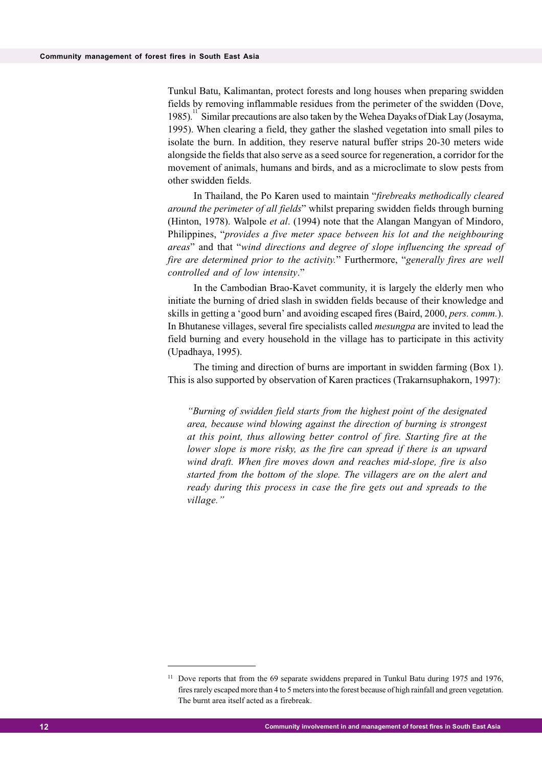Tunkul Batu, Kalimantan, protect forests and long houses when preparing swidden fields by removing inflammable residues from the perimeter of the swidden (Dove, 1985).[11] Similar precautions are also taken by the Wehea Dayaks of Diak Lay (Josayma, 1995). When clearing a field, they gather the slashed vegetation into small piles to isolate the burn. In addition, they reserve natural buffer strips 20-30 meters wide alongside the fields that also serve as a seed source for regeneration, a corridor for the movement of animals, humans and birds, and as a microclimate to slow pests from other swidden fields.

In Thailand, the Po Karen used to maintain "*firebreaks methodically cleared around the perimeter of all fields*" whilst preparing swidden fields through burning (Hinton, 1978). Walpole *et al*. (1994) note that the Alangan Mangyan of Mindoro, Philippines, "*provides a five meter space between his lot and the neighbouring areas*" and that "*wind directions and degree of slope influencing the spread of fire are determined prior to the activity.*" Furthermore, "*generally fires are well controlled and of low intensity*."

In the Cambodian Brao-Kavet community, it is largely the elderly men who initiate the burning of dried slash in swidden fields because of their knowledge and skills in getting a 'good burn' and avoiding escaped fires (Baird, 2000, *pers. comm.*). In Bhutanese villages, several fire specialists called *mesungpa* are invited to lead the field burning and every household in the village has to participate in this activity (Upadhaya, 1995).

The timing and direction of burns are important in swidden farming (Box 1). This is also supported by observation of Karen practices (Trakarnsuphakorn, 1997):

> *"Burning of swidden field starts from the highest point of the designated area, because wind blowing against the direction of burning is strongest at this point, thus allowing better control of fire. Starting fire at the lower slope is more risky, as the fire can spread if there is an upward wind draft. When fire moves down and reaches mid-slope, fire is also started from the bottom of the slope. The villagers are on the alert and ready during this process in case the fire gets out and spreads to the village."*

---

[11] Dove reports that from the 69 separate swiddens prepared in Tunkul Batu during 1975 and 1976, fires rarely escaped more than 4 to 5 meters into the forest because of high rainfall and green vegetation. The burnt area itself acted as a firebreak.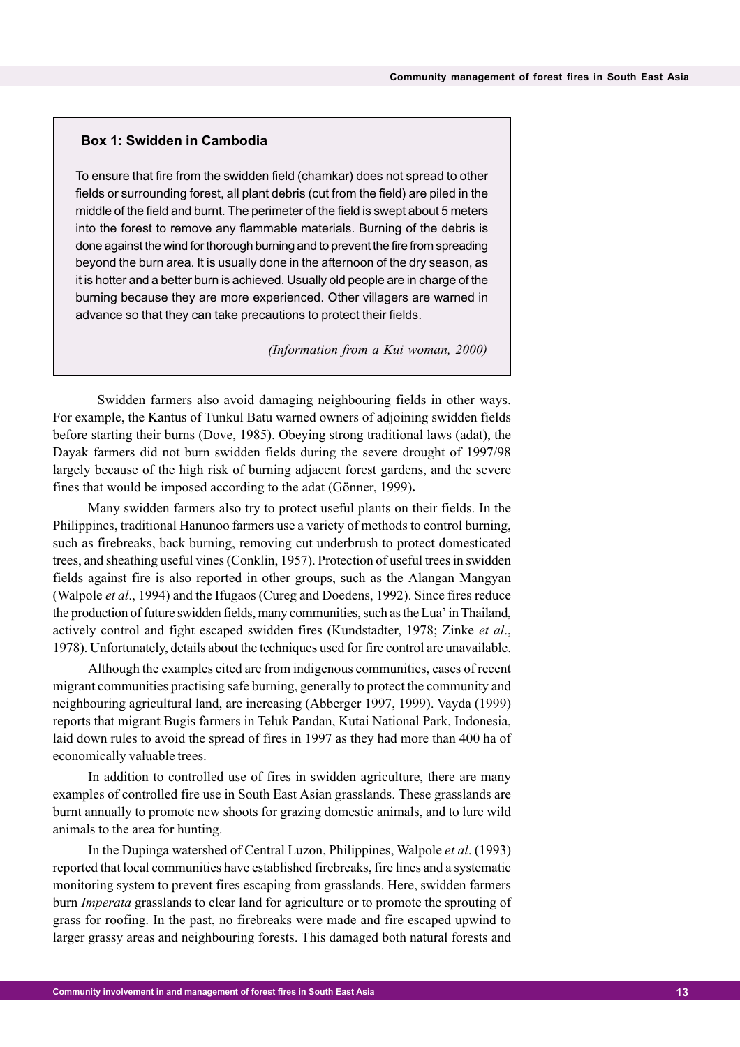**Box 1: Swidden in Cambodia**

To ensure that fire from the swidden field (chamkar) does not spread to other fields or surrounding forest, all plant debris (cut from the field) are piled in the middle of the field and burnt. The perimeter of the field is swept about 5 meters into the forest to remove any flammable materials. Burning of the debris is done against the wind for thorough burning and to prevent the fire from spreading beyond the burn area. It is usually done in the afternoon of the dry season, as it is hotter and a better burn is achieved. Usually old people are in charge of the burning because they are more experienced. Other villagers are warned in advance so that they can take precautions to protect their fields.

*(Information from a Kui woman, 2000)*

Swidden farmers also avoid damaging neighbouring fields in other ways. For example, the Kantus of Tunkul Batu warned owners of adjoining swidden fields before starting their burns (Dove, 1985). Obeying strong traditional laws (adat), the Dayak farmers did not burn swidden fields during the severe drought of 1997/98 largely because of the high risk of burning adjacent forest gardens, and the severe fines that would be imposed according to the adat (Gönner, 1999)**.**

Many swidden farmers also try to protect useful plants on their fields. In the Philippines, traditional Hanunoo farmers use a variety of methods to control burning, such as firebreaks, back burning, removing cut underbrush to protect domesticated trees, and sheathing useful vines (Conklin, 1957). Protection of useful trees in swidden fields against fire is also reported in other groups, such as the Alangan Mangyan (Walpole *et al*., 1994) and the Ifugaos (Cureg and Doedens, 1992). Since fires reduce the production of future swidden fields, many communities, such as the Lua' in Thailand, actively control and fight escaped swidden fires (Kundstadter, 1978; Zinke *et al*., 1978). Unfortunately, details about the techniques used for fire control are unavailable.

Although the examples cited are from indigenous communities, cases of recent migrant communities practising safe burning, generally to protect the community and neighbouring agricultural land, are increasing (Abberger 1997, 1999). Vayda (1999) reports that migrant Bugis farmers in Teluk Pandan, Kutai National Park, Indonesia, laid down rules to avoid the spread of fires in 1997 as they had more than 400 ha of economically valuable trees.

In addition to controlled use of fires in swidden agriculture, there are many examples of controlled fire use in South East Asian grasslands. These grasslands are burnt annually to promote new shoots for grazing domestic animals, and to lure wild animals to the area for hunting.

In the Dupinga watershed of Central Luzon, Philippines, Walpole *et al*. (1993) reported that local communities have established firebreaks, fire lines and a systematic monitoring system to prevent fires escaping from grasslands. Here, swidden farmers burn *Imperata* grasslands to clear land for agriculture or to promote the sprouting of grass for roofing. In the past, no firebreaks were made and fire escaped upwind to larger grassy areas and neighbouring forests. This damaged both natural forests and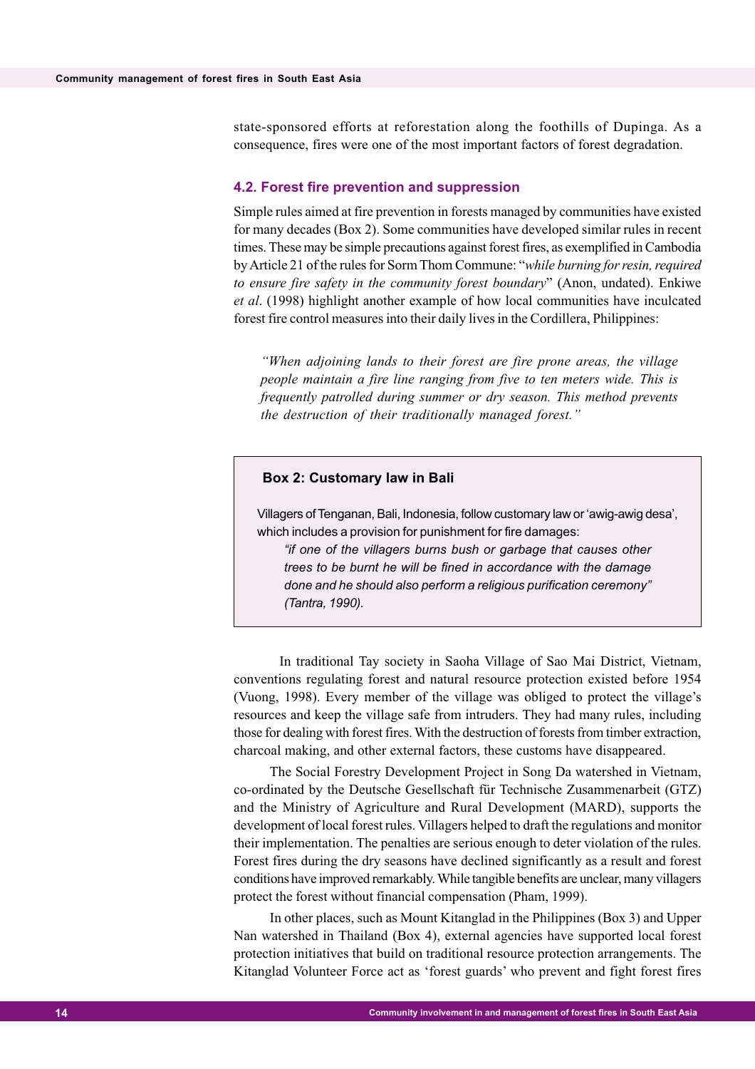state-sponsored efforts at reforestation along the foothills of Dupinga. As a consequence, fires were one of the most important factors of forest degradation.

### 4.2. Forest fire prevention and suppression

Simple rules aimed at fire prevention in forests managed by communities have existed for many decades (Box 2). Some communities have developed similar rules in recent times. These may be simple precautions against forest fires, as exemplified in Cambodia by Article 21 of the rules for Sorm Thom Commune: "*while burning for resin, required to ensure fire safety in the community forest boundary*" (Anon, undated). Enkiwe *et al*. (1998) highlight another example of how local communities have inculcated forest fire control measures into their daily lives in the Cordillera, Philippines:

> *"When adjoining lands to their forest are fire prone areas, the village people maintain a fire line ranging from five to ten meters wide. This is frequently patrolled during summer or dry season. This method prevents the destruction of their traditionally managed forest."*

**Box 2: Customary law in Bali**

Villagers of Tenganan, Bali, Indonesia, follow customary law or 'awig-awig desa', which includes a provision for punishment for fire damages:

> *"if one of the villagers burns bush or garbage that causes other trees to be burnt he will be fined in accordance with the damage done and he should also perform a religious purification ceremony" (Tantra, 1990).*

In traditional Tay society in Saoha Village of Sao Mai District, Vietnam, conventions regulating forest and natural resource protection existed before 1954 (Vuong, 1998). Every member of the village was obliged to protect the village's resources and keep the village safe from intruders. They had many rules, including those for dealing with forest fires. With the destruction of forests from timber extraction, charcoal making, and other external factors, these customs have disappeared.

The Social Forestry Development Project in Song Da watershed in Vietnam, co-ordinated by the Deutsche Gesellschaft für Technische Zusammenarbeit (GTZ) and the Ministry of Agriculture and Rural Development (MARD), supports the development of local forest rules. Villagers helped to draft the regulations and monitor their implementation. The penalties are serious enough to deter violation of the rules. Forest fires during the dry seasons have declined significantly as a result and forest conditions have improved remarkably. While tangible benefits are unclear, many villagers protect the forest without financial compensation (Pham, 1999).

In other places, such as Mount Kitanglad in the Philippines (Box 3) and Upper Nan watershed in Thailand (Box 4), external agencies have supported local forest protection initiatives that build on traditional resource protection arrangements. The Kitanglad Volunteer Force act as 'forest guards' who prevent and fight forest fires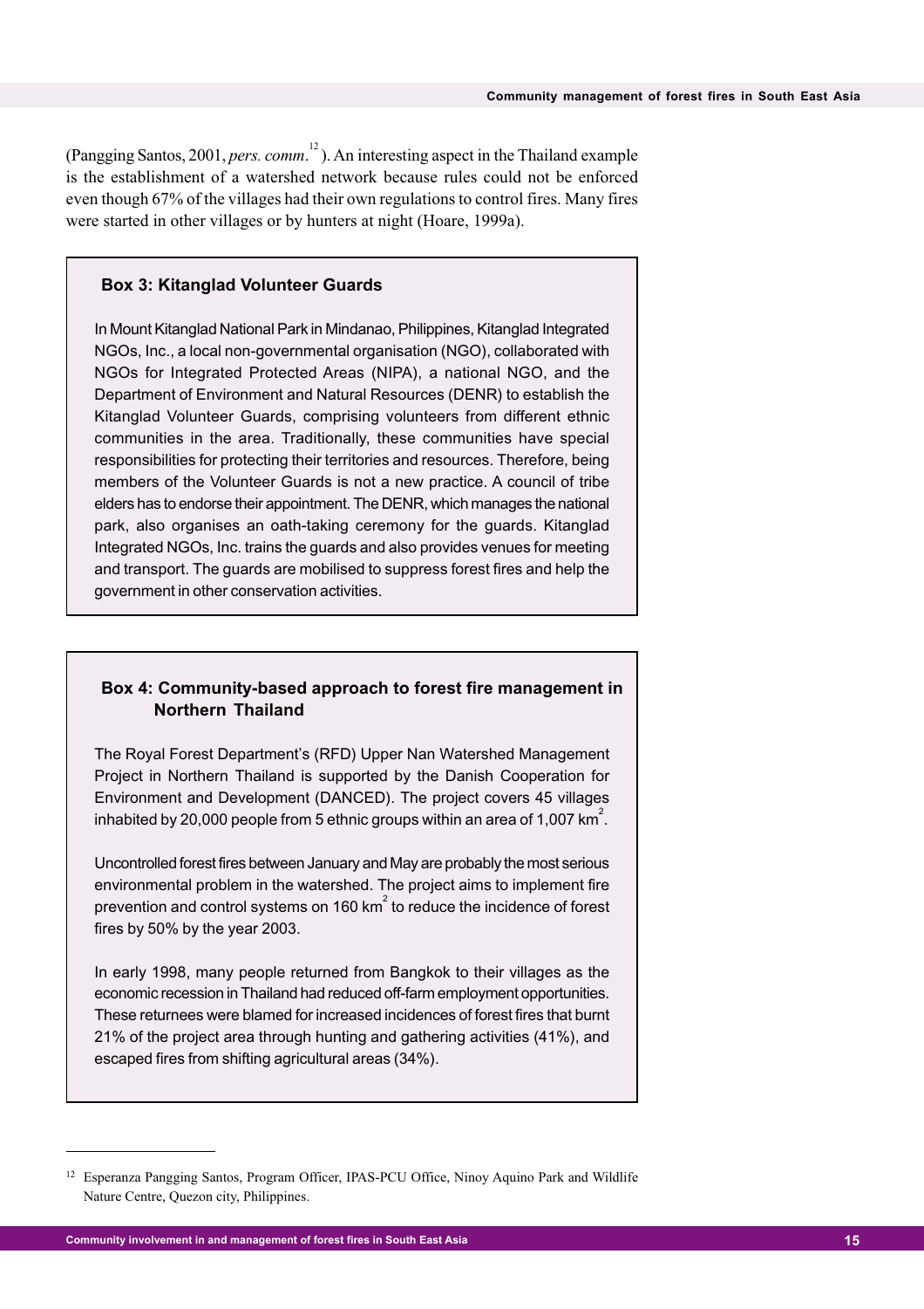(Pangging Santos, 2001, *pers. comm.*[12]). An interesting aspect in the Thailand example is the establishment of a watershed network because rules could not be enforced even though 67% of the villages had their own regulations to control fires. Many fires were started in other villages or by hunters at night (Hoare, 1999a).

> **Box 3: Kitanglad Volunteer Guards**
>
> In Mount Kitanglad National Park in Mindanao, Philippines, Kitanglad Integrated NGOs, Inc., a local non-governmental organisation (NGO), collaborated with NGOs for Integrated Protected Areas (NIPA), a national NGO, and the Department of Environment and Natural Resources (DENR) to establish the Kitanglad Volunteer Guards, comprising volunteers from different ethnic communities in the area. Traditionally, these communities have special responsibilities for protecting their territories and resources. Therefore, being members of the Volunteer Guards is not a new practice. A council of tribe elders has to endorse their appointment. The DENR, which manages the national park, also organises an oath-taking ceremony for the guards. Kitanglad Integrated NGOs, Inc. trains the guards and also provides venues for meeting and transport. The guards are mobilised to suppress forest fires and help the government in other conservation activities.

> **Box 4: Community-based approach to forest fire management in Northern Thailand**
>
> The Royal Forest Department's (RFD) Upper Nan Watershed Management Project in Northern Thailand is supported by the Danish Cooperation for Environment and Development (DANCED). The project covers 45 villages inhabited by 20,000 people from 5 ethnic groups within an area of 1,007 km$^2$.
>
> Uncontrolled forest fires between January and May are probably the most serious environmental problem in the watershed. The project aims to implement fire prevention and control systems on 160 km$^2$ to reduce the incidence of forest fires by 50% by the year 2003.
>
> In early 1998, many people returned from Bangkok to their villages as the economic recession in Thailand had reduced off-farm employment opportunities. These returnees were blamed for increased incidences of forest fires that burnt 21% of the project area through hunting and gathering activities (41%), and escaped fires from shifting agricultural areas (34%).

---

[12] Esperanza Pangging Santos, Program Officer, IPAS-PCU Office, Ninoy Aquino Park and Wildlife Nature Centre, Quezon city, Philippines.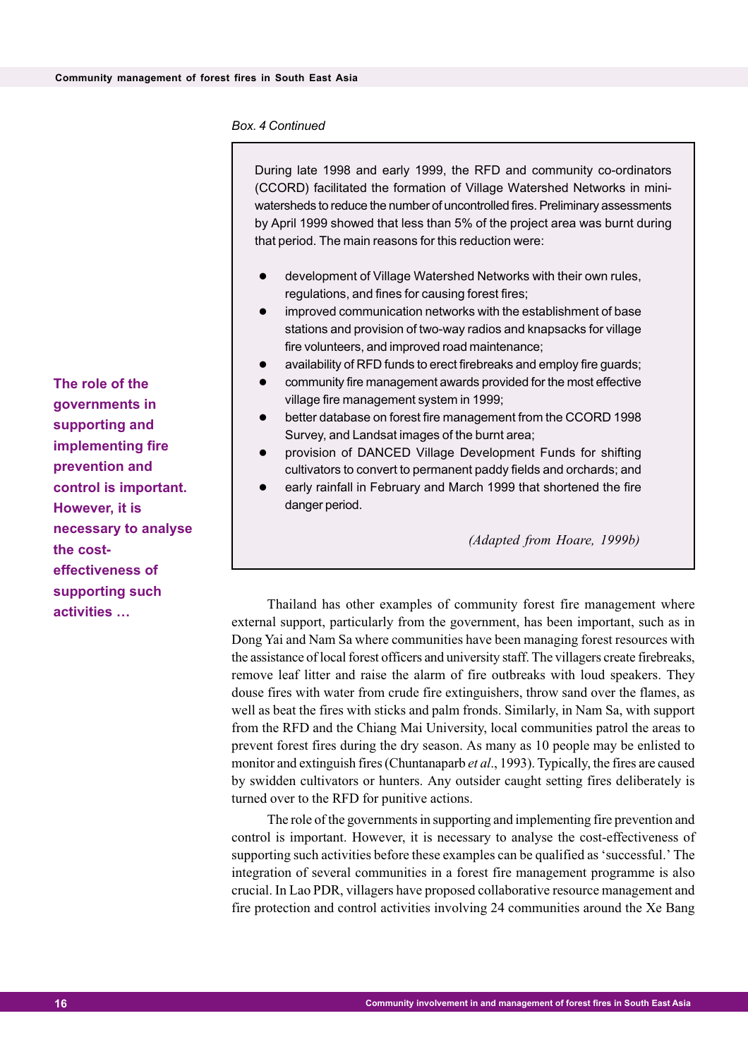*Box. 4 Continued*

> During late 1998 and early 1999, the RFD and community co-ordinators (CCORD) facilitated the formation of Village Watershed Networks in mini-watersheds to reduce the number of uncontrolled fires. Preliminary assessments by April 1999 showed that less than 5% of the project area was burnt during that period. The main reasons for this reduction were:
>
> - development of Village Watershed Networks with their own rules, regulations, and fines for causing forest fires;
> - improved communication networks with the establishment of base stations and provision of two-way radios and knapsacks for village fire volunteers, and improved road maintenance;
> - availability of RFD funds to erect firebreaks and employ fire guards;
> - community fire management awards provided for the most effective village fire management system in 1999;
> - better database on forest fire management from the CCORD 1998 Survey, and Landsat images of the burnt area;
> - provision of DANCED Village Development Funds for shifting cultivators to convert to permanent paddy fields and orchards; and
> - early rainfall in February and March 1999 that shortened the fire danger period.
>
> *(Adapted from Hoare, 1999b)*

**The role of the governments in supporting and implementing fire prevention and control is important. However, it is necessary to analyse the cost-effectiveness of supporting such activities …**

Thailand has other examples of community forest fire management where external support, particularly from the government, has been important, such as in Dong Yai and Nam Sa where communities have been managing forest resources with the assistance of local forest officers and university staff. The villagers create firebreaks, remove leaf litter and raise the alarm of fire outbreaks with loud speakers. They douse fires with water from crude fire extinguishers, throw sand over the flames, as well as beat the fires with sticks and palm fronds. Similarly, in Nam Sa, with support from the RFD and the Chiang Mai University, local communities patrol the areas to prevent forest fires during the dry season. As many as 10 people may be enlisted to monitor and extinguish fires (Chuntanaparb *et al*., 1993). Typically, the fires are caused by swidden cultivators or hunters. Any outsider caught setting fires deliberately is turned over to the RFD for punitive actions.

The role of the governments in supporting and implementing fire prevention and control is important. However, it is necessary to analyse the cost-effectiveness of supporting such activities before these examples can be qualified as 'successful.' The integration of several communities in a forest fire management programme is also crucial. In Lao PDR, villagers have proposed collaborative resource management and fire protection and control activities involving 24 communities around the Xe Bang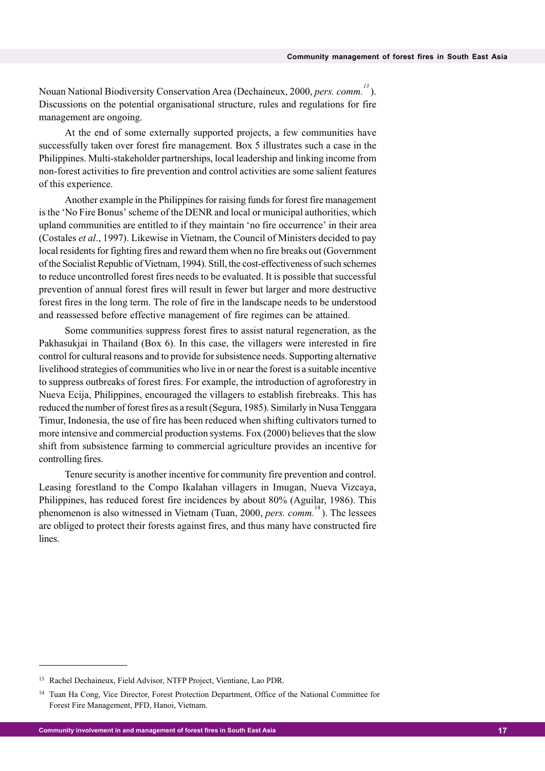Nouan National Biodiversity Conservation Area (Dechaineux, 2000, *pers. comm.*[13]). Discussions on the potential organisational structure, rules and regulations for fire management are ongoing.

At the end of some externally supported projects, a few communities have successfully taken over forest fire management. Box 5 illustrates such a case in the Philippines. Multi-stakeholder partnerships, local leadership and linking income from non-forest activities to fire prevention and control activities are some salient features of this experience.

Another example in the Philippines for raising funds for forest fire management is the 'No Fire Bonus' scheme of the DENR and local or municipal authorities, which upland communities are entitled to if they maintain 'no fire occurrence' in their area (Costales *et al*., 1997). Likewise in Vietnam, the Council of Ministers decided to pay local residents for fighting fires and reward them when no fire breaks out (Government of the Socialist Republic of Vietnam, 1994). Still, the cost-effectiveness of such schemes to reduce uncontrolled forest fires needs to be evaluated. It is possible that successful prevention of annual forest fires will result in fewer but larger and more destructive forest fires in the long term. The role of fire in the landscape needs to be understood and reassessed before effective management of fire regimes can be attained.

Some communities suppress forest fires to assist natural regeneration, as the Pakhasukjai in Thailand (Box 6). In this case, the villagers were interested in fire control for cultural reasons and to provide for subsistence needs. Supporting alternative livelihood strategies of communities who live in or near the forest is a suitable incentive to suppress outbreaks of forest fires. For example, the introduction of agroforestry in Nueva Ecija, Philippines, encouraged the villagers to establish firebreaks. This has reduced the number of forest fires as a result (Segura, 1985). Similarly in Nusa Tenggara Timur, Indonesia, the use of fire has been reduced when shifting cultivators turned to more intensive and commercial production systems. Fox (2000) believes that the slow shift from subsistence farming to commercial agriculture provides an incentive for controlling fires.

Tenure security is another incentive for community fire prevention and control. Leasing forestland to the Compo Ikalahan villagers in Imugan, Nueva Vizcaya, Philippines, has reduced forest fire incidences by about 80% (Aguilar, 1986). This phenomenon is also witnessed in Vietnam (Tuan, 2000, *pers. comm.*[14]). The lessees are obliged to protect their forests against fires, and thus many have constructed fire lines.

---

[13] Rachel Dechaineux, Field Advisor, NTFP Project, Vientiane, Lao PDR.

[14] Tuan Ha Cong, Vice Director, Forest Protection Department, Office of the National Committee for Forest Fire Management, PFD, Hanoi, Vietnam.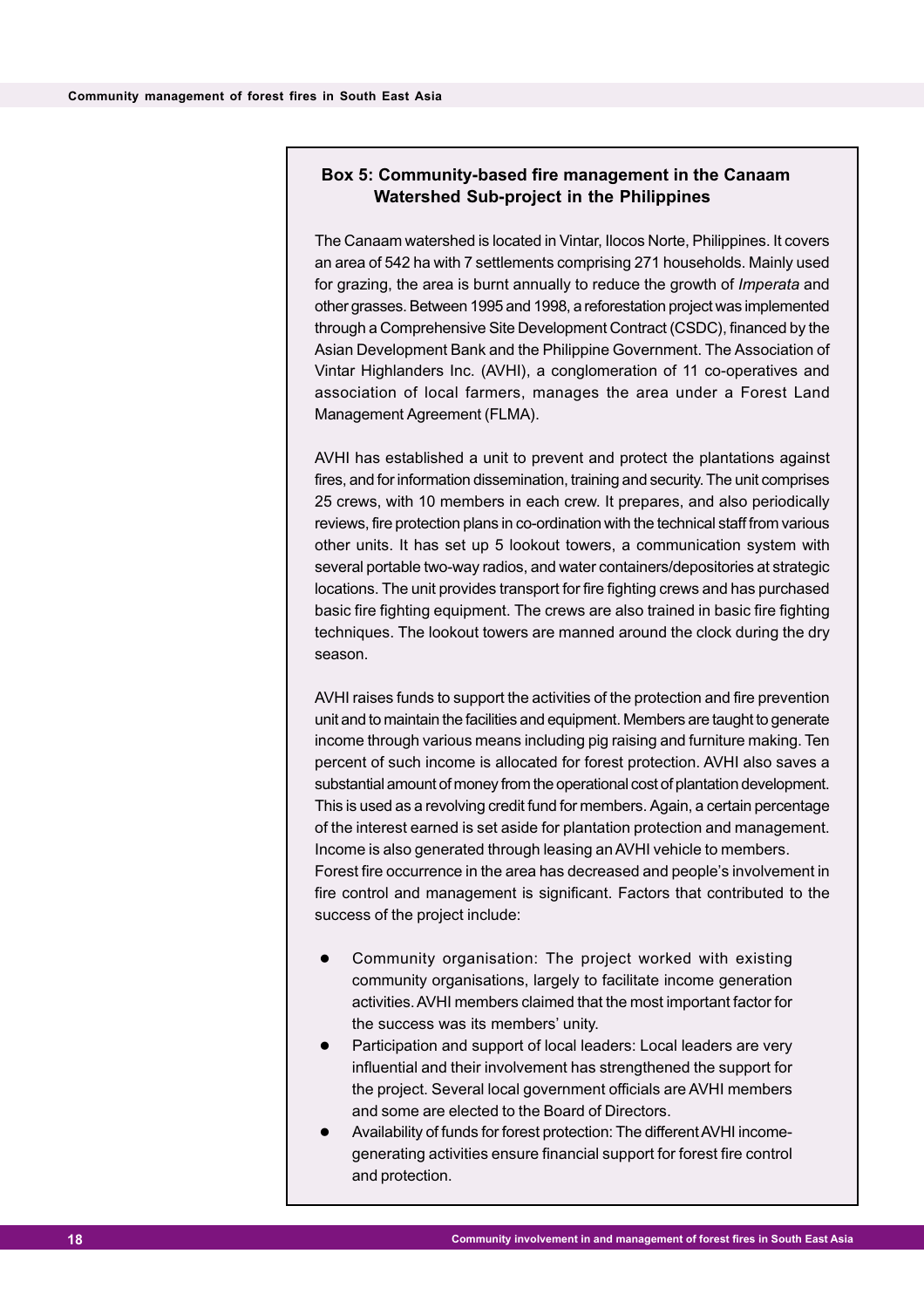### Box 5: Community-based fire management in the Canaam Watershed Sub-project in the Philippines

The Canaam watershed is located in Vintar, Ilocos Norte, Philippines. It covers an area of 542 ha with 7 settlements comprising 271 households. Mainly used for grazing, the area is burnt annually to reduce the growth of *Imperata* and other grasses. Between 1995 and 1998, a reforestation project was implemented through a Comprehensive Site Development Contract (CSDC), financed by the Asian Development Bank and the Philippine Government. The Association of Vintar Highlanders Inc. (AVHI), a conglomeration of 11 co-operatives and association of local farmers, manages the area under a Forest Land Management Agreement (FLMA).

AVHI has established a unit to prevent and protect the plantations against fires, and for information dissemination, training and security. The unit comprises 25 crews, with 10 members in each crew. It prepares, and also periodically reviews, fire protection plans in co-ordination with the technical staff from various other units. It has set up 5 lookout towers, a communication system with several portable two-way radios, and water containers/depositories at strategic locations. The unit provides transport for fire fighting crews and has purchased basic fire fighting equipment. The crews are also trained in basic fire fighting techniques. The lookout towers are manned around the clock during the dry season.

AVHI raises funds to support the activities of the protection and fire prevention unit and to maintain the facilities and equipment. Members are taught to generate income through various means including pig raising and furniture making. Ten percent of such income is allocated for forest protection. AVHI also saves a substantial amount of money from the operational cost of plantation development. This is used as a revolving credit fund for members. Again, a certain percentage of the interest earned is set aside for plantation protection and management. Income is also generated through leasing an AVHI vehicle to members.

Forest fire occurrence in the area has decreased and people's involvement in fire control and management is significant. Factors that contributed to the success of the project include:

- Community organisation: The project worked with existing community organisations, largely to facilitate income generation activities. AVHI members claimed that the most important factor for the success was its members' unity.
- Participation and support of local leaders: Local leaders are very influential and their involvement has strengthened the support for the project. Several local government officials are AVHI members and some are elected to the Board of Directors.
- Availability of funds for forest protection: The different AVHI income-generating activities ensure financial support for forest fire control and protection.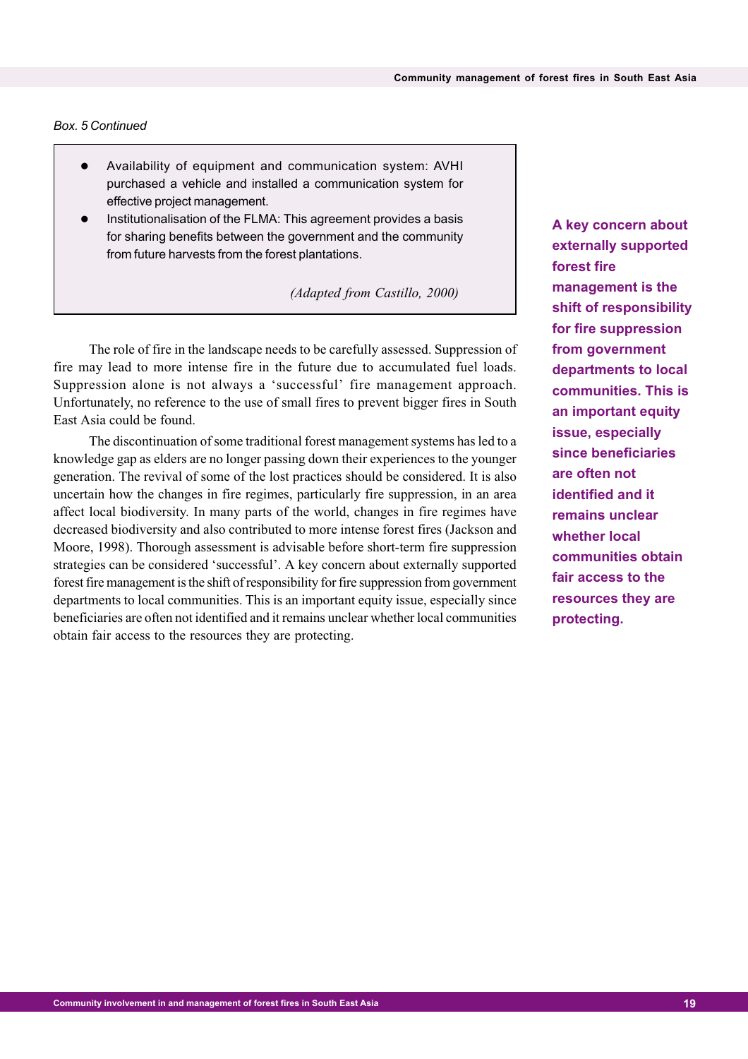*Box. 5 Continued*

- Availability of equipment and communication system: AVHI purchased a vehicle and installed a communication system for effective project management.
- Institutionalisation of the FLMA: This agreement provides a basis for sharing benefits between the government and the community from future harvests from the forest plantations.

*(Adapted from Castillo, 2000)*

The role of fire in the landscape needs to be carefully assessed. Suppression of fire may lead to more intense fire in the future due to accumulated fuel loads. Suppression alone is not always a 'successful' fire management approach. Unfortunately, no reference to the use of small fires to prevent bigger fires in South East Asia could be found.

The discontinuation of some traditional forest management systems has led to a knowledge gap as elders are no longer passing down their experiences to the younger generation. The revival of some of the lost practices should be considered. It is also uncertain how the changes in fire regimes, particularly fire suppression, in an area affect local biodiversity. In many parts of the world, changes in fire regimes have decreased biodiversity and also contributed to more intense forest fires (Jackson and Moore, 1998). Thorough assessment is advisable before short-term fire suppression strategies can be considered 'successful'. A key concern about externally supported forest fire management is the shift of responsibility for fire suppression from government departments to local communities. This is an important equity issue, especially since beneficiaries are often not identified and it remains unclear whether local communities obtain fair access to the resources they are protecting.

**A key concern about externally supported forest fire management is the shift of responsibility for fire suppression from government departments to local communities. This is an important equity issue, especially since beneficiaries are often not identified and it remains unclear whether local communities obtain fair access to the resources they are protecting.**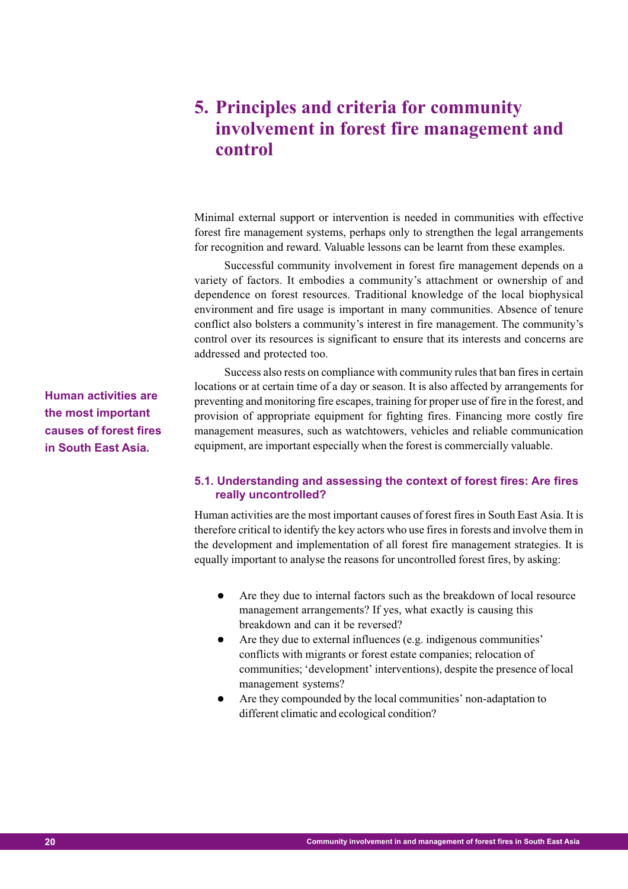// Margin pull-quote "Human activities are the most important causes of forest fires in South East Asia." omitted: it duplicates body text in section 5.1.

# 5. Principles and criteria for community involvement in forest fire management and control

Minimal external support or intervention is needed in communities with effective forest fire management systems, perhaps only to strengthen the legal arrangements for recognition and reward. Valuable lessons can be learnt from these examples.

Successful community involvement in forest fire management depends on a variety of factors. It embodies a community's attachment or ownership of and dependence on forest resources. Traditional knowledge of the local biophysical environment and fire usage is important in many communities. Absence of tenure conflict also bolsters a community's interest in fire management. The community's control over its resources is significant to ensure that its interests and concerns are addressed and protected too.

Success also rests on compliance with community rules that ban fires in certain locations or at certain time of a day or season. It is also affected by arrangements for preventing and monitoring fire escapes, training for proper use of fire in the forest, and provision of appropriate equipment for fighting fires. Financing more costly fire management measures, such as watchtowers, vehicles and reliable communication equipment, are important especially when the forest is commercially valuable.

## 5.1. Understanding and assessing the context of forest fires: Are fires really uncontrolled?

Human activities are the most important causes of forest fires in South East Asia. It is therefore critical to identify the key actors who use fires in forests and involve them in the development and implementation of all forest fire management strategies. It is equally important to analyse the reasons for uncontrolled forest fires, by asking:

- Are they due to internal factors such as the breakdown of local resource management arrangements? If yes, what exactly is causing this breakdown and can it be reversed?
- Are they due to external influences (e.g. indigenous communities' conflicts with migrants or forest estate companies; relocation of communities; 'development' interventions), despite the presence of local management systems?
- Are they compounded by the local communities' non-adaptation to different climatic and ecological condition?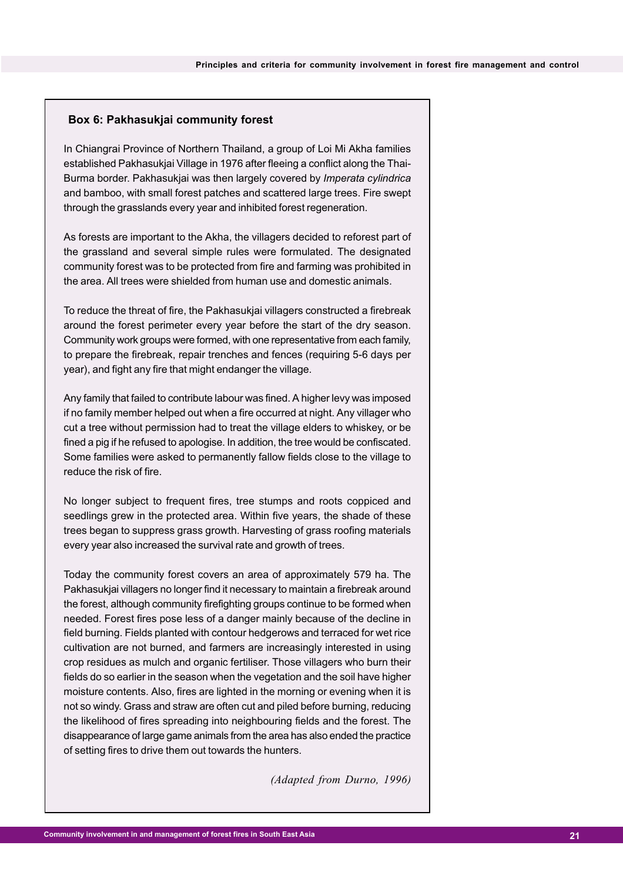### Box 6: Pakhasukjai community forest

In Chiangrai Province of Northern Thailand, a group of Loi Mi Akha families established Pakhasukjai Village in 1976 after fleeing a conflict along the Thai-Burma border. Pakhasukjai was then largely covered by *Imperata cylindrica* and bamboo, with small forest patches and scattered large trees. Fire swept through the grasslands every year and inhibited forest regeneration.

As forests are important to the Akha, the villagers decided to reforest part of the grassland and several simple rules were formulated. The designated community forest was to be protected from fire and farming was prohibited in the area. All trees were shielded from human use and domestic animals.

To reduce the threat of fire, the Pakhasukjai villagers constructed a firebreak around the forest perimeter every year before the start of the dry season. Community work groups were formed, with one representative from each family, to prepare the firebreak, repair trenches and fences (requiring 5-6 days per year), and fight any fire that might endanger the village.

Any family that failed to contribute labour was fined. A higher levy was imposed if no family member helped out when a fire occurred at night. Any villager who cut a tree without permission had to treat the village elders to whiskey, or be fined a pig if he refused to apologise. In addition, the tree would be confiscated. Some families were asked to permanently fallow fields close to the village to reduce the risk of fire.

No longer subject to frequent fires, tree stumps and roots coppiced and seedlings grew in the protected area. Within five years, the shade of these trees began to suppress grass growth. Harvesting of grass roofing materials every year also increased the survival rate and growth of trees.

Today the community forest covers an area of approximately 579 ha. The Pakhasukjai villagers no longer find it necessary to maintain a firebreak around the forest, although community firefighting groups continue to be formed when needed. Forest fires pose less of a danger mainly because of the decline in field burning. Fields planted with contour hedgerows and terraced for wet rice cultivation are not burned, and farmers are increasingly interested in using crop residues as mulch and organic fertiliser. Those villagers who burn their fields do so earlier in the season when the vegetation and the soil have higher moisture contents. Also, fires are lighted in the morning or evening when it is not so windy. Grass and straw are often cut and piled before burning, reducing the likelihood of fires spreading into neighbouring fields and the forest. The disappearance of large game animals from the area has also ended the practice of setting fires to drive them out towards the hunters.

*(Adapted from Durno, 1996)*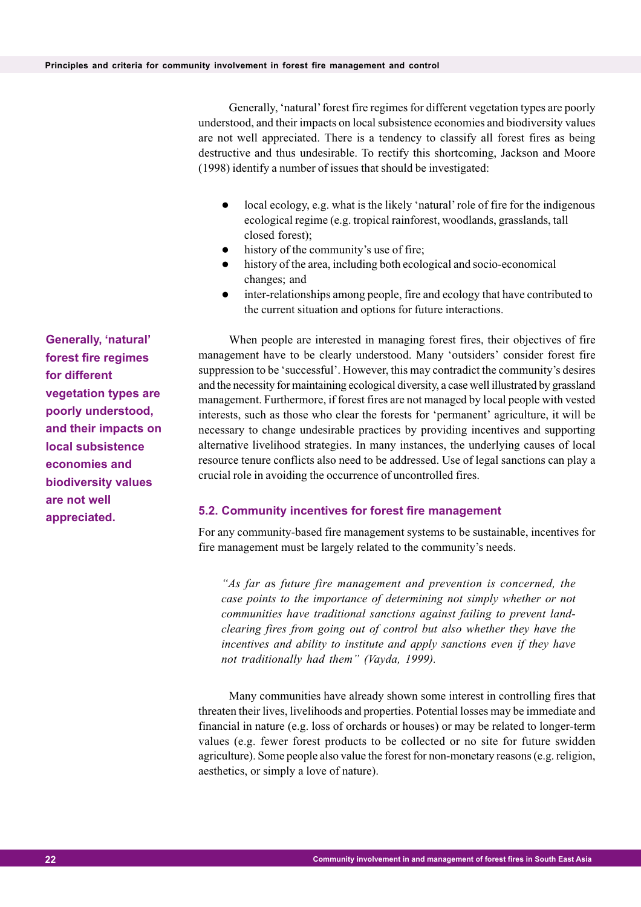Generally, 'natural' forest fire regimes for different vegetation types are poorly understood, and their impacts on local subsistence economies and biodiversity values are not well appreciated. There is a tendency to classify all forest fires as being destructive and thus undesirable. To rectify this shortcoming, Jackson and Moore (1998) identify a number of issues that should be investigated:

- local ecology, e.g. what is the likely 'natural' role of fire for the indigenous ecological regime (e.g. tropical rainforest, woodlands, grasslands, tall closed forest);
- history of the community's use of fire;
- history of the area, including both ecological and socio-economical changes; and
- inter-relationships among people, fire and ecology that have contributed to the current situation and options for future interactions.

**Generally, 'natural' forest fire regimes for different vegetation types are poorly understood, and their impacts on local subsistence economies and biodiversity values are not well appreciated.**

When people are interested in managing forest fires, their objectives of fire management have to be clearly understood. Many 'outsiders' consider forest fire suppression to be 'successful'. However, this may contradict the community's desires and the necessity for maintaining ecological diversity, a case well illustrated by grassland management. Furthermore, if forest fires are not managed by local people with vested interests, such as those who clear the forests for 'permanent' agriculture, it will be necessary to change undesirable practices by providing incentives and supporting alternative livelihood strategies. In many instances, the underlying causes of local resource tenure conflicts also need to be addressed. Use of legal sanctions can play a crucial role in avoiding the occurrence of uncontrolled fires.

## 5.2. Community incentives for forest fire management

For any community-based fire management systems to be sustainable, incentives for fire management must be largely related to the community's needs.

> *"As far as future fire management and prevention is concerned, the case points to the importance of determining not simply whether or not communities have traditional sanctions against failing to prevent land-clearing fires from going out of control but also whether they have the incentives and ability to institute and apply sanctions even if they have not traditionally had them" (Vayda, 1999).*

Many communities have already shown some interest in controlling fires that threaten their lives, livelihoods and properties. Potential losses may be immediate and financial in nature (e.g. loss of orchards or houses) or may be related to longer-term values (e.g. fewer forest products to be collected or no site for future swidden agriculture). Some people also value the forest for non-monetary reasons (e.g. religion, aesthetics, or simply a love of nature).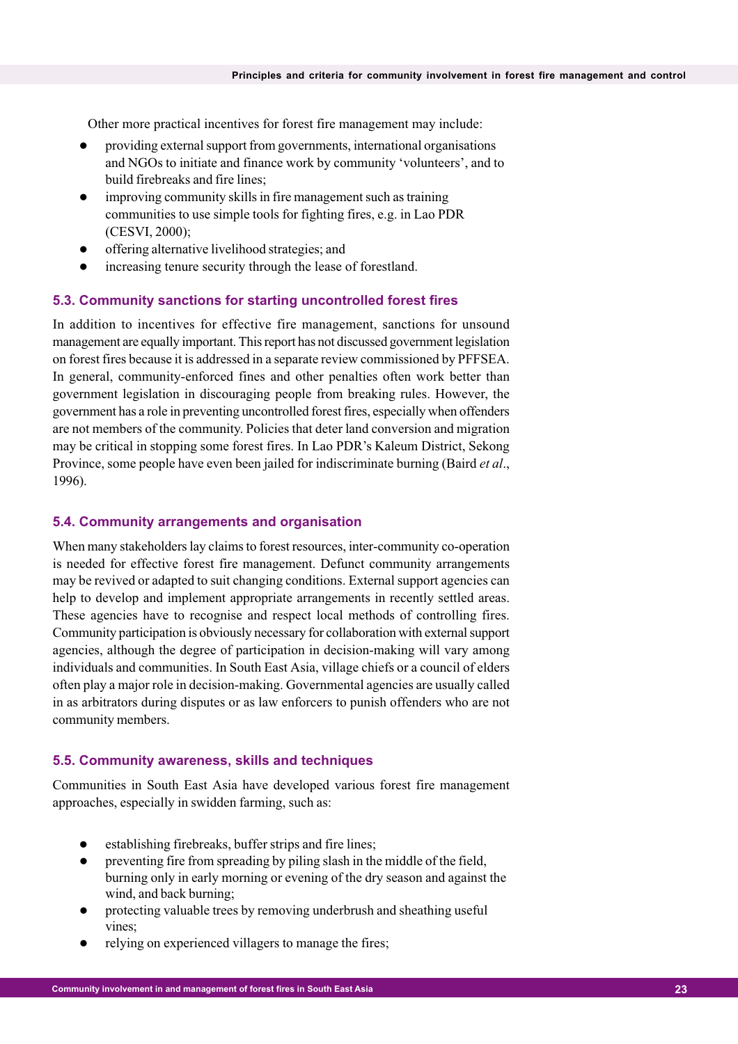Other more practical incentives for forest fire management may include:

- providing external support from governments, international organisations and NGOs to initiate and finance work by community 'volunteers', and to build firebreaks and fire lines;
- improving community skills in fire management such as training communities to use simple tools for fighting fires, e.g. in Lao PDR (CESVI, 2000);
- offering alternative livelihood strategies; and
- increasing tenure security through the lease of forestland.

## 5.3. Community sanctions for starting uncontrolled forest fires

In addition to incentives for effective fire management, sanctions for unsound management are equally important. This report has not discussed government legislation on forest fires because it is addressed in a separate review commissioned by PFFSEA. In general, community-enforced fines and other penalties often work better than government legislation in discouraging people from breaking rules. However, the government has a role in preventing uncontrolled forest fires, especially when offenders are not members of the community. Policies that deter land conversion and migration may be critical in stopping some forest fires. In Lao PDR's Kaleum District, Sekong Province, some people have even been jailed for indiscriminate burning (Baird *et al*., 1996).

## 5.4. Community arrangements and organisation

When many stakeholders lay claims to forest resources, inter-community co-operation is needed for effective forest fire management. Defunct community arrangements may be revived or adapted to suit changing conditions. External support agencies can help to develop and implement appropriate arrangements in recently settled areas. These agencies have to recognise and respect local methods of controlling fires. Community participation is obviously necessary for collaboration with external support agencies, although the degree of participation in decision-making will vary among individuals and communities. In South East Asia, village chiefs or a council of elders often play a major role in decision-making. Governmental agencies are usually called in as arbitrators during disputes or as law enforcers to punish offenders who are not community members.

## 5.5. Community awareness, skills and techniques

Communities in South East Asia have developed various forest fire management approaches, especially in swidden farming, such as:

- establishing firebreaks, buffer strips and fire lines;
- preventing fire from spreading by piling slash in the middle of the field, burning only in early morning or evening of the dry season and against the wind, and back burning;
- protecting valuable trees by removing underbrush and sheathing useful vines;
- relying on experienced villagers to manage the fires;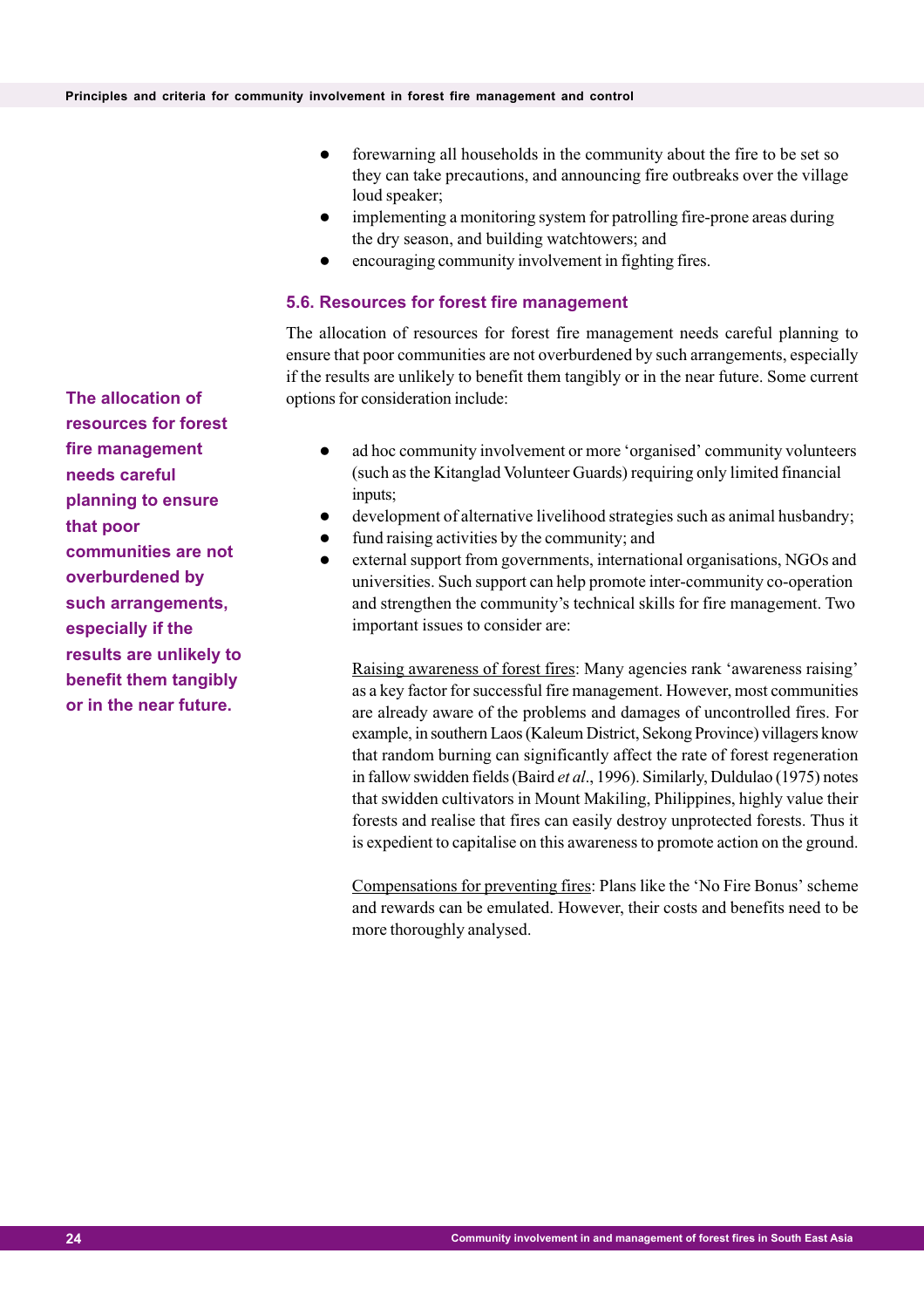- forewarning all households in the community about the fire to be set so they can take precautions, and announcing fire outbreaks over the village loud speaker;
- implementing a monitoring system for patrolling fire-prone areas during the dry season, and building watchtowers; and
- encouraging community involvement in fighting fires.

### 5.6. Resources for forest fire management

The allocation of resources for forest fire management needs careful planning to ensure that poor communities are not overburdened by such arrangements, especially if the results are unlikely to benefit them tangibly or in the near future. Some current options for consideration include:

**The allocation of resources for forest fire management needs careful planning to ensure that poor communities are not overburdened by such arrangements, especially if the results are unlikely to benefit them tangibly or in the near future.**

- ad hoc community involvement or more 'organised' community volunteers (such as the Kitanglad Volunteer Guards) requiring only limited financial inputs;
- development of alternative livelihood strategies such as animal husbandry;
- fund raising activities by the community; and
- external support from governments, international organisations, NGOs and universities. Such support can help promote inter-community co-operation and strengthen the community's technical skills for fire management. Two important issues to consider are:

  Raising awareness of forest fires: Many agencies rank 'awareness raising' as a key factor for successful fire management. However, most communities are already aware of the problems and damages of uncontrolled fires. For example, in southern Laos (Kaleum District, Sekong Province) villagers know that random burning can significantly affect the rate of forest regeneration in fallow swidden fields (Baird *et al*., 1996). Similarly, Duldulao (1975) notes that swidden cultivators in Mount Makiling, Philippines, highly value their forests and realise that fires can easily destroy unprotected forests. Thus it is expedient to capitalise on this awareness to promote action on the ground.

  Compensations for preventing fires: Plans like the 'No Fire Bonus' scheme and rewards can be emulated. However, their costs and benefits need to be more thoroughly analysed.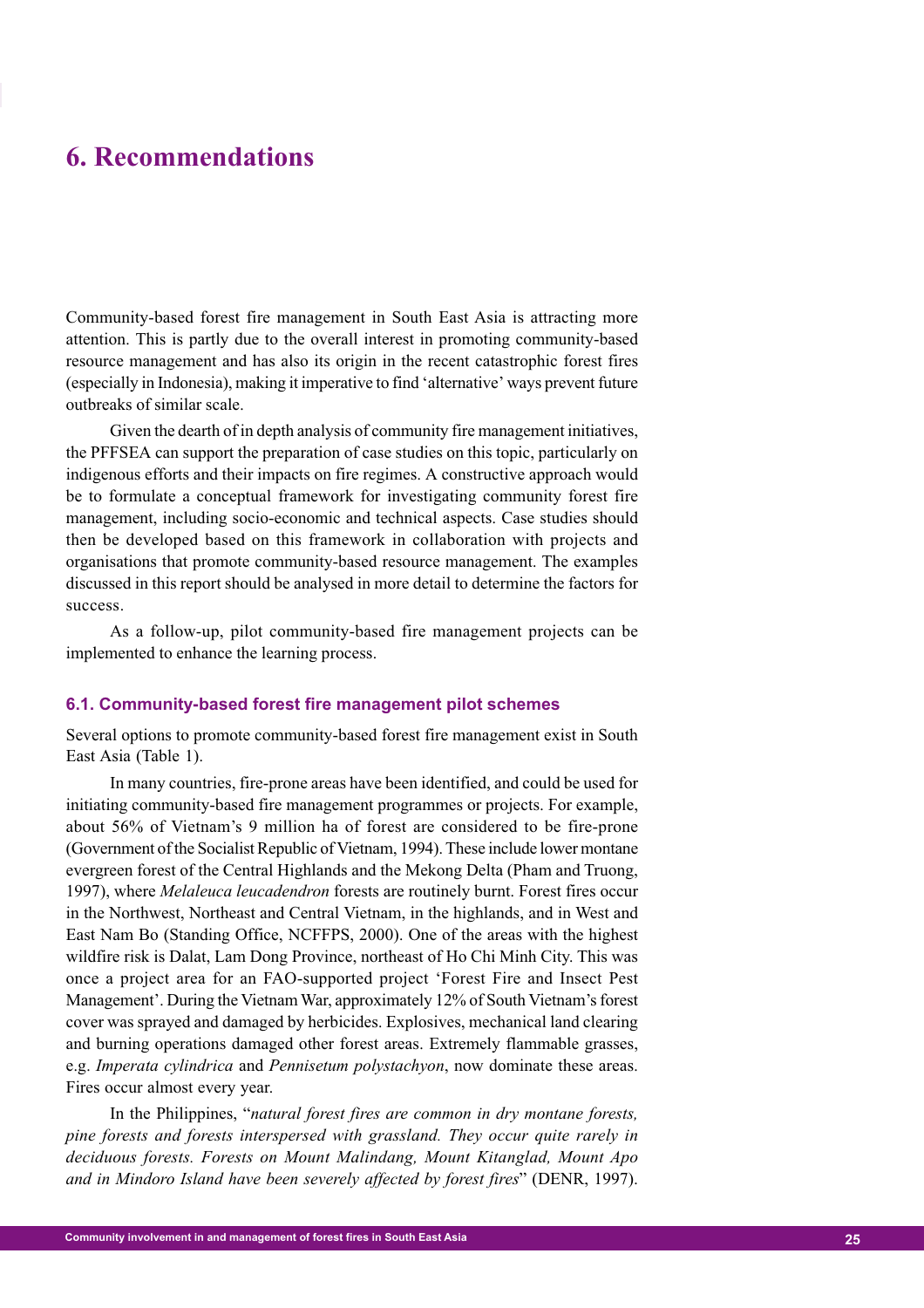# 6. Recommendations

Community-based forest fire management in South East Asia is attracting more attention. This is partly due to the overall interest in promoting community-based resource management and has also its origin in the recent catastrophic forest fires (especially in Indonesia), making it imperative to find 'alternative' ways prevent future outbreaks of similar scale.

Given the dearth of in depth analysis of community fire management initiatives, the PFFSEA can support the preparation of case studies on this topic, particularly on indigenous efforts and their impacts on fire regimes. A constructive approach would be to formulate a conceptual framework for investigating community forest fire management, including socio-economic and technical aspects. Case studies should then be developed based on this framework in collaboration with projects and organisations that promote community-based resource management. The examples discussed in this report should be analysed in more detail to determine the factors for success.

As a follow-up, pilot community-based fire management projects can be implemented to enhance the learning process.

## 6.1. Community-based forest fire management pilot schemes

Several options to promote community-based forest fire management exist in South East Asia (Table 1).

In many countries, fire-prone areas have been identified, and could be used for initiating community-based fire management programmes or projects. For example, about 56% of Vietnam's 9 million ha of forest are considered to be fire-prone (Government of the Socialist Republic of Vietnam, 1994). These include lower montane evergreen forest of the Central Highlands and the Mekong Delta (Pham and Truong, 1997), where *Melaleuca leucadendron* forests are routinely burnt. Forest fires occur in the Northwest, Northeast and Central Vietnam, in the highlands, and in West and East Nam Bo (Standing Office, NCFFPS, 2000). One of the areas with the highest wildfire risk is Dalat, Lam Dong Province, northeast of Ho Chi Minh City. This was once a project area for an FAO-supported project 'Forest Fire and Insect Pest Management'. During the Vietnam War, approximately 12% of South Vietnam's forest cover was sprayed and damaged by herbicides. Explosives, mechanical land clearing and burning operations damaged other forest areas. Extremely flammable grasses, e.g. *Imperata cylindrica* and *Pennisetum polystachyon*, now dominate these areas. Fires occur almost every year.

In the Philippines, "*natural forest fires are common in dry montane forests, pine forests and forests interspersed with grassland. They occur quite rarely in deciduous forests. Forests on Mount Malindang, Mount Kitanglad, Mount Apo and in Mindoro Island have been severely affected by forest fires*" (DENR, 1997).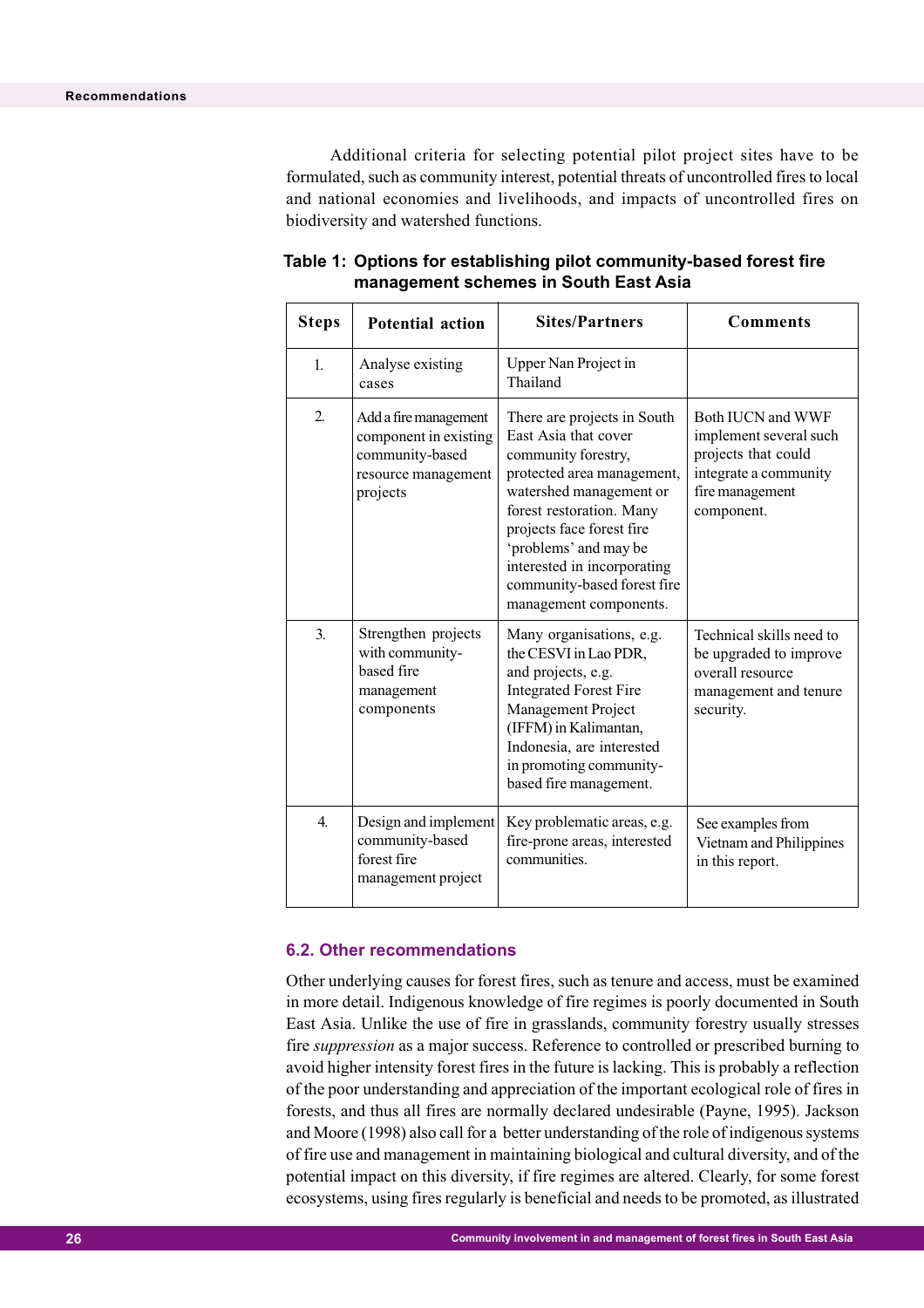Additional criteria for selecting potential pilot project sites have to be formulated, such as community interest, potential threats of uncontrolled fires to local and national economies and livelihoods, and impacts of uncontrolled fires on biodiversity and watershed functions.

**Table 1: Options for establishing pilot community-based forest fire management schemes in South East Asia**

| Steps | Potential action | Sites/Partners | Comments |
|---|---|---|---|
| 1. | Analyse existing cases | Upper Nan Project in Thailand | |
| 2. | Add a fire management component in existing community-based resource management projects | There are projects in South East Asia that cover community forestry, protected area management, watershed management or forest restoration. Many projects face forest fire 'problems' and may be interested in incorporating community-based forest fire management components. | Both IUCN and WWF implement several such projects that could integrate a community fire management component. |
| 3. | Strengthen projects with community-based fire management components | Many organisations, e.g. the CESVI in Lao PDR, and projects, e.g. Integrated Forest Fire Management Project (IFFM) in Kalimantan, Indonesia, are interested in promoting community-based fire management. | Technical skills need to be upgraded to improve overall resource management and tenure security. |
| 4. | Design and implement community-based forest fire management project | Key problematic areas, e.g. fire-prone areas, interested communities. | See examples from Vietnam and Philippines in this report. |

### 6.2. Other recommendations

Other underlying causes for forest fires, such as tenure and access, must be examined in more detail. Indigenous knowledge of fire regimes is poorly documented in South East Asia. Unlike the use of fire in grasslands, community forestry usually stresses fire *suppression* as a major success. Reference to controlled or prescribed burning to avoid higher intensity forest fires in the future is lacking. This is probably a reflection of the poor understanding and appreciation of the important ecological role of fires in forests, and thus all fires are normally declared undesirable (Payne, 1995). Jackson and Moore (1998) also call for a better understanding of the role of indigenous systems of fire use and management in maintaining biological and cultural diversity, and of the potential impact on this diversity, if fire regimes are altered. Clearly, for some forest ecosystems, using fires regularly is beneficial and needs to be promoted, as illustrated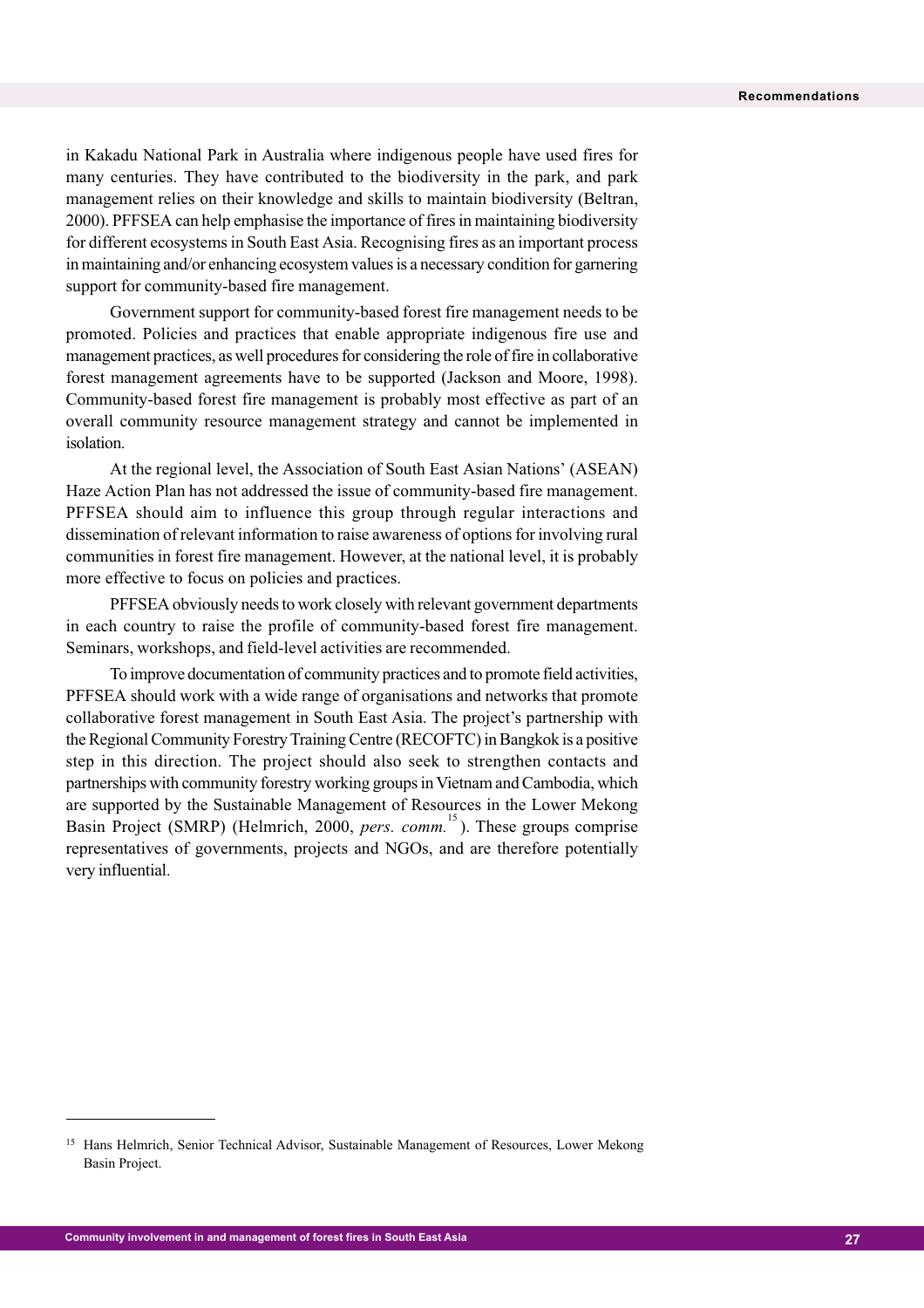in Kakadu National Park in Australia where indigenous people have used fires for many centuries. They have contributed to the biodiversity in the park, and park management relies on their knowledge and skills to maintain biodiversity (Beltran, 2000). PFFSEA can help emphasise the importance of fires in maintaining biodiversity for different ecosystems in South East Asia. Recognising fires as an important process in maintaining and/or enhancing ecosystem values is a necessary condition for garnering support for community-based fire management.

Government support for community-based forest fire management needs to be promoted. Policies and practices that enable appropriate indigenous fire use and management practices, as well procedures for considering the role of fire in collaborative forest management agreements have to be supported (Jackson and Moore, 1998). Community-based forest fire management is probably most effective as part of an overall community resource management strategy and cannot be implemented in isolation.

At the regional level, the Association of South East Asian Nations' (ASEAN) Haze Action Plan has not addressed the issue of community-based fire management. PFFSEA should aim to influence this group through regular interactions and dissemination of relevant information to raise awareness of options for involving rural communities in forest fire management. However, at the national level, it is probably more effective to focus on policies and practices.

PFFSEA obviously needs to work closely with relevant government departments in each country to raise the profile of community-based forest fire management. Seminars, workshops, and field-level activities are recommended.

To improve documentation of community practices and to promote field activities, PFFSEA should work with a wide range of organisations and networks that promote collaborative forest management in South East Asia. The project's partnership with the Regional Community Forestry Training Centre (RECOFTC) in Bangkok is a positive step in this direction. The project should also seek to strengthen contacts and partnerships with community forestry working groups in Vietnam and Cambodia, which are supported by the Sustainable Management of Resources in the Lower Mekong Basin Project (SMRP) (Helmrich, 2000, *pers. comm.*[15]). These groups comprise representatives of governments, projects and NGOs, and are therefore potentially very influential.

---

[15] Hans Helmrich, Senior Technical Advisor, Sustainable Management of Resources, Lower Mekong Basin Project.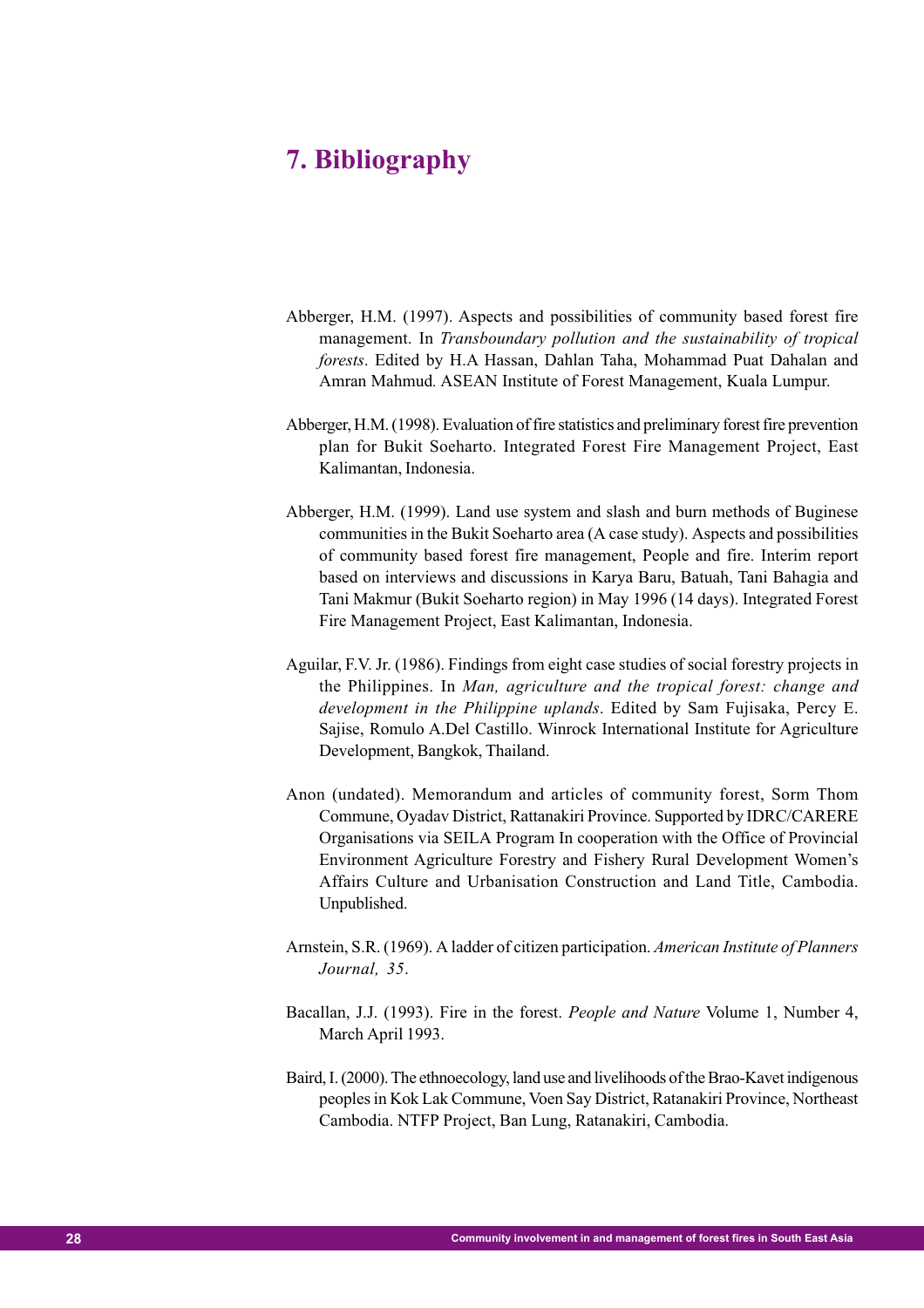# 7. Bibliography

Abberger, H.M. (1997). Aspects and possibilities of community based forest fire management. In *Transboundary pollution and the sustainability of tropical forests*. Edited by H.A Hassan, Dahlan Taha, Mohammad Puat Dahalan and Amran Mahmud. ASEAN Institute of Forest Management, Kuala Lumpur.

Abberger, H.M. (1998). Evaluation of fire statistics and preliminary forest fire prevention plan for Bukit Soeharto. Integrated Forest Fire Management Project, East Kalimantan, Indonesia.

Abberger, H.M. (1999). Land use system and slash and burn methods of Buginese communities in the Bukit Soeharto area (A case study). Aspects and possibilities of community based forest fire management, People and fire. Interim report based on interviews and discussions in Karya Baru, Batuah, Tani Bahagia and Tani Makmur (Bukit Soeharto region) in May 1996 (14 days). Integrated Forest Fire Management Project, East Kalimantan, Indonesia.

Aguilar, F.V. Jr. (1986). Findings from eight case studies of social forestry projects in the Philippines. In *Man, agriculture and the tropical forest: change and development in the Philippine uplands*. Edited by Sam Fujisaka, Percy E. Sajise, Romulo A.Del Castillo. Winrock International Institute for Agriculture Development, Bangkok, Thailand.

Anon (undated). Memorandum and articles of community forest, Sorm Thom Commune, Oyadav District, Rattanakiri Province. Supported by IDRC/CARERE Organisations via SEILA Program In cooperation with the Office of Provincial Environment Agriculture Forestry and Fishery Rural Development Women's Affairs Culture and Urbanisation Construction and Land Title, Cambodia. Unpublished.

Arnstein, S.R. (1969). A ladder of citizen participation. *American Institute of Planners Journal, 35*.

Bacallan, J.J. (1993). Fire in the forest. *People and Nature* Volume 1, Number 4, March April 1993.

Baird, I. (2000). The ethnoecology, land use and livelihoods of the Brao-Kavet indigenous peoples in Kok Lak Commune, Voen Say District, Ratanakiri Province, Northeast Cambodia. NTFP Project, Ban Lung, Ratanakiri, Cambodia.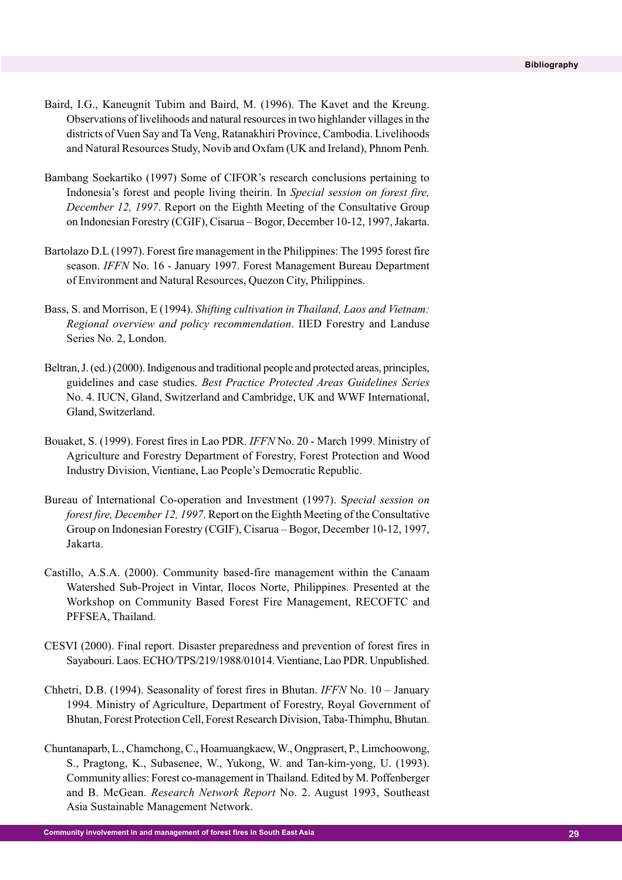Baird, I.G., Kaneugnit Tubim and Baird, M. (1996). The Kavet and the Kreung. Observations of livelihoods and natural resources in two highlander villages in the districts of Vuen Say and Ta Veng, Ratanakhiri Province, Cambodia. Livelihoods and Natural Resources Study, Novib and Oxfam (UK and Ireland), Phnom Penh.

Bambang Soekartiko (1997) Some of CIFOR's research conclusions pertaining to Indonesia's forest and people living theirin. In *Special session on forest fire, December 12, 1997*. Report on the Eighth Meeting of the Consultative Group on Indonesian Forestry (CGIF), Cisarua – Bogor, December 10-12, 1997, Jakarta.

Bartolazo D.L (1997). Forest fire management in the Philippines: The 1995 forest fire season. *IFFN* No. 16 - January 1997. Forest Management Bureau Department of Environment and Natural Resources, Quezon City, Philippines.

Bass, S. and Morrison, E (1994). *Shifting cultivation in Thailand, Laos and Vietnam: Regional overview and policy recommendation*. IIED Forestry and Landuse Series No. 2, London.

Beltran, J. (ed.) (2000). Indigenous and traditional people and protected areas, principles, guidelines and case studies. *Best Practice Protected Areas Guidelines Series* No. 4. IUCN, Gland, Switzerland and Cambridge, UK and WWF International, Gland, Switzerland.

Bouaket, S. (1999). Forest fires in Lao PDR. *IFFN* No. 20 - March 1999. Ministry of Agriculture and Forestry Department of Forestry, Forest Protection and Wood Industry Division, Vientiane, Lao People's Democratic Republic.

Bureau of International Co-operation and Investment (1997). S*pecial session on forest fire, December 12, 1997*. Report on the Eighth Meeting of the Consultative Group on Indonesian Forestry (CGIF), Cisarua – Bogor, December 10-12, 1997, Jakarta.

Castillo, A.S.A. (2000). Community based-fire management within the Canaam Watershed Sub-Project in Vintar, Ilocos Norte, Philippines. Presented at the Workshop on Community Based Forest Fire Management, RECOFTC and PFFSEA, Thailand.

CESVI (2000). Final report. Disaster preparedness and prevention of forest fires in Sayabouri. Laos. ECHO/TPS/219/1988/01014. Vientiane, Lao PDR. Unpublished.

Chhetri, D.B. (1994). Seasonality of forest fires in Bhutan. *IFFN* No. 10 – January 1994. Ministry of Agriculture, Department of Forestry, Royal Government of Bhutan, Forest Protection Cell, Forest Research Division, Taba-Thimphu, Bhutan.

Chuntanaparb, L., Chamchong, C., Hoamuangkaew, W., Ongprasert, P., Limchoowong, S., Pragtong, K., Subasenee, W., Yukong, W. and Tan-kim-yong, U. (1993). Community allies: Forest co-management in Thailand. Edited by M. Poffenberger and B. McGean. *Research Network Report* No. 2. August 1993, Southeast Asia Sustainable Management Network.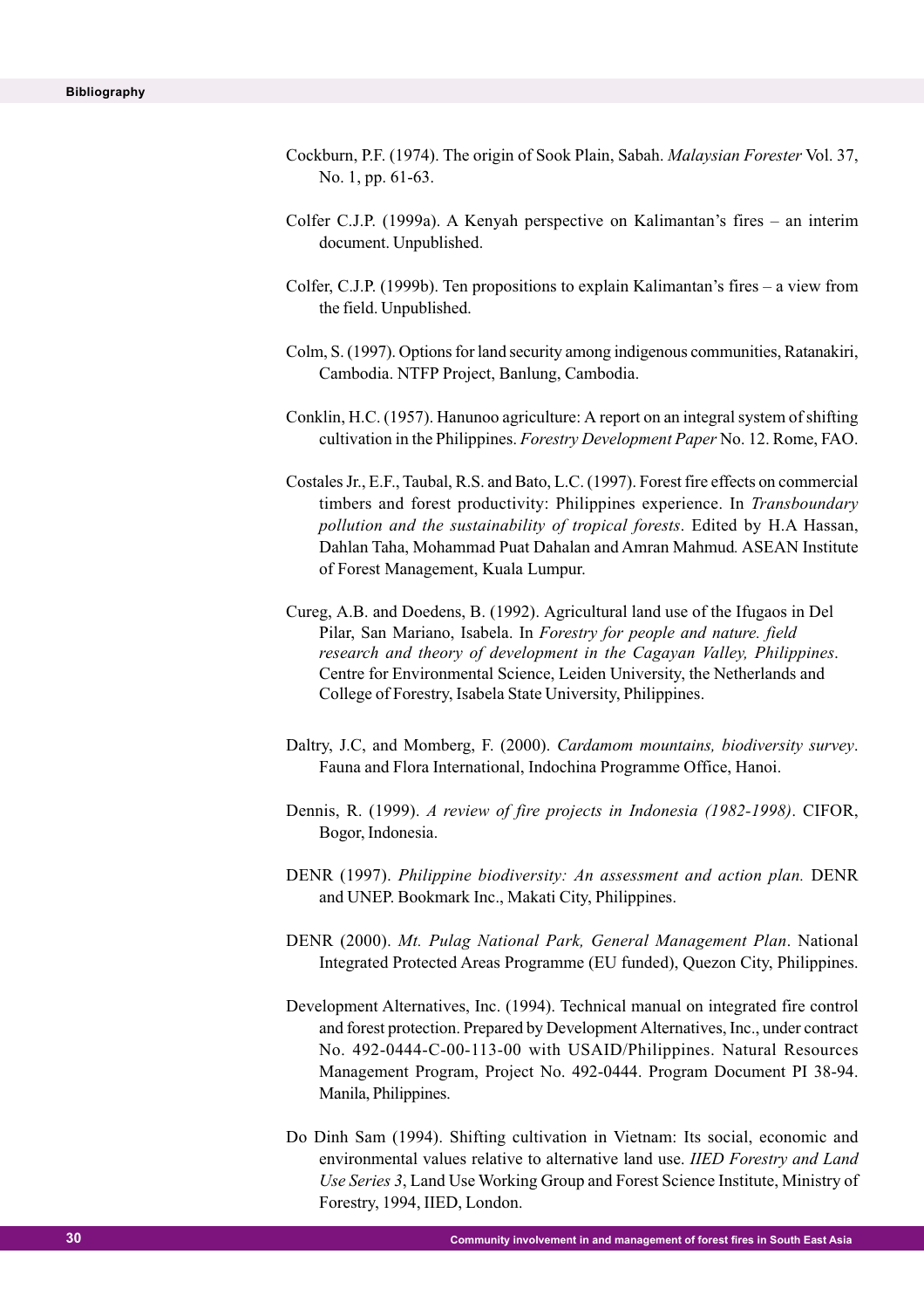Cockburn, P.F. (1974). The origin of Sook Plain, Sabah. *Malaysian Forester* Vol. 37, No. 1, pp. 61-63.

Colfer C.J.P. (1999a). A Kenyah perspective on Kalimantan's fires – an interim document. Unpublished.

Colfer, C.J.P. (1999b). Ten propositions to explain Kalimantan's fires – a view from the field. Unpublished.

Colm, S. (1997). Options for land security among indigenous communities, Ratanakiri, Cambodia. NTFP Project, Banlung, Cambodia.

Conklin, H.C. (1957). Hanunoo agriculture: A report on an integral system of shifting cultivation in the Philippines. *Forestry Development Paper* No. 12. Rome, FAO.

Costales Jr., E.F., Taubal, R.S. and Bato, L.C. (1997). Forest fire effects on commercial timbers and forest productivity: Philippines experience. In *Transboundary pollution and the sustainability of tropical forests*. Edited by H.A Hassan, Dahlan Taha, Mohammad Puat Dahalan and Amran Mahmud. ASEAN Institute of Forest Management, Kuala Lumpur.

Cureg, A.B. and Doedens, B. (1992). Agricultural land use of the Ifugaos in Del Pilar, San Mariano, Isabela. In *Forestry for people and nature. field research and theory of development in the Cagayan Valley, Philippines*. Centre for Environmental Science, Leiden University, the Netherlands and College of Forestry, Isabela State University, Philippines.

Daltry, J.C, and Momberg, F. (2000). *Cardamom mountains, biodiversity survey*. Fauna and Flora International, Indochina Programme Office, Hanoi.

Dennis, R. (1999). *A review of fire projects in Indonesia (1982-1998)*. CIFOR, Bogor, Indonesia.

DENR (1997). *Philippine biodiversity: An assessment and action plan.* DENR and UNEP. Bookmark Inc., Makati City, Philippines.

DENR (2000). *Mt. Pulag National Park, General Management Plan*. National Integrated Protected Areas Programme (EU funded), Quezon City, Philippines.

Development Alternatives, Inc. (1994). Technical manual on integrated fire control and forest protection. Prepared by Development Alternatives, Inc., under contract No. 492-0444-C-00-113-00 with USAID/Philippines. Natural Resources Management Program, Project No. 492-0444. Program Document PI 38-94. Manila, Philippines.

Do Dinh Sam (1994). Shifting cultivation in Vietnam: Its social, economic and environmental values relative to alternative land use. *IIED Forestry and Land Use Series 3*, Land Use Working Group and Forest Science Institute, Ministry of Forestry, 1994, IIED, London.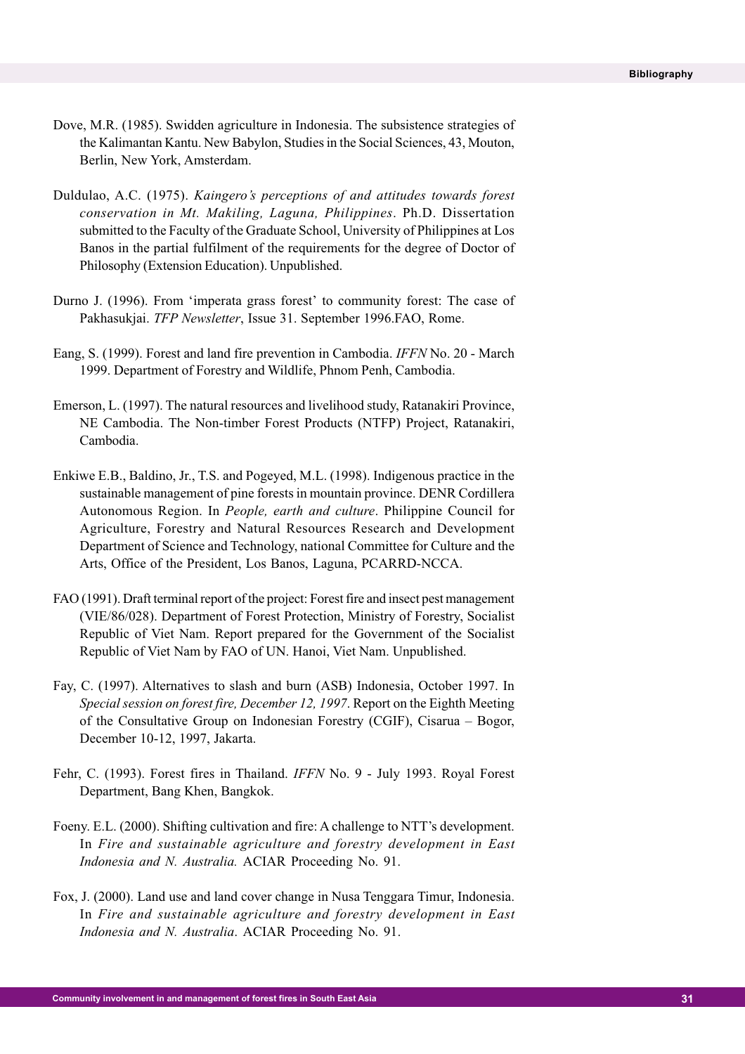Dove, M.R. (1985). Swidden agriculture in Indonesia. The subsistence strategies of the Kalimantan Kantu. New Babylon, Studies in the Social Sciences, 43, Mouton, Berlin, New York, Amsterdam.

Duldulao, A.C. (1975). *Kaingero's perceptions of and attitudes towards forest conservation in Mt. Makiling, Laguna, Philippines*. Ph.D. Dissertation submitted to the Faculty of the Graduate School, University of Philippines at Los Banos in the partial fulfilment of the requirements for the degree of Doctor of Philosophy (Extension Education). Unpublished.

Durno J. (1996). From 'imperata grass forest' to community forest: The case of Pakhasukjai. *TFP Newsletter*, Issue 31. September 1996.FAO, Rome.

Eang, S. (1999). Forest and land fire prevention in Cambodia. *IFFN* No. 20 - March 1999. Department of Forestry and Wildlife, Phnom Penh, Cambodia.

Emerson, L. (1997). The natural resources and livelihood study, Ratanakiri Province, NE Cambodia. The Non-timber Forest Products (NTFP) Project, Ratanakiri, Cambodia.

Enkiwe E.B., Baldino, Jr., T.S. and Pogeyed, M.L. (1998). Indigenous practice in the sustainable management of pine forests in mountain province. DENR Cordillera Autonomous Region. In *People, earth and culture*. Philippine Council for Agriculture, Forestry and Natural Resources Research and Development Department of Science and Technology, national Committee for Culture and the Arts, Office of the President, Los Banos, Laguna, PCARRD-NCCA.

FAO (1991). Draft terminal report of the project: Forest fire and insect pest management (VIE/86/028). Department of Forest Protection, Ministry of Forestry, Socialist Republic of Viet Nam. Report prepared for the Government of the Socialist Republic of Viet Nam by FAO of UN. Hanoi, Viet Nam. Unpublished.

Fay, C. (1997). Alternatives to slash and burn (ASB) Indonesia, October 1997. In *Special session on forest fire, December 12, 1997*. Report on the Eighth Meeting of the Consultative Group on Indonesian Forestry (CGIF), Cisarua – Bogor, December 10-12, 1997, Jakarta.

Fehr, C. (1993). Forest fires in Thailand. *IFFN* No. 9 - July 1993. Royal Forest Department, Bang Khen, Bangkok.

Foeny. E.L. (2000). Shifting cultivation and fire: A challenge to NTT's development. In *Fire and sustainable agriculture and forestry development in East Indonesia and N. Australia.* ACIAR Proceeding No. 91.

Fox, J. (2000). Land use and land cover change in Nusa Tenggara Timur, Indonesia. In *Fire and sustainable agriculture and forestry development in East Indonesia and N. Australia*. ACIAR Proceeding No. 91.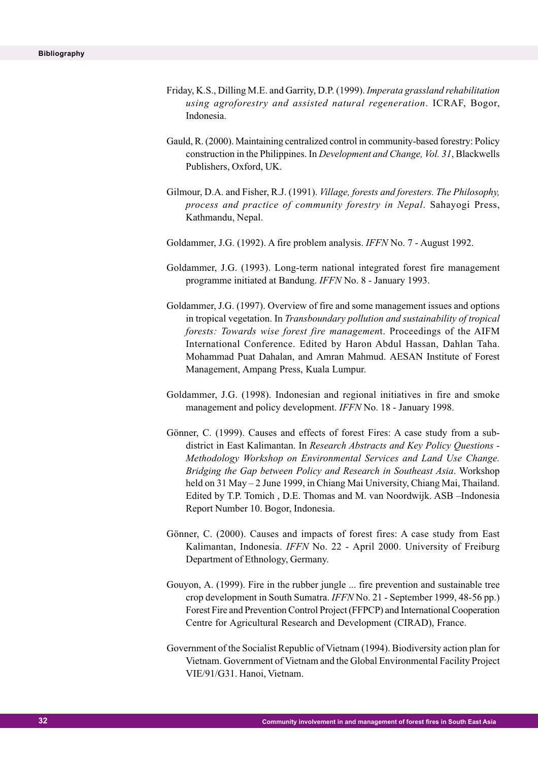Friday, K.S., Dilling M.E. and Garrity, D.P. (1999). *Imperata grassland rehabilitation using agroforestry and assisted natural regeneration*. ICRAF, Bogor, Indonesia.

Gauld, R. (2000). Maintaining centralized control in community-based forestry: Policy construction in the Philippines. In *Development and Change, Vol. 31*, Blackwells Publishers, Oxford, UK.

Gilmour, D.A. and Fisher, R.J. (1991). *Village, forests and foresters. The Philosophy, process and practice of community forestry in Nepal*. Sahayogi Press, Kathmandu, Nepal.

Goldammer, J.G. (1992). A fire problem analysis. *IFFN* No. 7 - August 1992.

Goldammer, J.G. (1993). Long-term national integrated forest fire management programme initiated at Bandung. *IFFN* No. 8 - January 1993.

Goldammer, J.G. (1997). Overview of fire and some management issues and options in tropical vegetation. In *Transboundary pollution and sustainability of tropical forests: Towards wise forest fire managemen*t. Proceedings of the AIFM International Conference. Edited by Haron Abdul Hassan, Dahlan Taha. Mohammad Puat Dahalan, and Amran Mahmud. AESAN Institute of Forest Management, Ampang Press, Kuala Lumpur.

Goldammer, J.G. (1998). Indonesian and regional initiatives in fire and smoke management and policy development. *IFFN* No. 18 - January 1998.

Gönner, C. (1999). Causes and effects of forest Fires: A case study from a sub-district in East Kalimantan. In *Research Abstracts and Key Policy Questions - Methodology Workshop on Environmental Services and Land Use Change. Bridging the Gap between Policy and Research in Southeast Asia*. Workshop held on 31 May – 2 June 1999, in Chiang Mai University, Chiang Mai, Thailand. Edited by T.P. Tomich , D.E. Thomas and M. van Noordwijk. ASB –Indonesia Report Number 10. Bogor, Indonesia.

Gönner, C. (2000). Causes and impacts of forest fires: A case study from East Kalimantan, Indonesia. *IFFN* No. 22 - April 2000. University of Freiburg Department of Ethnology, Germany.

Gouyon, A. (1999). Fire in the rubber jungle ... fire prevention and sustainable tree crop development in South Sumatra. *IFFN* No. 21 - September 1999, 48-56 pp.) Forest Fire and Prevention Control Project (FFPCP) and International Cooperation Centre for Agricultural Research and Development (CIRAD), France.

Government of the Socialist Republic of Vietnam (1994). Biodiversity action plan for Vietnam. Government of Vietnam and the Global Environmental Facility Project VIE/91/G31. Hanoi, Vietnam.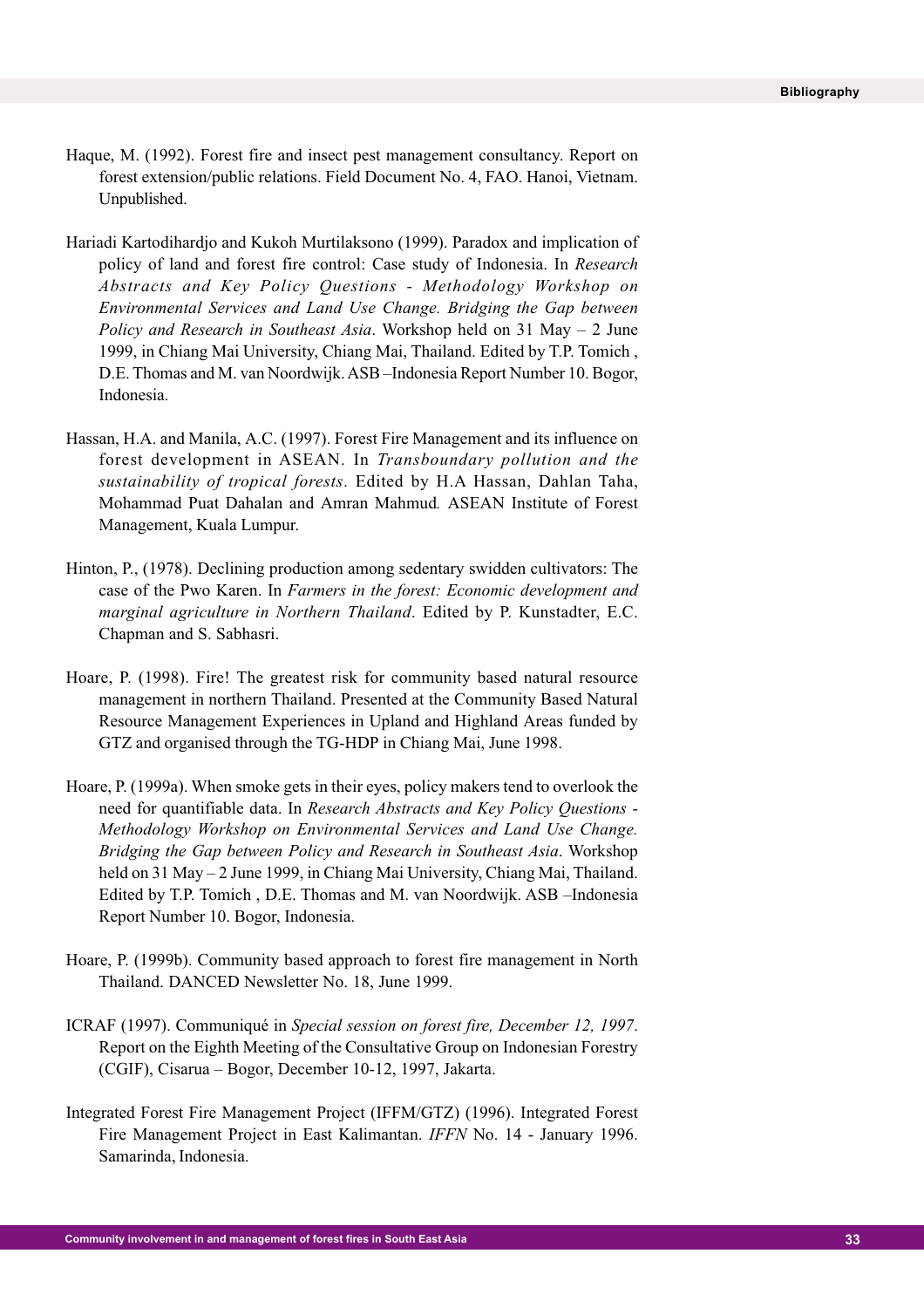Haque, M. (1992). Forest fire and insect pest management consultancy. Report on forest extension/public relations. Field Document No. 4, FAO. Hanoi, Vietnam. Unpublished.

Hariadi Kartodihardjo and Kukoh Murtilaksono (1999). Paradox and implication of policy of land and forest fire control: Case study of Indonesia. In *Research Abstracts and Key Policy Questions - Methodology Workshop on Environmental Services and Land Use Change. Bridging the Gap between Policy and Research in Southeast Asia*. Workshop held on 31 May – 2 June 1999, in Chiang Mai University, Chiang Mai, Thailand. Edited by T.P. Tomich , D.E. Thomas and M. van Noordwijk. ASB –Indonesia Report Number 10. Bogor, Indonesia.

Hassan, H.A. and Manila, A.C. (1997). Forest Fire Management and its influence on forest development in ASEAN. In *Transboundary pollution and the sustainability of tropical forests*. Edited by H.A Hassan, Dahlan Taha, Mohammad Puat Dahalan and Amran Mahmud. ASEAN Institute of Forest Management, Kuala Lumpur.

Hinton, P., (1978). Declining production among sedentary swidden cultivators: The case of the Pwo Karen. In *Farmers in the forest: Economic development and marginal agriculture in Northern Thailand*. Edited by P. Kunstadter, E.C. Chapman and S. Sabhasri.

Hoare, P. (1998). Fire! The greatest risk for community based natural resource management in northern Thailand. Presented at the Community Based Natural Resource Management Experiences in Upland and Highland Areas funded by GTZ and organised through the TG-HDP in Chiang Mai, June 1998.

Hoare, P. (1999a). When smoke gets in their eyes, policy makers tend to overlook the need for quantifiable data. In *Research Abstracts and Key Policy Questions - Methodology Workshop on Environmental Services and Land Use Change. Bridging the Gap between Policy and Research in Southeast Asia*. Workshop held on 31 May – 2 June 1999, in Chiang Mai University, Chiang Mai, Thailand. Edited by T.P. Tomich , D.E. Thomas and M. van Noordwijk. ASB –Indonesia Report Number 10. Bogor, Indonesia.

Hoare, P. (1999b). Community based approach to forest fire management in North Thailand. DANCED Newsletter No. 18, June 1999.

ICRAF (1997). Communiqué in *Special session on forest fire, December 12, 1997*. Report on the Eighth Meeting of the Consultative Group on Indonesian Forestry (CGIF), Cisarua – Bogor, December 10-12, 1997, Jakarta.

Integrated Forest Fire Management Project (IFFM/GTZ) (1996). Integrated Forest Fire Management Project in East Kalimantan. *IFFN* No. 14 - January 1996. Samarinda, Indonesia.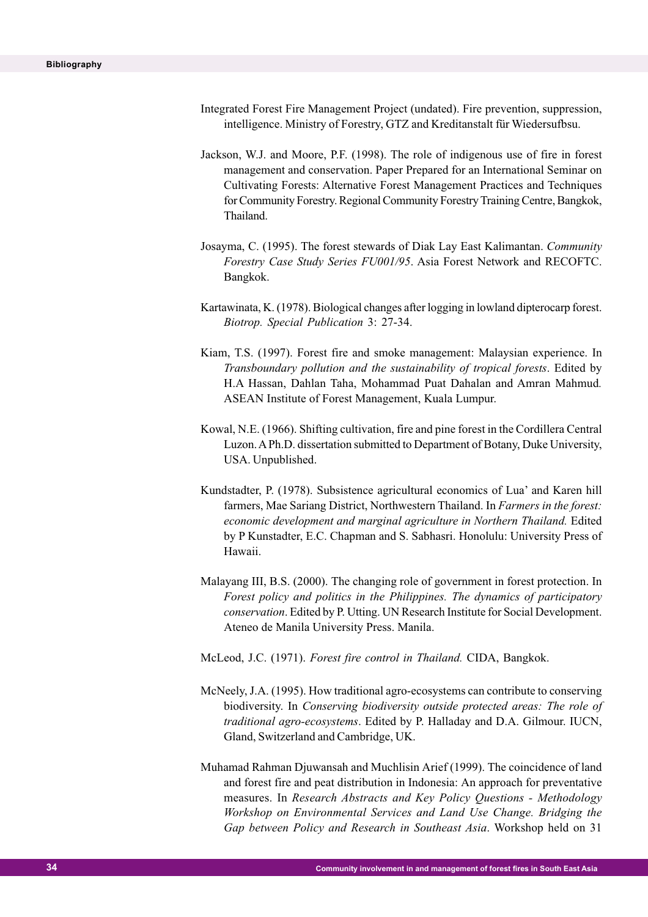Integrated Forest Fire Management Project (undated). Fire prevention, suppression, intelligence. Ministry of Forestry, GTZ and Kreditanstalt für Wiedersufbsu.

Jackson, W.J. and Moore, P.F. (1998). The role of indigenous use of fire in forest management and conservation. Paper Prepared for an International Seminar on Cultivating Forests: Alternative Forest Management Practices and Techniques for Community Forestry. Regional Community Forestry Training Centre, Bangkok, Thailand.

Josayma, C. (1995). The forest stewards of Diak Lay East Kalimantan. *Community Forestry Case Study Series FU001/95*. Asia Forest Network and RECOFTC. Bangkok.

Kartawinata, K. (1978). Biological changes after logging in lowland dipterocarp forest. *Biotrop. Special Publication* 3: 27-34.

Kiam, T.S. (1997). Forest fire and smoke management: Malaysian experience. In *Transboundary pollution and the sustainability of tropical forests*. Edited by H.A Hassan, Dahlan Taha, Mohammad Puat Dahalan and Amran Mahmud. ASEAN Institute of Forest Management, Kuala Lumpur.

Kowal, N.E. (1966). Shifting cultivation, fire and pine forest in the Cordillera Central Luzon. A Ph.D. dissertation submitted to Department of Botany, Duke University, USA. Unpublished.

Kundstadter, P. (1978). Subsistence agricultural economics of Lua' and Karen hill farmers, Mae Sariang District, Northwestern Thailand. In *Farmers in the forest: economic development and marginal agriculture in Northern Thailand.* Edited by P Kunstadter, E.C. Chapman and S. Sabhasri. Honolulu: University Press of Hawaii.

Malayang III, B.S. (2000). The changing role of government in forest protection. In *Forest policy and politics in the Philippines. The dynamics of participatory conservation*. Edited by P. Utting. UN Research Institute for Social Development. Ateneo de Manila University Press. Manila.

McLeod, J.C. (1971). *Forest fire control in Thailand.* CIDA, Bangkok.

McNeely, J.A. (1995). How traditional agro-ecosystems can contribute to conserving biodiversity. In *Conserving biodiversity outside protected areas: The role of traditional agro-ecosystems*. Edited by P. Halladay and D.A. Gilmour. IUCN, Gland, Switzerland and Cambridge, UK.

Muhamad Rahman Djuwansah and Muchlisin Arief (1999). The coincidence of land and forest fire and peat distribution in Indonesia: An approach for preventative measures. In *Research Abstracts and Key Policy Questions - Methodology Workshop on Environmental Services and Land Use Change. Bridging the Gap between Policy and Research in Southeast Asia*. Workshop held on 31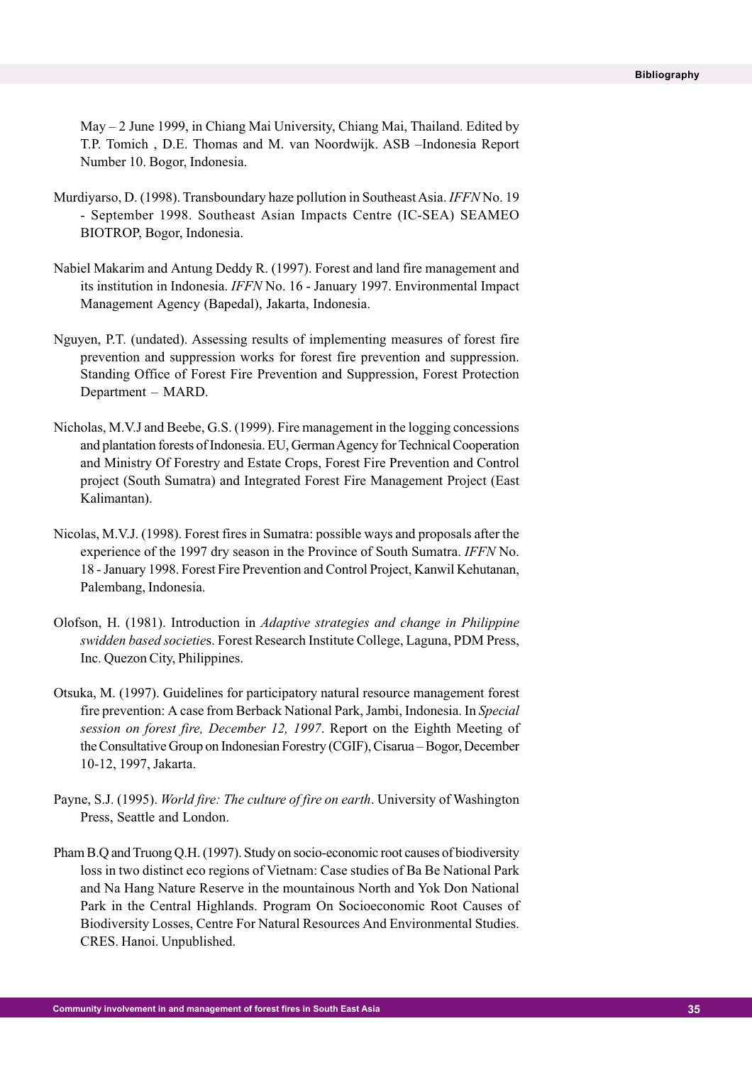May – 2 June 1999, in Chiang Mai University, Chiang Mai, Thailand. Edited by T.P. Tomich , D.E. Thomas and M. van Noordwijk. ASB –Indonesia Report Number 10. Bogor, Indonesia.

Murdiyarso, D. (1998). Transboundary haze pollution in Southeast Asia. *IFFN* No. 19 - September 1998. Southeast Asian Impacts Centre (IC-SEA) SEAMEO BIOTROP, Bogor, Indonesia.

Nabiel Makarim and Antung Deddy R. (1997). Forest and land fire management and its institution in Indonesia. *IFFN* No. 16 - January 1997. Environmental Impact Management Agency (Bapedal), Jakarta, Indonesia.

Nguyen, P.T. (undated). Assessing results of implementing measures of forest fire prevention and suppression works for forest fire prevention and suppression. Standing Office of Forest Fire Prevention and Suppression, Forest Protection Department – MARD.

Nicholas, M.V.J and Beebe, G.S. (1999). Fire management in the logging concessions and plantation forests of Indonesia. EU, German Agency for Technical Cooperation and Ministry Of Forestry and Estate Crops, Forest Fire Prevention and Control project (South Sumatra) and Integrated Forest Fire Management Project (East Kalimantan).

Nicolas, M.V.J. (1998). Forest fires in Sumatra: possible ways and proposals after the experience of the 1997 dry season in the Province of South Sumatra. *IFFN* No. 18 - January 1998. Forest Fire Prevention and Control Project, Kanwil Kehutanan, Palembang, Indonesia.

Olofson, H. (1981). Introduction in *Adaptive strategies and change in Philippine swidden based societies*. Forest Research Institute College, Laguna, PDM Press, Inc. Quezon City, Philippines.

Otsuka, M. (1997). Guidelines for participatory natural resource management forest fire prevention: A case from Berback National Park, Jambi, Indonesia. In *Special session on forest fire, December 12, 1997*. Report on the Eighth Meeting of the Consultative Group on Indonesian Forestry (CGIF), Cisarua – Bogor, December 10-12, 1997, Jakarta.

Payne, S.J. (1995). *World fire: The culture of fire on earth*. University of Washington Press, Seattle and London.

Pham B.Q and Truong Q.H. (1997). Study on socio-economic root causes of biodiversity loss in two distinct eco regions of Vietnam: Case studies of Ba Be National Park and Na Hang Nature Reserve in the mountainous North and Yok Don National Park in the Central Highlands. Program On Socioeconomic Root Causes of Biodiversity Losses, Centre For Natural Resources And Environmental Studies. CRES. Hanoi. Unpublished.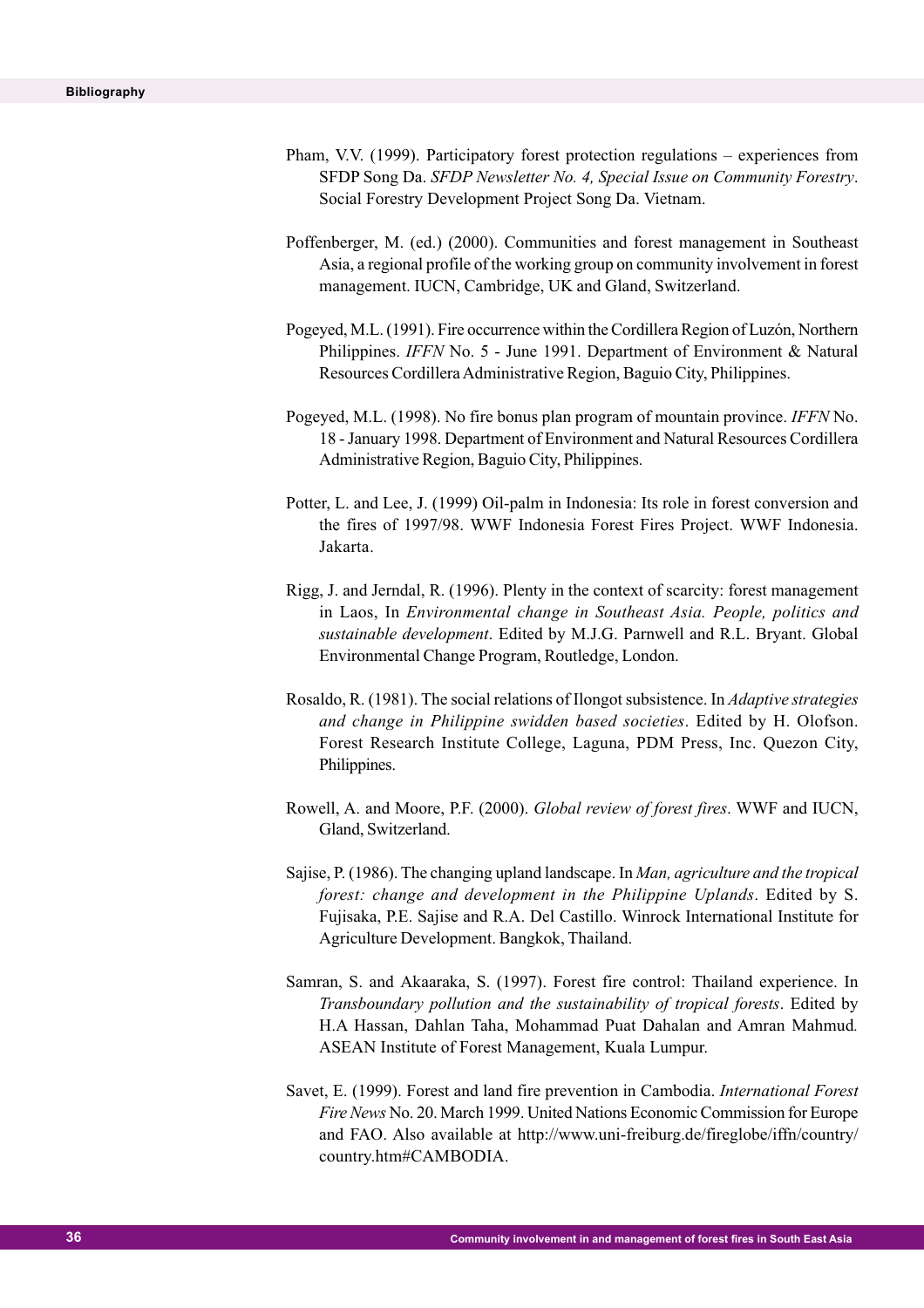Pham, V.V. (1999). Participatory forest protection regulations – experiences from SFDP Song Da. *SFDP Newsletter No. 4, Special Issue on Community Forestry*. Social Forestry Development Project Song Da. Vietnam.

Poffenberger, M. (ed.) (2000). Communities and forest management in Southeast Asia, a regional profile of the working group on community involvement in forest management. IUCN, Cambridge, UK and Gland, Switzerland.

Pogeyed, M.L. (1991). Fire occurrence within the Cordillera Region of Luzón, Northern Philippines. *IFFN* No. 5 - June 1991. Department of Environment & Natural Resources Cordillera Administrative Region, Baguio City, Philippines.

Pogeyed, M.L. (1998). No fire bonus plan program of mountain province. *IFFN* No. 18 - January 1998. Department of Environment and Natural Resources Cordillera Administrative Region, Baguio City, Philippines.

Potter, L. and Lee, J. (1999) Oil-palm in Indonesia: Its role in forest conversion and the fires of 1997/98. WWF Indonesia Forest Fires Project. WWF Indonesia. Jakarta.

Rigg, J. and Jerndal, R. (1996). Plenty in the context of scarcity: forest management in Laos, In *Environmental change in Southeast Asia. People, politics and sustainable development*. Edited by M.J.G. Parnwell and R.L. Bryant. Global Environmental Change Program, Routledge, London.

Rosaldo, R. (1981). The social relations of Ilongot subsistence. In *Adaptive strategies and change in Philippine swidden based societies*. Edited by H. Olofson. Forest Research Institute College, Laguna, PDM Press, Inc. Quezon City, Philippines.

Rowell, A. and Moore, P.F. (2000). *Global review of forest fires*. WWF and IUCN, Gland, Switzerland.

Sajise, P. (1986). The changing upland landscape. In *Man, agriculture and the tropical forest: change and development in the Philippine Uplands*. Edited by S. Fujisaka, P.E. Sajise and R.A. Del Castillo. Winrock International Institute for Agriculture Development. Bangkok, Thailand.

Samran, S. and Akaaraka, S. (1997). Forest fire control: Thailand experience. In *Transboundary pollution and the sustainability of tropical forests*. Edited by H.A Hassan, Dahlan Taha, Mohammad Puat Dahalan and Amran Mahmud. ASEAN Institute of Forest Management, Kuala Lumpur.

Savet, E. (1999). Forest and land fire prevention in Cambodia. *International Forest Fire News* No. 20. March 1999. United Nations Economic Commission for Europe and FAO. Also available at http://www.uni-freiburg.de/fireglobe/iffn/country/country.htm#CAMBODIA.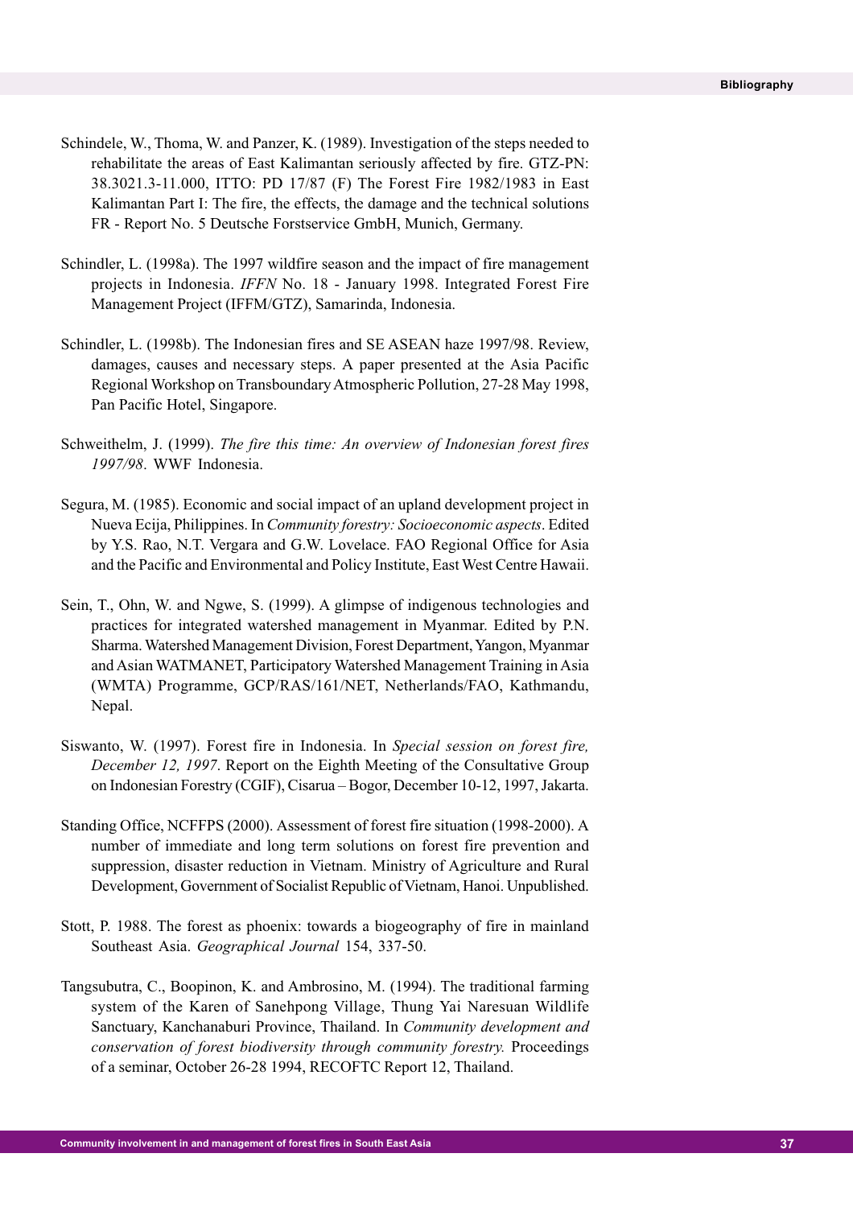Schindele, W., Thoma, W. and Panzer, K. (1989). Investigation of the steps needed to rehabilitate the areas of East Kalimantan seriously affected by fire. GTZ-PN: 38.3021.3-11.000, ITTO: PD 17/87 (F) The Forest Fire 1982/1983 in East Kalimantan Part I: The fire, the effects, the damage and the technical solutions FR - Report No. 5 Deutsche Forstservice GmbH, Munich, Germany.

Schindler, L. (1998a). The 1997 wildfire season and the impact of fire management projects in Indonesia. *IFFN* No. 18 - January 1998. Integrated Forest Fire Management Project (IFFM/GTZ), Samarinda, Indonesia.

Schindler, L. (1998b). The Indonesian fires and SE ASEAN haze 1997/98. Review, damages, causes and necessary steps. A paper presented at the Asia Pacific Regional Workshop on Transboundary Atmospheric Pollution, 27-28 May 1998, Pan Pacific Hotel, Singapore.

Schweithelm, J. (1999). *The fire this time: An overview of Indonesian forest fires 1997/98*. WWF Indonesia.

Segura, M. (1985). Economic and social impact of an upland development project in Nueva Ecija, Philippines. In *Community forestry: Socioeconomic aspects*. Edited by Y.S. Rao, N.T. Vergara and G.W. Lovelace. FAO Regional Office for Asia and the Pacific and Environmental and Policy Institute, East West Centre Hawaii.

Sein, T., Ohn, W. and Ngwe, S. (1999). A glimpse of indigenous technologies and practices for integrated watershed management in Myanmar. Edited by P.N. Sharma. Watershed Management Division, Forest Department, Yangon, Myanmar and Asian WATMANET, Participatory Watershed Management Training in Asia (WMTA) Programme, GCP/RAS/161/NET, Netherlands/FAO, Kathmandu, Nepal.

Siswanto, W. (1997). Forest fire in Indonesia. In *Special session on forest fire, December 12, 1997*. Report on the Eighth Meeting of the Consultative Group on Indonesian Forestry (CGIF), Cisarua – Bogor, December 10-12, 1997, Jakarta.

Standing Office, NCFFPS (2000). Assessment of forest fire situation (1998-2000). A number of immediate and long term solutions on forest fire prevention and suppression, disaster reduction in Vietnam. Ministry of Agriculture and Rural Development, Government of Socialist Republic of Vietnam, Hanoi. Unpublished.

Stott, P. 1988. The forest as phoenix: towards a biogeography of fire in mainland Southeast Asia. *Geographical Journal* 154, 337-50.

Tangsubutra, C., Boopinon, K. and Ambrosino, M. (1994). The traditional farming system of the Karen of Sanehpong Village, Thung Yai Naresuan Wildlife Sanctuary, Kanchanaburi Province, Thailand. In *Community development and conservation of forest biodiversity through community forestry.* Proceedings of a seminar, October 26-28 1994, RECOFTC Report 12, Thailand.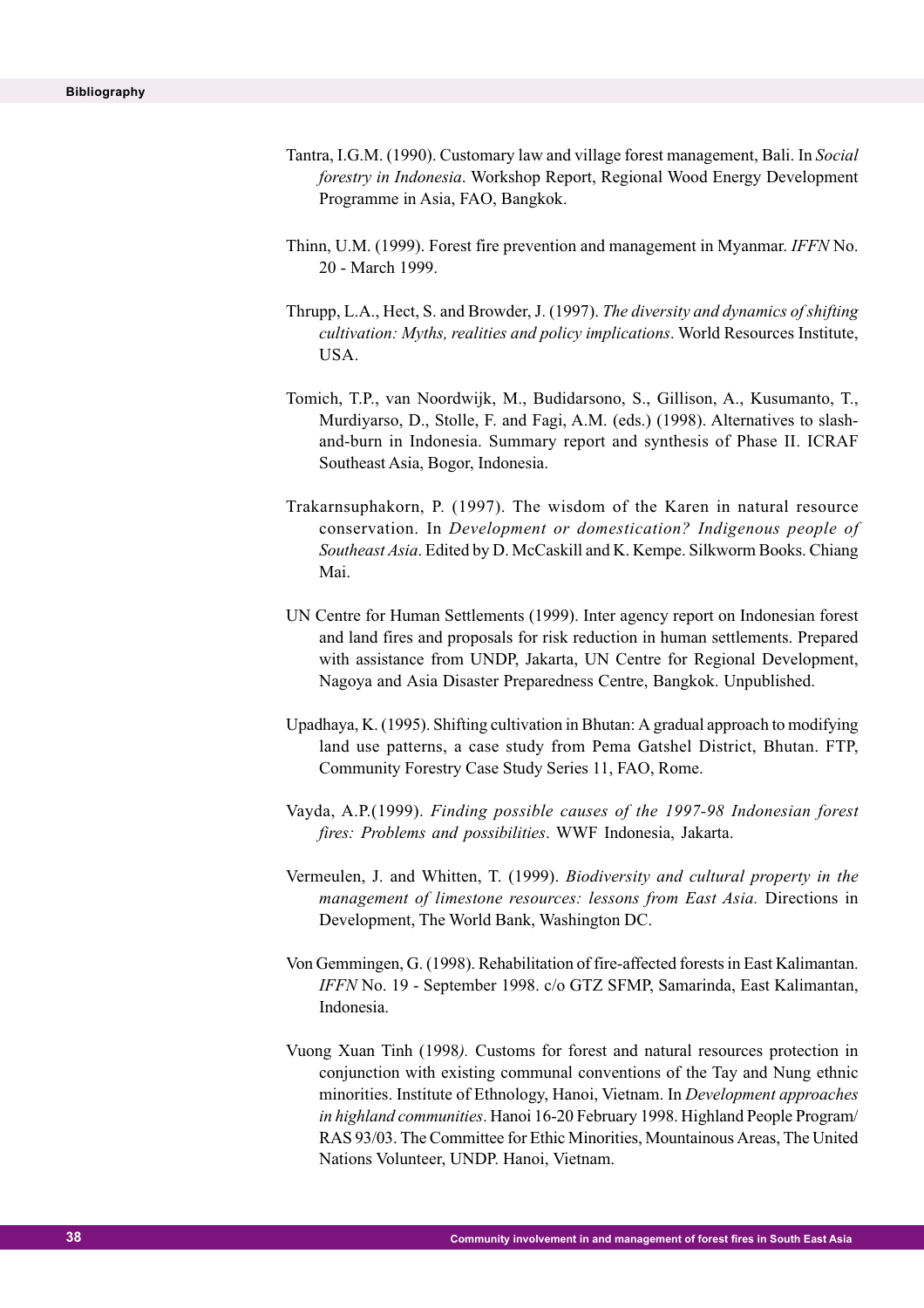Tantra, I.G.M. (1990). Customary law and village forest management, Bali. In *Social forestry in Indonesia*. Workshop Report, Regional Wood Energy Development Programme in Asia, FAO, Bangkok.

Thinn, U.M. (1999). Forest fire prevention and management in Myanmar. *IFFN* No. 20 - March 1999.

Thrupp, L.A., Hect, S. and Browder, J. (1997). *The diversity and dynamics of shifting cultivation: Myths, realities and policy implications*. World Resources Institute, USA.

Tomich, T.P., van Noordwijk, M., Budidarsono, S., Gillison, A., Kusumanto, T., Murdiyarso, D., Stolle, F. and Fagi, A.M. (eds.) (1998). Alternatives to slash-and-burn in Indonesia. Summary report and synthesis of Phase II. ICRAF Southeast Asia, Bogor, Indonesia.

Trakarnsuphakorn, P. (1997). The wisdom of the Karen in natural resource conservation. In *Development or domestication? Indigenous people of Southeast Asia*. Edited by D. McCaskill and K. Kempe. Silkworm Books. Chiang Mai.

UN Centre for Human Settlements (1999). Inter agency report on Indonesian forest and land fires and proposals for risk reduction in human settlements. Prepared with assistance from UNDP, Jakarta, UN Centre for Regional Development, Nagoya and Asia Disaster Preparedness Centre, Bangkok. Unpublished.

Upadhaya, K. (1995). Shifting cultivation in Bhutan: A gradual approach to modifying land use patterns, a case study from Pema Gatshel District, Bhutan. FTP, Community Forestry Case Study Series 11, FAO, Rome.

Vayda, A.P.(1999). *Finding possible causes of the 1997-98 Indonesian forest fires: Problems and possibilities*. WWF Indonesia, Jakarta.

Vermeulen, J. and Whitten, T. (1999). *Biodiversity and cultural property in the management of limestone resources: lessons from East Asia.* Directions in Development, The World Bank, Washington DC.

Von Gemmingen, G. (1998). Rehabilitation of fire-affected forests in East Kalimantan. *IFFN* No. 19 - September 1998. c/o GTZ SFMP, Samarinda, East Kalimantan, Indonesia.

Vuong Xuan Tinh (1998). Customs for forest and natural resources protection in conjunction with existing communal conventions of the Tay and Nung ethnic minorities. Institute of Ethnology, Hanoi, Vietnam. In *Development approaches in highland communities*. Hanoi 16-20 February 1998. Highland People Program/ RAS 93/03. The Committee for Ethic Minorities, Mountainous Areas, The United Nations Volunteer, UNDP. Hanoi, Vietnam.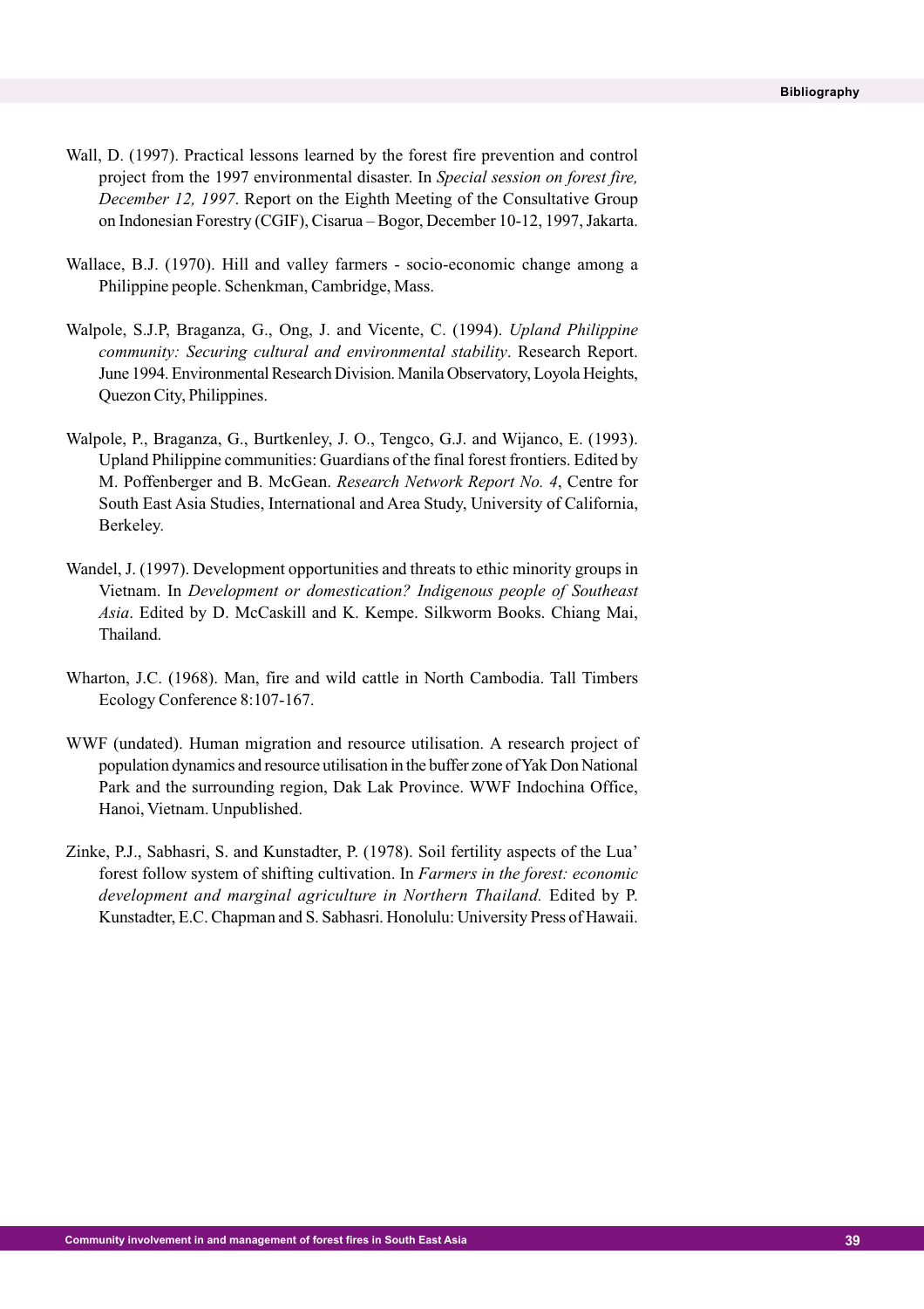Wall, D. (1997). Practical lessons learned by the forest fire prevention and control project from the 1997 environmental disaster. In *Special session on forest fire, December 12, 1997*. Report on the Eighth Meeting of the Consultative Group on Indonesian Forestry (CGIF), Cisarua – Bogor, December 10-12, 1997, Jakarta.

Wallace, B.J. (1970). Hill and valley farmers - socio-economic change among a Philippine people. Schenkman, Cambridge, Mass.

Walpole, S.J.P, Braganza, G., Ong, J. and Vicente, C. (1994). *Upland Philippine community: Securing cultural and environmental stability*. Research Report. June 1994. Environmental Research Division. Manila Observatory, Loyola Heights, Quezon City, Philippines.

Walpole, P., Braganza, G., Burtkenley, J. O., Tengco, G.J. and Wijanco, E. (1993). Upland Philippine communities: Guardians of the final forest frontiers. Edited by M. Poffenberger and B. McGean. *Research Network Report No. 4*, Centre for South East Asia Studies, International and Area Study, University of California, Berkeley.

Wandel, J. (1997). Development opportunities and threats to ethic minority groups in Vietnam. In *Development or domestication? Indigenous people of Southeast Asia*. Edited by D. McCaskill and K. Kempe. Silkworm Books. Chiang Mai, Thailand.

Wharton, J.C. (1968). Man, fire and wild cattle in North Cambodia. Tall Timbers Ecology Conference 8:107-167.

WWF (undated). Human migration and resource utilisation. A research project of population dynamics and resource utilisation in the buffer zone of Yak Don National Park and the surrounding region, Dak Lak Province. WWF Indochina Office, Hanoi, Vietnam. Unpublished.

Zinke, P.J., Sabhasri, S. and Kunstadter, P. (1978). Soil fertility aspects of the Lua' forest follow system of shifting cultivation. In *Farmers in the forest: economic development and marginal agriculture in Northern Thailand.* Edited by P. Kunstadter, E.C. Chapman and S. Sabhasri. Honolulu: University Press of Hawaii.